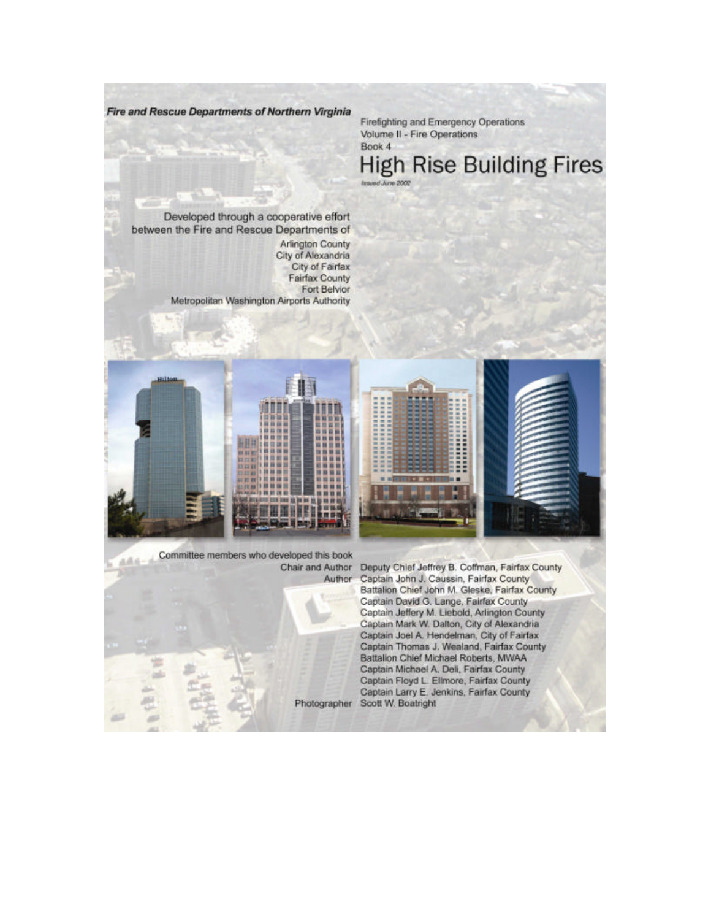***Fire and Rescue Departments of Northern Virginia***

Firefighting and Emergency Operations
Volume II - Fire Operations
Book 4

# High Rise Building Fires

*Issued June 2002*

Developed through a cooperative effort between the Fire and Rescue Departments of

Arlington County
City of Alexandria
City of Fairfax
Fairfax County
Fort Belvior
Metropolitan Washington Airports Authority

Committee members who developed this book

| | |
|---|---|
| Chair and Author | Deputy Chief Jeffrey B. Coffman, Fairfax County |
| Author | Captain John J. Caussin, Fairfax County |
| | Battalion Chief John M. Gleske, Fairfax County |
| | Captain David G. Lange, Fairfax County |
| | Captain Jeffery M. Liebold, Arlington County |
| | Captain Mark W. Dalton, City of Alexandria |
| | Captain Joel A. Hendelman, City of Fairfax |
| | Captain Thomas J. Wealand, Fairfax County |
| | Battalion Chief Michael Roberts, MWAA |
| | Captain Michael A. Deli, Fairfax County |
| | Captain Floyd L. Ellmore, Fairfax County |
| | Captain Larry E. Jenkins, Fairfax County |
| Photographer | Scott W. Boatright |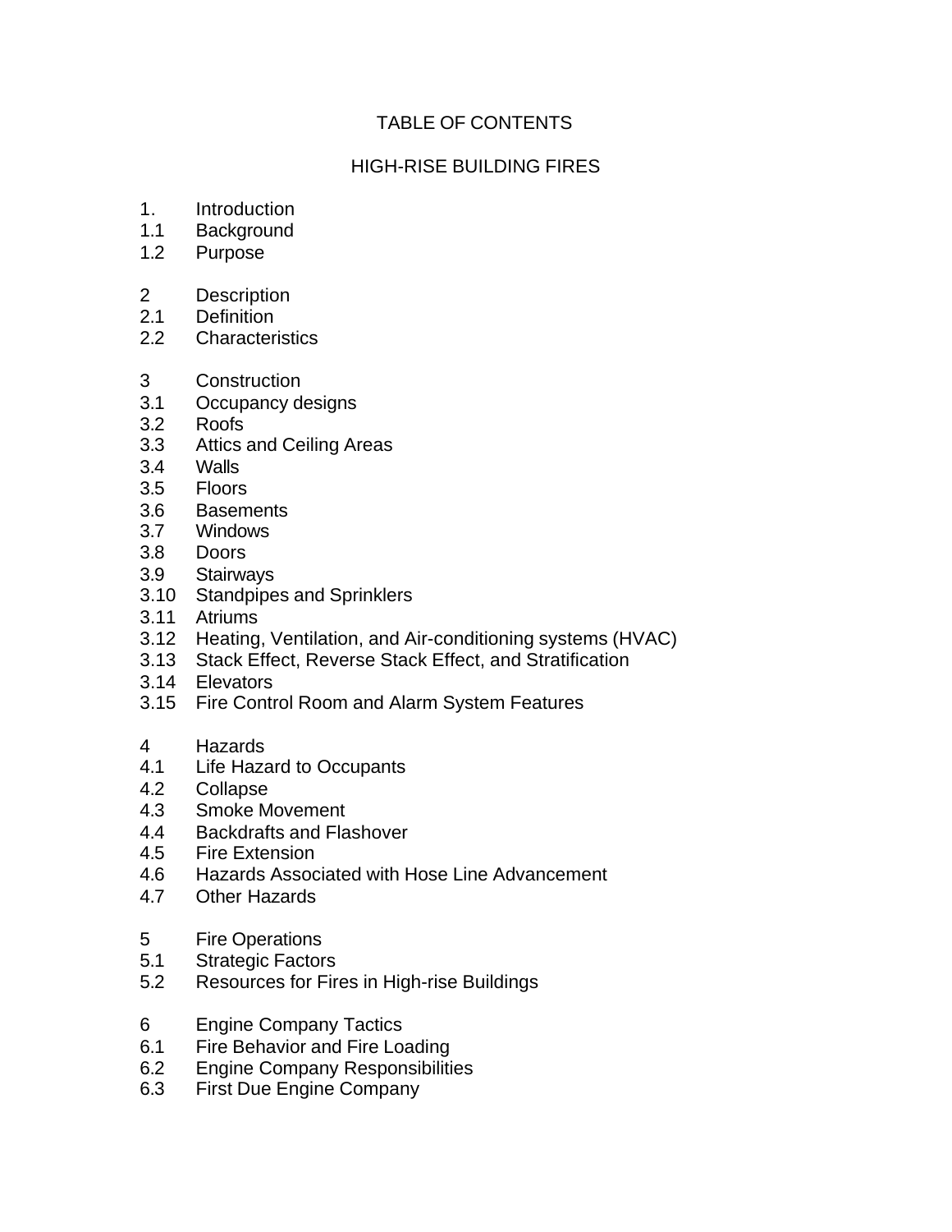# TABLE OF CONTENTS

## HIGH-RISE BUILDING FIRES

1. Introduction
1.1 Background
1.2 Purpose

2 Description
2.1 Definition
2.2 Characteristics

3 Construction
3.1 Occupancy designs
3.2 Roofs
3.3 Attics and Ceiling Areas
3.4 Walls
3.5 Floors
3.6 Basements
3.7 Windows
3.8 Doors
3.9 Stairways
3.10 Standpipes and Sprinklers
3.11 Atriums
3.12 Heating, Ventilation, and Air-conditioning systems (HVAC)
3.13 Stack Effect, Reverse Stack Effect, and Stratification
3.14 Elevators
3.15 Fire Control Room and Alarm System Features

4 Hazards
4.1 Life Hazard to Occupants
4.2 Collapse
4.3 Smoke Movement
4.4 Backdrafts and Flashover
4.5 Fire Extension
4.6 Hazards Associated with Hose Line Advancement
4.7 Other Hazards

5 Fire Operations
5.1 Strategic Factors
5.2 Resources for Fires in High-rise Buildings

6 Engine Company Tactics
6.1 Fire Behavior and Fire Loading
6.2 Engine Company Responsibilities
6.3 First Due Engine Company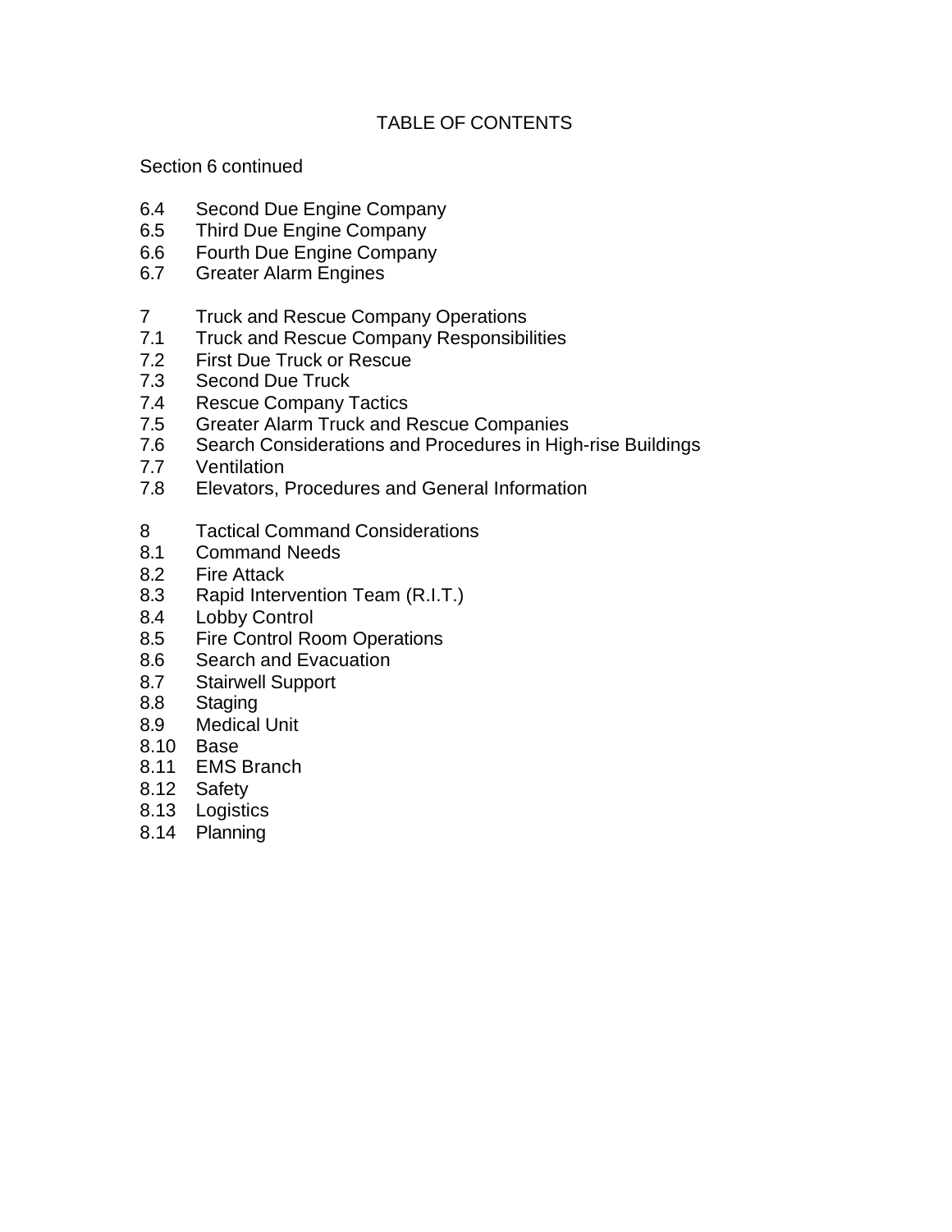# TABLE OF CONTENTS

Section 6 continued

6.4 Second Due Engine Company
6.5 Third Due Engine Company
6.6 Fourth Due Engine Company
6.7 Greater Alarm Engines

7 Truck and Rescue Company Operations
7.1 Truck and Rescue Company Responsibilities
7.2 First Due Truck or Rescue
7.3 Second Due Truck
7.4 Rescue Company Tactics
7.5 Greater Alarm Truck and Rescue Companies
7.6 Search Considerations and Procedures in High-rise Buildings
7.7 Ventilation
7.8 Elevators, Procedures and General Information

8 Tactical Command Considerations
8.1 Command Needs
8.2 Fire Attack
8.3 Rapid Intervention Team (R.I.T.)
8.4 Lobby Control
8.5 Fire Control Room Operations
8.6 Search and Evacuation
8.7 Stairwell Support
8.8 Staging
8.9 Medical Unit
8.10 Base
8.11 EMS Branch
8.12 Safety
8.13 Logistics
8.14 Planning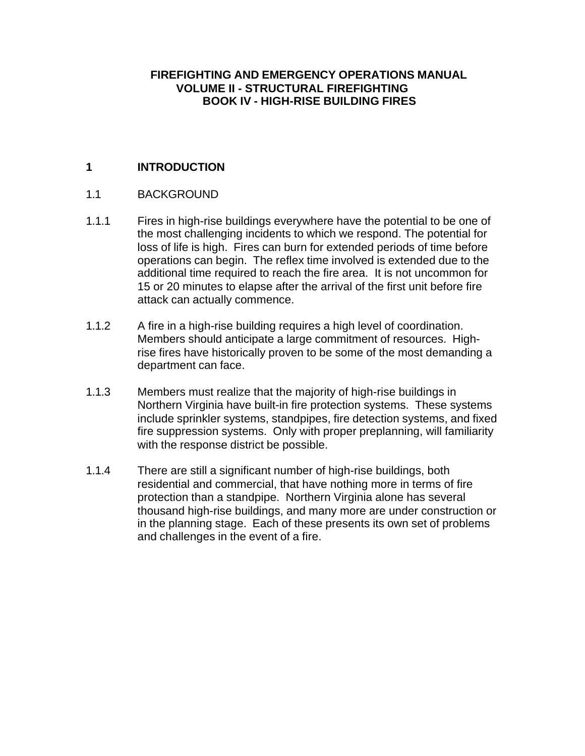# FIREFIGHTING AND EMERGENCY OPERATIONS MANUAL
## VOLUME II - STRUCTURAL FIREFIGHTING
## BOOK IV - HIGH-RISE BUILDING FIRES

## 1 INTRODUCTION

### 1.1 BACKGROUND

1.1.1 Fires in high-rise buildings everywhere have the potential to be one of the most challenging incidents to which we respond. The potential for loss of life is high. Fires can burn for extended periods of time before operations can begin. The reflex time involved is extended due to the additional time required to reach the fire area. It is not uncommon for 15 or 20 minutes to elapse after the arrival of the first unit before fire attack can actually commence.

1.1.2 A fire in a high-rise building requires a high level of coordination. Members should anticipate a large commitment of resources. High-rise fires have historically proven to be some of the most demanding a department can face.

1.1.3 Members must realize that the majority of high-rise buildings in Northern Virginia have built-in fire protection systems. These systems include sprinkler systems, standpipes, fire detection systems, and fixed fire suppression systems. Only with proper preplanning, will familiarity with the response district be possible.

1.1.4 There are still a significant number of high-rise buildings, both residential and commercial, that have nothing more in terms of fire protection than a standpipe. Northern Virginia alone has several thousand high-rise buildings, and many more are under construction or in the planning stage. Each of these presents its own set of problems and challenges in the event of a fire.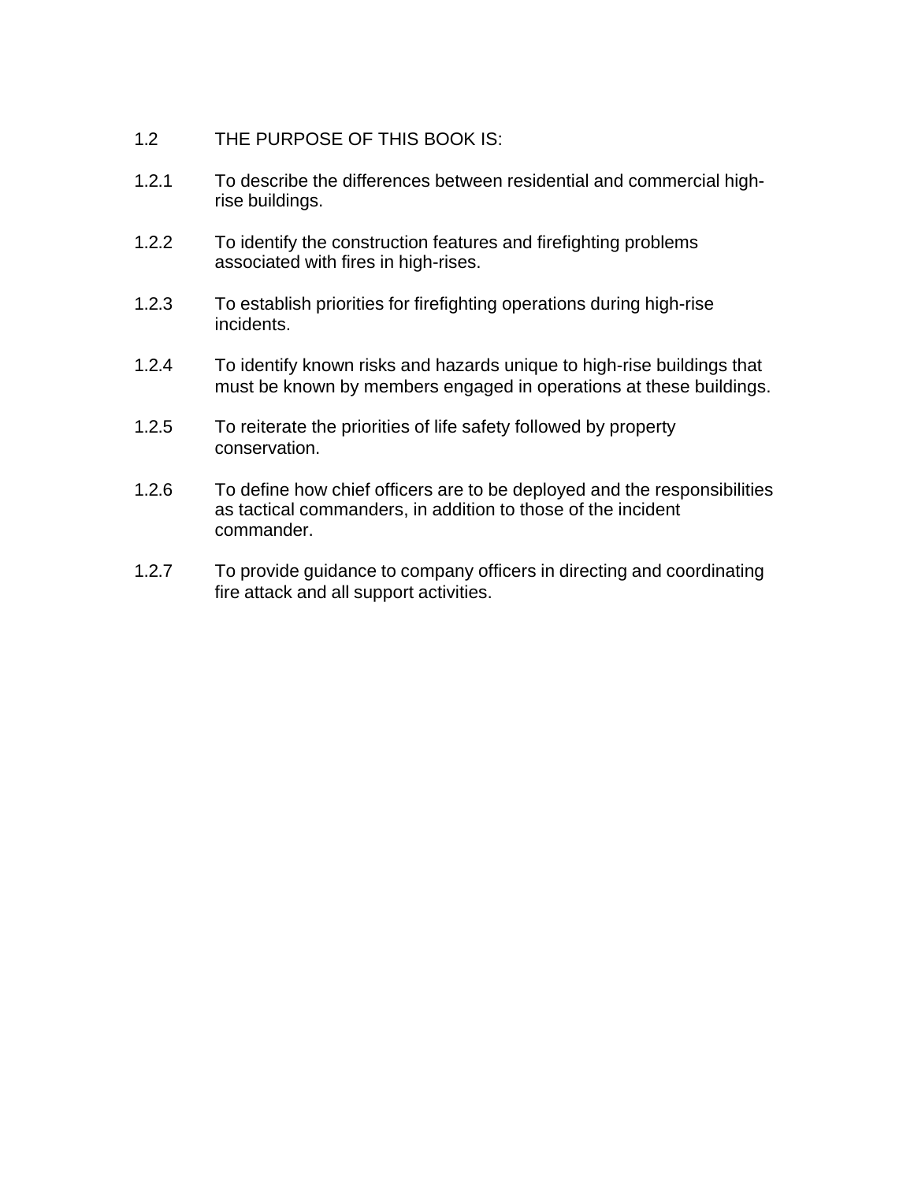## 1.2 THE PURPOSE OF THIS BOOK IS:

1.2.1 To describe the differences between residential and commercial high-rise buildings.

1.2.2 To identify the construction features and firefighting problems associated with fires in high-rises.

1.2.3 To establish priorities for firefighting operations during high-rise incidents.

1.2.4 To identify known risks and hazards unique to high-rise buildings that must be known by members engaged in operations at these buildings.

1.2.5 To reiterate the priorities of life safety followed by property conservation.

1.2.6 To define how chief officers are to be deployed and the responsibilities as tactical commanders, in addition to those of the incident commander.

1.2.7 To provide guidance to company officers in directing and coordinating fire attack and all support activities.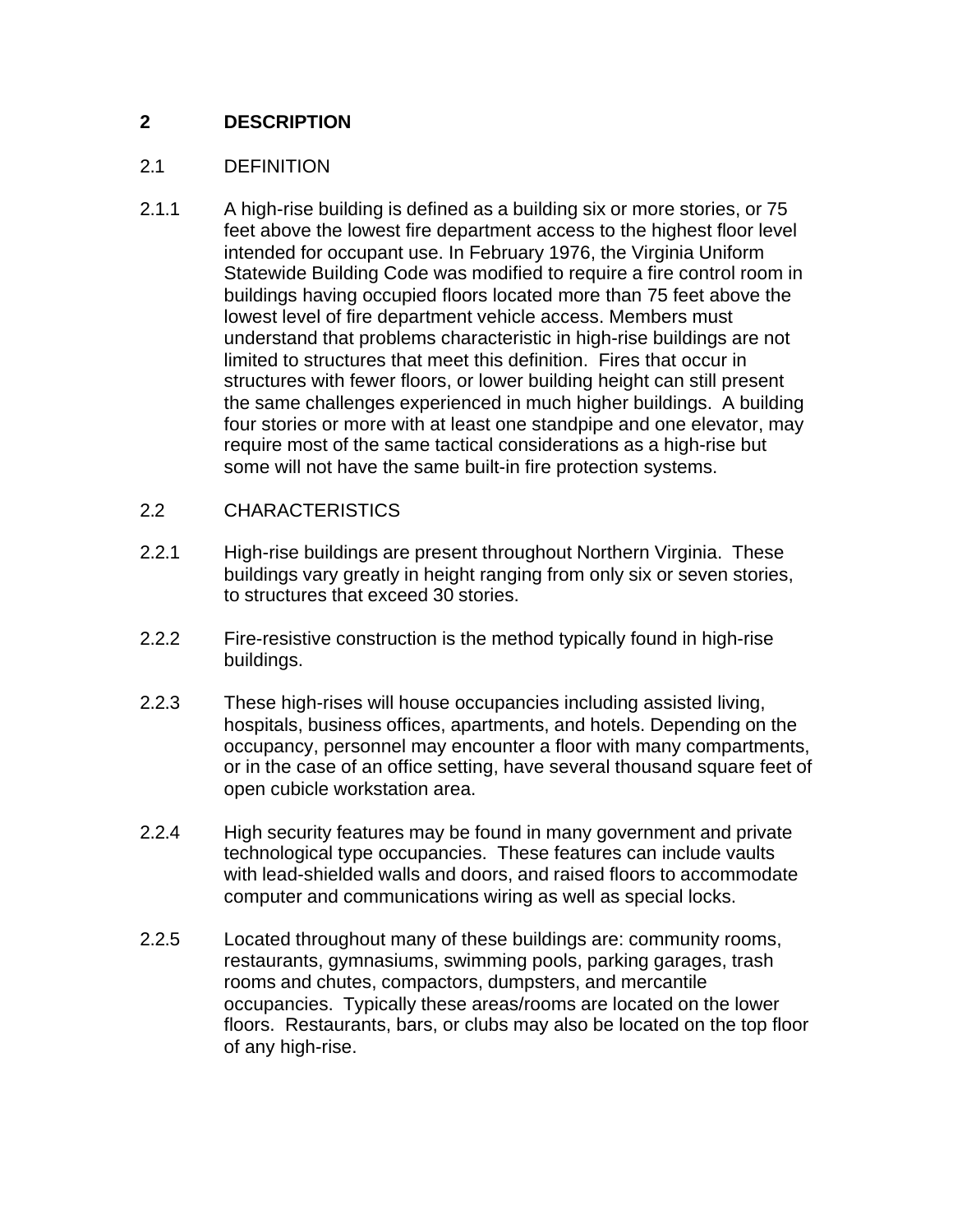# 2 DESCRIPTION

## 2.1 DEFINITION

2.1.1 A high-rise building is defined as a building six or more stories, or 75 feet above the lowest fire department access to the highest floor level intended for occupant use. In February 1976, the Virginia Uniform Statewide Building Code was modified to require a fire control room in buildings having occupied floors located more than 75 feet above the lowest level of fire department vehicle access. Members must understand that problems characteristic in high-rise buildings are not limited to structures that meet this definition. Fires that occur in structures with fewer floors, or lower building height can still present the same challenges experienced in much higher buildings. A building four stories or more with at least one standpipe and one elevator, may require most of the same tactical considerations as a high-rise but some will not have the same built-in fire protection systems.

## 2.2 CHARACTERISTICS

2.2.1 High-rise buildings are present throughout Northern Virginia. These buildings vary greatly in height ranging from only six or seven stories, to structures that exceed 30 stories.

2.2.2 Fire-resistive construction is the method typically found in high-rise buildings.

2.2.3 These high-rises will house occupancies including assisted living, hospitals, business offices, apartments, and hotels. Depending on the occupancy, personnel may encounter a floor with many compartments, or in the case of an office setting, have several thousand square feet of open cubicle workstation area.

2.2.4 High security features may be found in many government and private technological type occupancies. These features can include vaults with lead-shielded walls and doors, and raised floors to accommodate computer and communications wiring as well as special locks.

2.2.5 Located throughout many of these buildings are: community rooms, restaurants, gymnasiums, swimming pools, parking garages, trash rooms and chutes, compactors, dumpsters, and mercantile occupancies. Typically these areas/rooms are located on the lower floors. Restaurants, bars, or clubs may also be located on the top floor of any high-rise.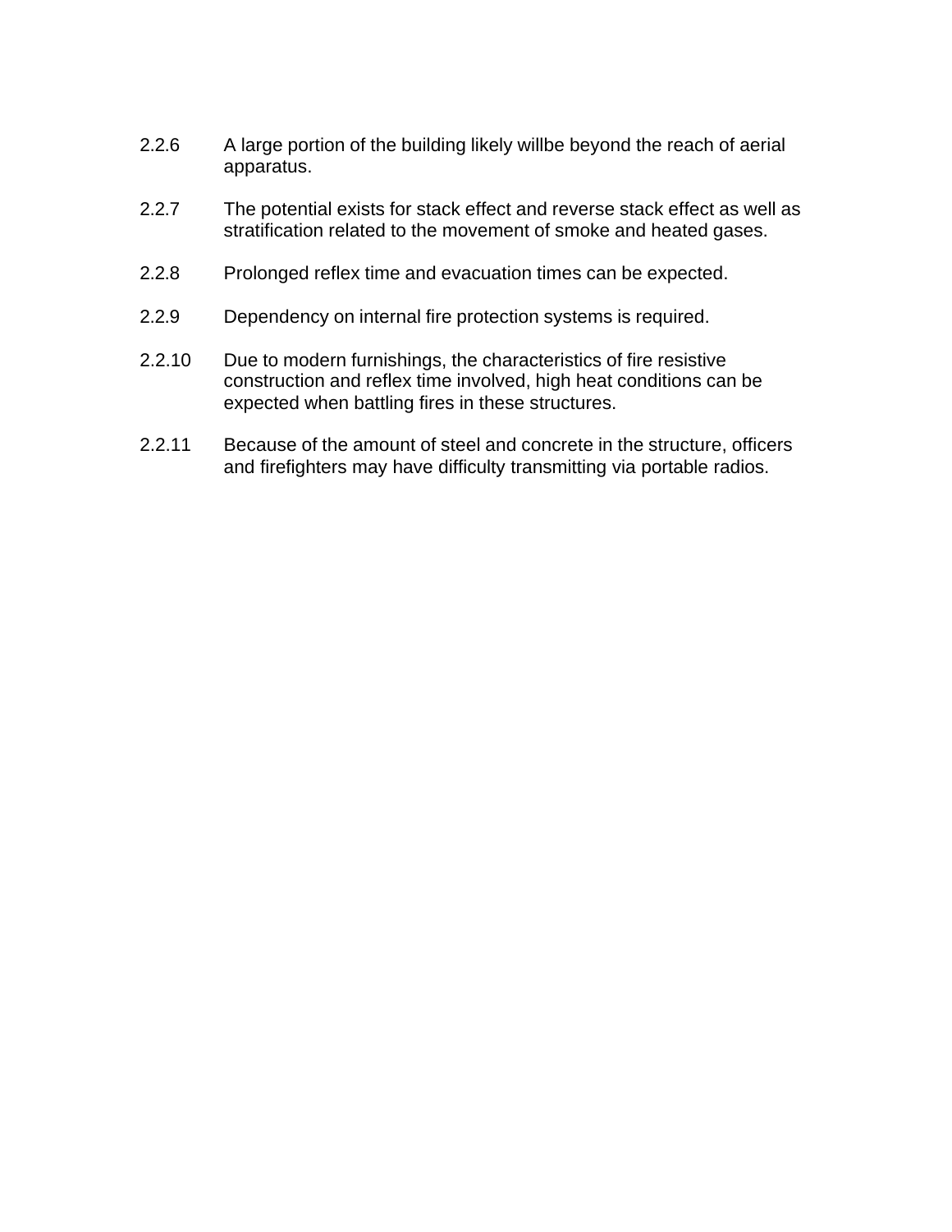2.2.6 A large portion of the building likely willbe beyond the reach of aerial apparatus.

2.2.7 The potential exists for stack effect and reverse stack effect as well as stratification related to the movement of smoke and heated gases.

2.2.8 Prolonged reflex time and evacuation times can be expected.

2.2.9 Dependency on internal fire protection systems is required.

2.2.10 Due to modern furnishings, the characteristics of fire resistive construction and reflex time involved, high heat conditions can be expected when battling fires in these structures.

2.2.11 Because of the amount of steel and concrete in the structure, officers and firefighters may have difficulty transmitting via portable radios.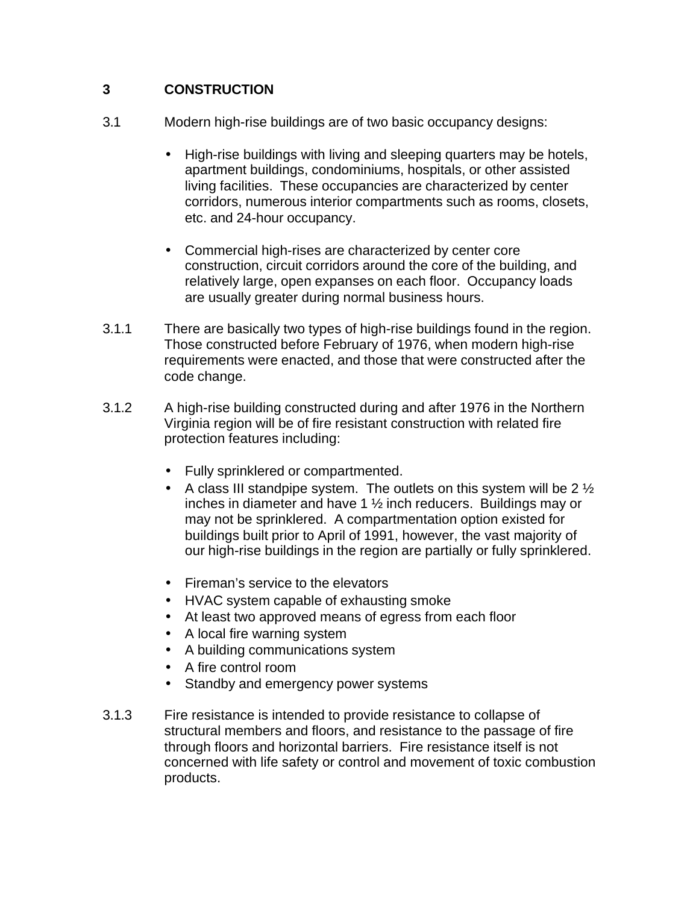# 3 CONSTRUCTION

3.1 Modern high-rise buildings are of two basic occupancy designs:

- High-rise buildings with living and sleeping quarters may be hotels, apartment buildings, condominiums, hospitals, or other assisted living facilities. These occupancies are characterized by center corridors, numerous interior compartments such as rooms, closets, etc. and 24-hour occupancy.

- Commercial high-rises are characterized by center core construction, circuit corridors around the core of the building, and relatively large, open expanses on each floor. Occupancy loads are usually greater during normal business hours.

3.1.1 There are basically two types of high-rise buildings found in the region. Those constructed before February of 1976, when modern high-rise requirements were enacted, and those that were constructed after the code change.

3.1.2 A high-rise building constructed during and after 1976 in the Northern Virginia region will be of fire resistant construction with related fire protection features including:

- Fully sprinklered or compartmented.
- A class III standpipe system. The outlets on this system will be 2 ½ inches in diameter and have 1 ½ inch reducers. Buildings may or may not be sprinklered. A compartmentation option existed for buildings built prior to April of 1991, however, the vast majority of our high-rise buildings in the region are partially or fully sprinklered.

- Fireman's service to the elevators
- HVAC system capable of exhausting smoke
- At least two approved means of egress from each floor
- A local fire warning system
- A building communications system
- A fire control room
- Standby and emergency power systems

3.1.3 Fire resistance is intended to provide resistance to collapse of structural members and floors, and resistance to the passage of fire through floors and horizontal barriers. Fire resistance itself is not concerned with life safety or control and movement of toxic combustion products.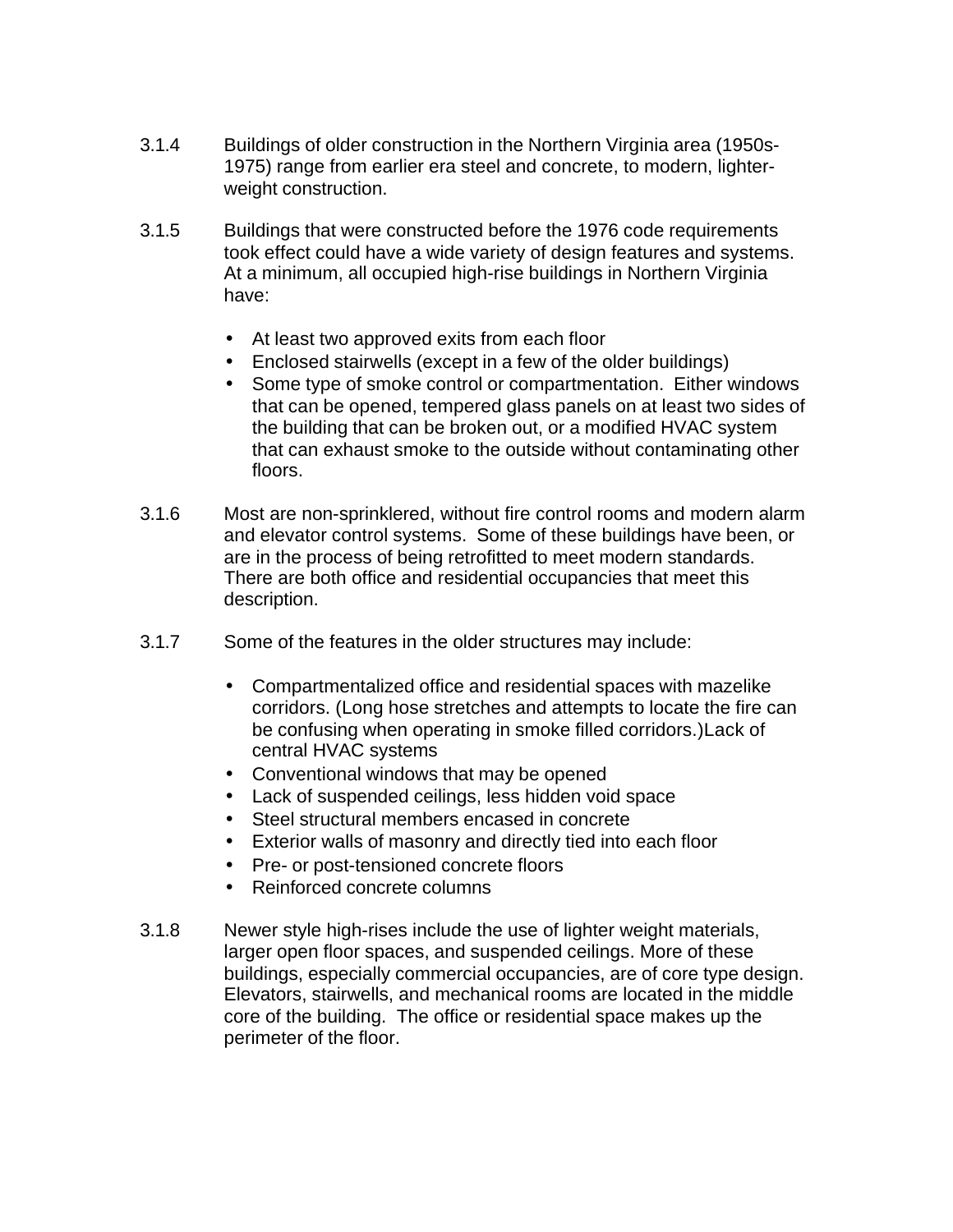3.1.4 Buildings of older construction in the Northern Virginia area (1950s-1975) range from earlier era steel and concrete, to modern, lighter-weight construction.

3.1.5 Buildings that were constructed before the 1976 code requirements took effect could have a wide variety of design features and systems. At a minimum, all occupied high-rise buildings in Northern Virginia have:

- At least two approved exits from each floor
- Enclosed stairwells (except in a few of the older buildings)
- Some type of smoke control or compartmentation. Either windows that can be opened, tempered glass panels on at least two sides of the building that can be broken out, or a modified HVAC system that can exhaust smoke to the outside without contaminating other floors.

3.1.6 Most are non-sprinklered, without fire control rooms and modern alarm and elevator control systems. Some of these buildings have been, or are in the process of being retrofitted to meet modern standards. There are both office and residential occupancies that meet this description.

3.1.7 Some of the features in the older structures may include:

- Compartmentalized office and residential spaces with mazelike corridors. (Long hose stretches and attempts to locate the fire can be confusing when operating in smoke filled corridors.)Lack of central HVAC systems
- Conventional windows that may be opened
- Lack of suspended ceilings, less hidden void space
- Steel structural members encased in concrete
- Exterior walls of masonry and directly tied into each floor
- Pre- or post-tensioned concrete floors
- Reinforced concrete columns

3.1.8 Newer style high-rises include the use of lighter weight materials, larger open floor spaces, and suspended ceilings. More of these buildings, especially commercial occupancies, are of core type design. Elevators, stairwells, and mechanical rooms are located in the middle core of the building. The office or residential space makes up the perimeter of the floor.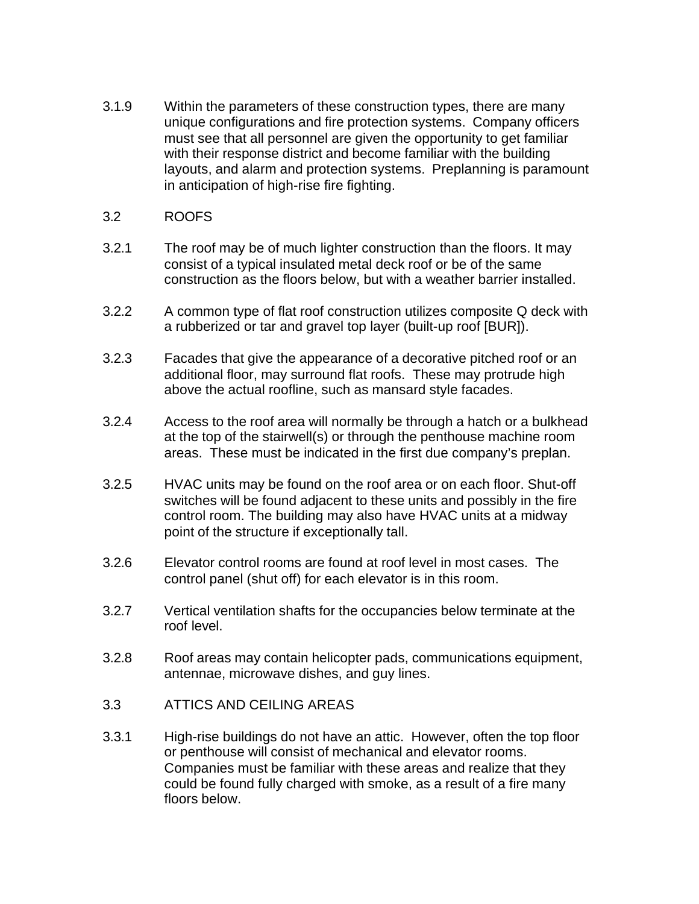3.1.9 Within the parameters of these construction types, there are many unique configurations and fire protection systems. Company officers must see that all personnel are given the opportunity to get familiar with their response district and become familiar with the building layouts, and alarm and protection systems. Preplanning is paramount in anticipation of high-rise fire fighting.

## 3.2 ROOFS

3.2.1 The roof may be of much lighter construction than the floors. It may consist of a typical insulated metal deck roof or be of the same construction as the floors below, but with a weather barrier installed.

3.2.2 A common type of flat roof construction utilizes composite Q deck with a rubberized or tar and gravel top layer (built-up roof [BUR]).

3.2.3 Facades that give the appearance of a decorative pitched roof or an additional floor, may surround flat roofs. These may protrude high above the actual roofline, such as mansard style facades.

3.2.4 Access to the roof area will normally be through a hatch or a bulkhead at the top of the stairwell(s) or through the penthouse machine room areas. These must be indicated in the first due company's preplan.

3.2.5 HVAC units may be found on the roof area or on each floor. Shut-off switches will be found adjacent to these units and possibly in the fire control room. The building may also have HVAC units at a midway point of the structure if exceptionally tall.

3.2.6 Elevator control rooms are found at roof level in most cases. The control panel (shut off) for each elevator is in this room.

3.2.7 Vertical ventilation shafts for the occupancies below terminate at the roof level.

3.2.8 Roof areas may contain helicopter pads, communications equipment, antennae, microwave dishes, and guy lines.

## 3.3 ATTICS AND CEILING AREAS

3.3.1 High-rise buildings do not have an attic. However, often the top floor or penthouse will consist of mechanical and elevator rooms. Companies must be familiar with these areas and realize that they could be found fully charged with smoke, as a result of a fire many floors below.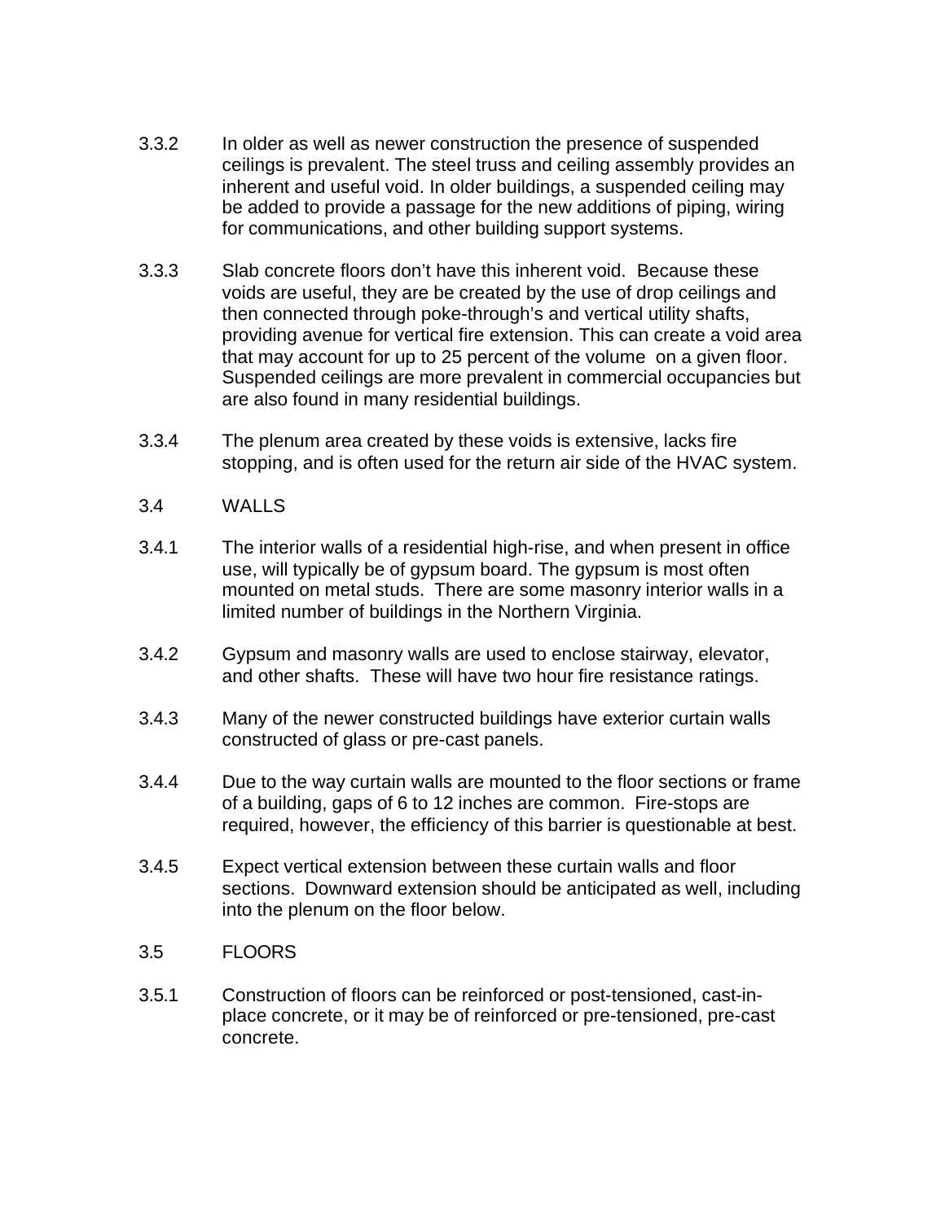3.3.2 In older as well as newer construction the presence of suspended ceilings is prevalent. The steel truss and ceiling assembly provides an inherent and useful void. In older buildings, a suspended ceiling may be added to provide a passage for the new additions of piping, wiring for communications, and other building support systems.

3.3.3 Slab concrete floors don't have this inherent void. Because these voids are useful, they are be created by the use of drop ceilings and then connected through poke-through's and vertical utility shafts, providing avenue for vertical fire extension. This can create a void area that may account for up to 25 percent of the volume on a given floor. Suspended ceilings are more prevalent in commercial occupancies but are also found in many residential buildings.

3.3.4 The plenum area created by these voids is extensive, lacks fire stopping, and is often used for the return air side of the HVAC system.

## 3.4 WALLS

3.4.1 The interior walls of a residential high-rise, and when present in office use, will typically be of gypsum board. The gypsum is most often mounted on metal studs. There are some masonry interior walls in a limited number of buildings in the Northern Virginia.

3.4.2 Gypsum and masonry walls are used to enclose stairway, elevator, and other shafts. These will have two hour fire resistance ratings.

3.4.3 Many of the newer constructed buildings have exterior curtain walls constructed of glass or pre-cast panels.

3.4.4 Due to the way curtain walls are mounted to the floor sections or frame of a building, gaps of 6 to 12 inches are common. Fire-stops are required, however, the efficiency of this barrier is questionable at best.

3.4.5 Expect vertical extension between these curtain walls and floor sections. Downward extension should be anticipated as well, including into the plenum on the floor below.

## 3.5 FLOORS

3.5.1 Construction of floors can be reinforced or post-tensioned, cast-in-place concrete, or it may be of reinforced or pre-tensioned, pre-cast concrete.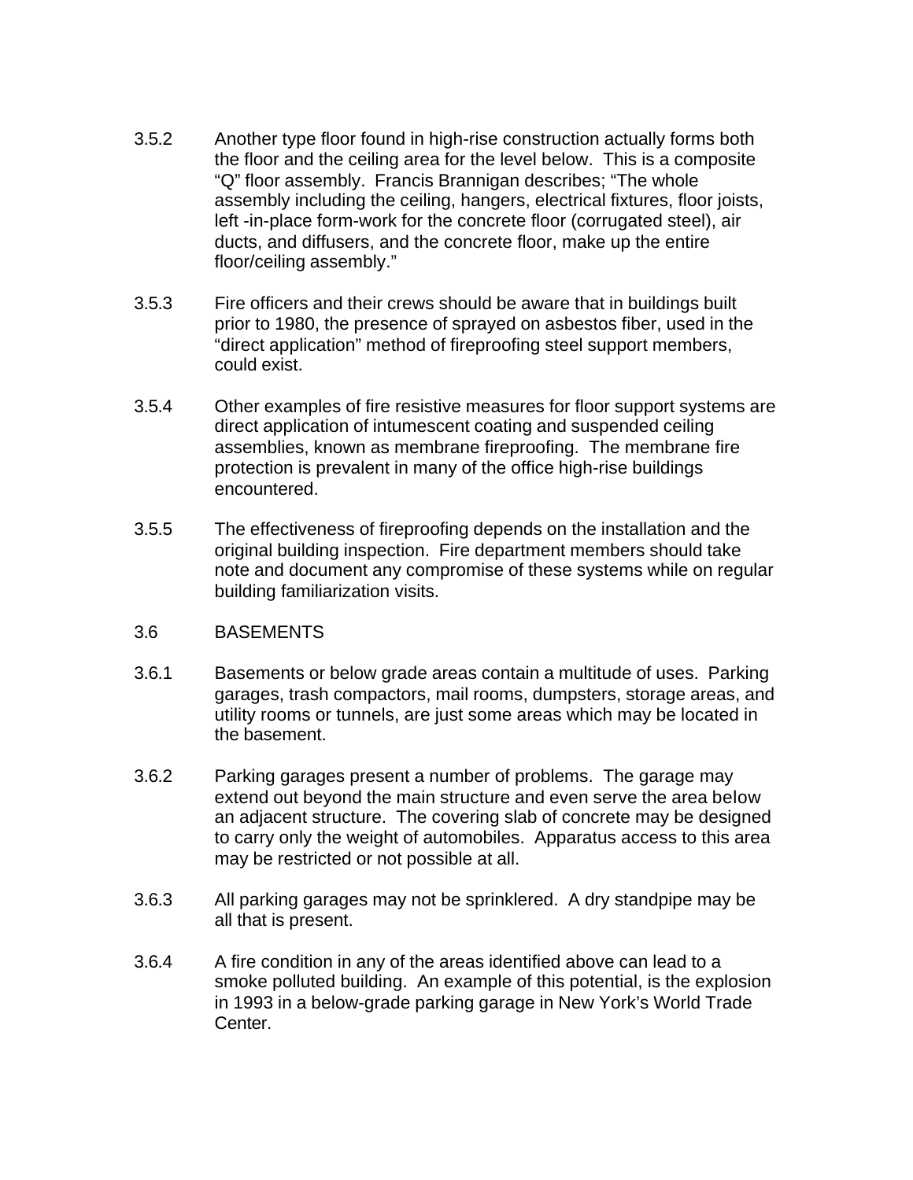3.5.2 Another type floor found in high-rise construction actually forms both the floor and the ceiling area for the level below. This is a composite "Q" floor assembly. Francis Brannigan describes; "The whole assembly including the ceiling, hangers, electrical fixtures, floor joists, left -in-place form-work for the concrete floor (corrugated steel), air ducts, and diffusers, and the concrete floor, make up the entire floor/ceiling assembly."

3.5.3 Fire officers and their crews should be aware that in buildings built prior to 1980, the presence of sprayed on asbestos fiber, used in the "direct application" method of fireproofing steel support members, could exist.

3.5.4 Other examples of fire resistive measures for floor support systems are direct application of intumescent coating and suspended ceiling assemblies, known as membrane fireproofing. The membrane fire protection is prevalent in many of the office high-rise buildings encountered.

3.5.5 The effectiveness of fireproofing depends on the installation and the original building inspection. Fire department members should take note and document any compromise of these systems while on regular building familiarization visits.

## 3.6 BASEMENTS

3.6.1 Basements or below grade areas contain a multitude of uses. Parking garages, trash compactors, mail rooms, dumpsters, storage areas, and utility rooms or tunnels, are just some areas which may be located in the basement.

3.6.2 Parking garages present a number of problems. The garage may extend out beyond the main structure and even serve the area below an adjacent structure. The covering slab of concrete may be designed to carry only the weight of automobiles. Apparatus access to this area may be restricted or not possible at all.

3.6.3 All parking garages may not be sprinklered. A dry standpipe may be all that is present.

3.6.4 A fire condition in any of the areas identified above can lead to a smoke polluted building. An example of this potential, is the explosion in 1993 in a below-grade parking garage in New York's World Trade Center.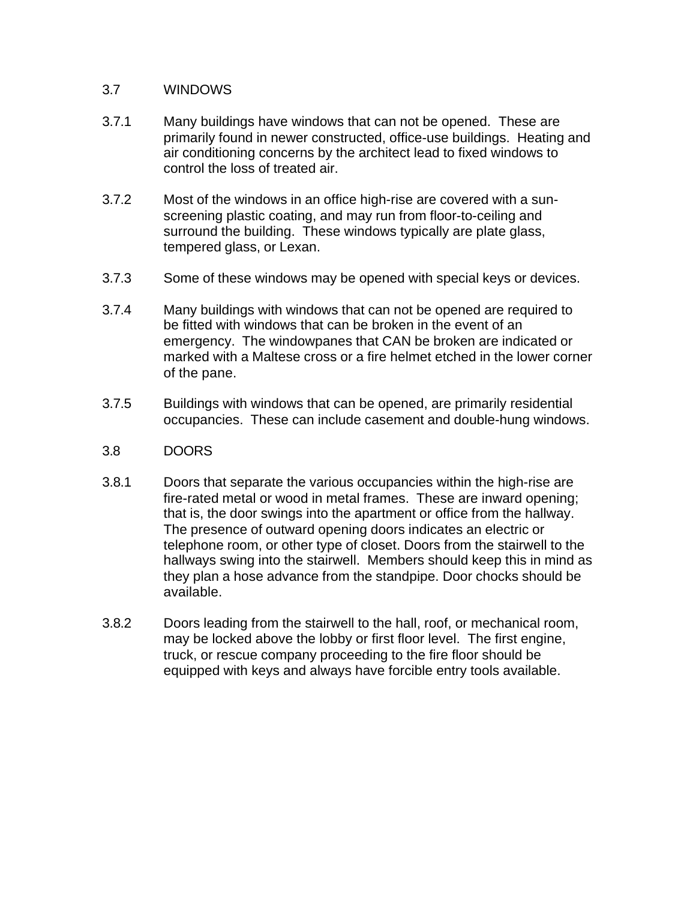## 3.7 WINDOWS

3.7.1 Many buildings have windows that can not be opened. These are primarily found in newer constructed, office-use buildings. Heating and air conditioning concerns by the architect lead to fixed windows to control the loss of treated air.

3.7.2 Most of the windows in an office high-rise are covered with a sun-screening plastic coating, and may run from floor-to-ceiling and surround the building. These windows typically are plate glass, tempered glass, or Lexan.

3.7.3 Some of these windows may be opened with special keys or devices.

3.7.4 Many buildings with windows that can not be opened are required to be fitted with windows that can be broken in the event of an emergency. The windowpanes that CAN be broken are indicated or marked with a Maltese cross or a fire helmet etched in the lower corner of the pane.

3.7.5 Buildings with windows that can be opened, are primarily residential occupancies. These can include casement and double-hung windows.

## 3.8 DOORS

3.8.1 Doors that separate the various occupancies within the high-rise are fire-rated metal or wood in metal frames. These are inward opening; that is, the door swings into the apartment or office from the hallway. The presence of outward opening doors indicates an electric or telephone room, or other type of closet. Doors from the stairwell to the hallways swing into the stairwell. Members should keep this in mind as they plan a hose advance from the standpipe. Door chocks should be available.

3.8.2 Doors leading from the stairwell to the hall, roof, or mechanical room, may be locked above the lobby or first floor level. The first engine, truck, or rescue company proceeding to the fire floor should be equipped with keys and always have forcible entry tools available.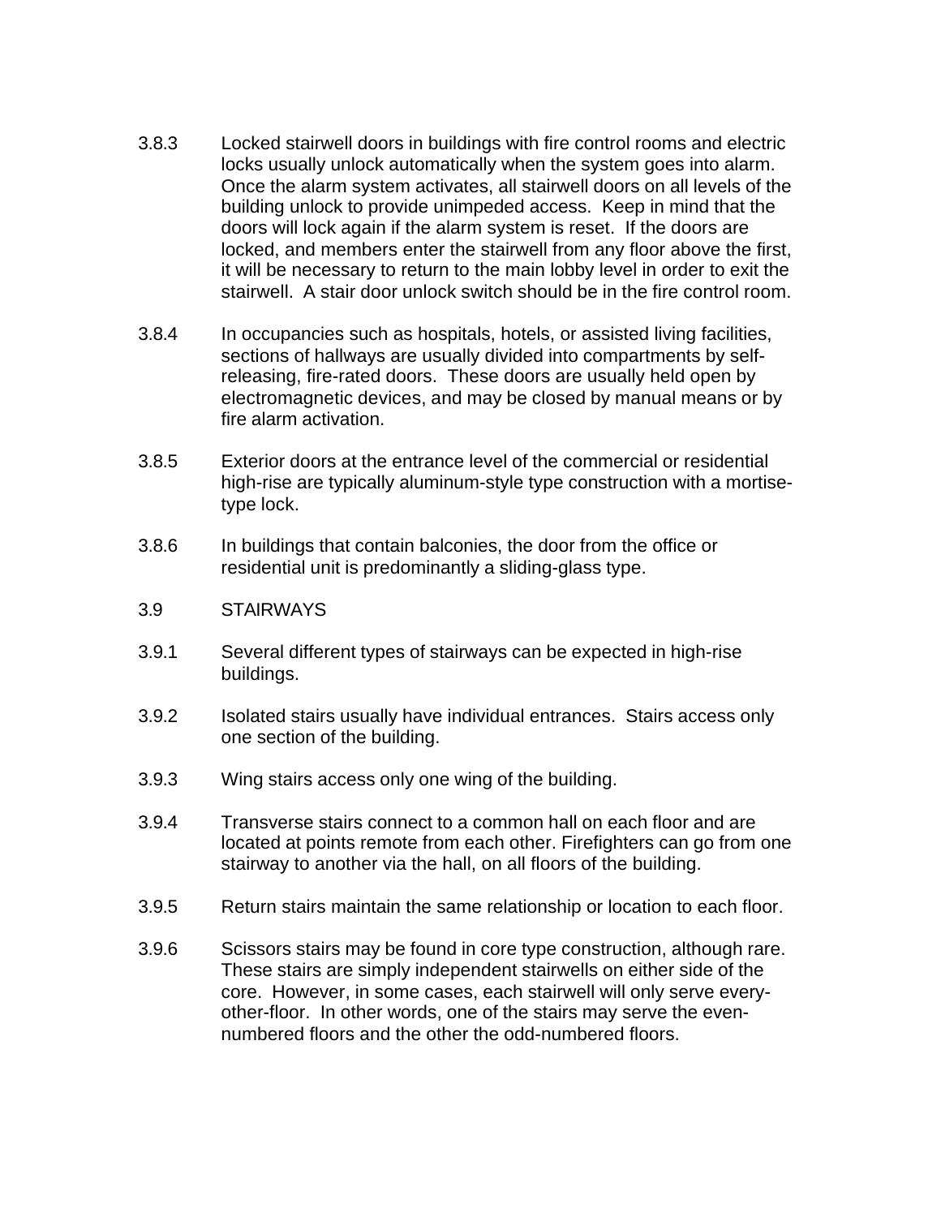3.8.3 Locked stairwell doors in buildings with fire control rooms and electric locks usually unlock automatically when the system goes into alarm. Once the alarm system activates, all stairwell doors on all levels of the building unlock to provide unimpeded access. Keep in mind that the doors will lock again if the alarm system is reset. If the doors are locked, and members enter the stairwell from any floor above the first, it will be necessary to return to the main lobby level in order to exit the stairwell. A stair door unlock switch should be in the fire control room.

3.8.4 In occupancies such as hospitals, hotels, or assisted living facilities, sections of hallways are usually divided into compartments by self-releasing, fire-rated doors. These doors are usually held open by electromagnetic devices, and may be closed by manual means or by fire alarm activation.

3.8.5 Exterior doors at the entrance level of the commercial or residential high-rise are typically aluminum-style type construction with a mortise-type lock.

3.8.6 In buildings that contain balconies, the door from the office or residential unit is predominantly a sliding-glass type.

## 3.9 STAIRWAYS

3.9.1 Several different types of stairways can be expected in high-rise buildings.

3.9.2 Isolated stairs usually have individual entrances. Stairs access only one section of the building.

3.9.3 Wing stairs access only one wing of the building.

3.9.4 Transverse stairs connect to a common hall on each floor and are located at points remote from each other. Firefighters can go from one stairway to another via the hall, on all floors of the building.

3.9.5 Return stairs maintain the same relationship or location to each floor.

3.9.6 Scissors stairs may be found in core type construction, although rare. These stairs are simply independent stairwells on either side of the core. However, in some cases, each stairwell will only serve every-other-floor. In other words, one of the stairs may serve the even-numbered floors and the other the odd-numbered floors.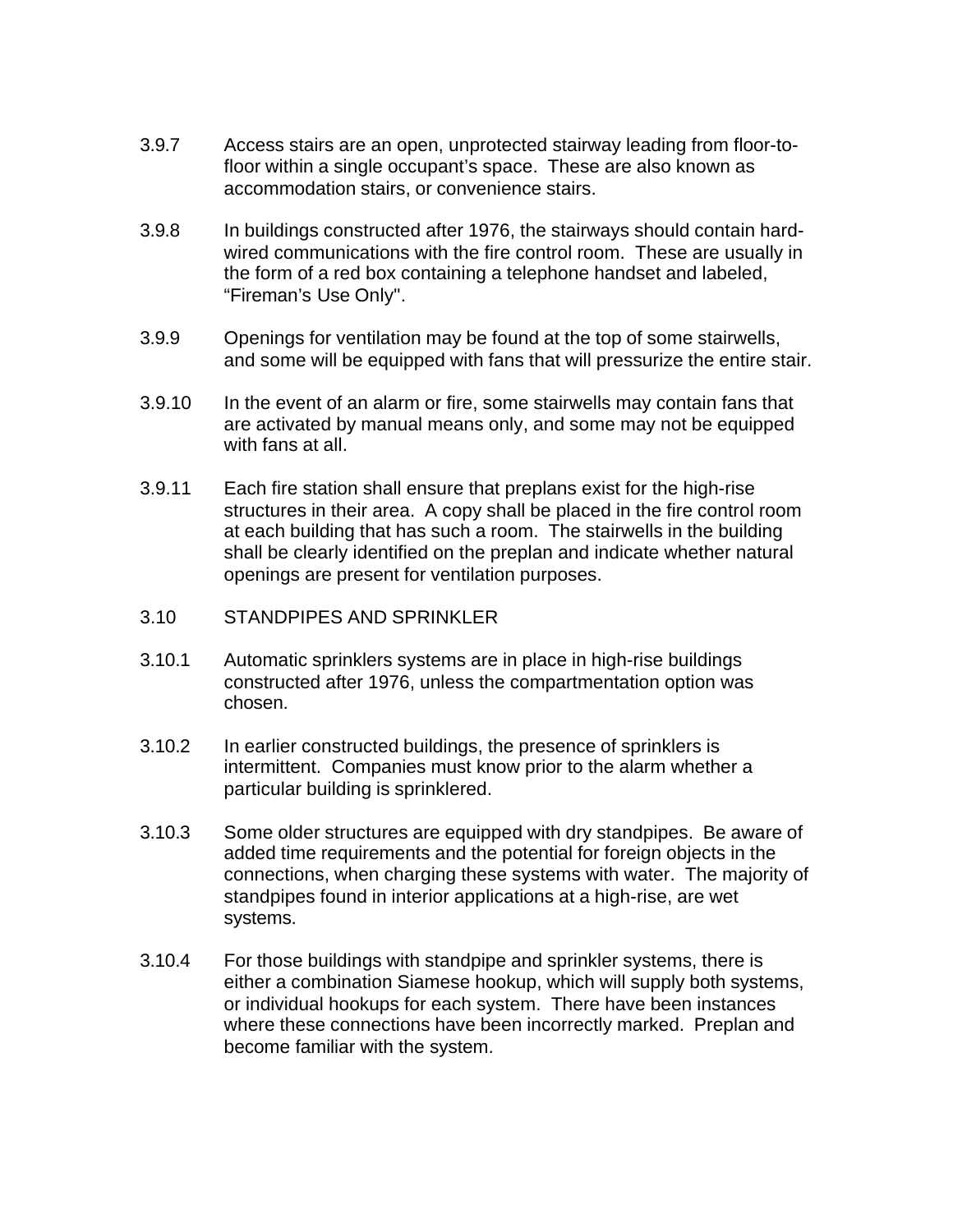3.9.7 Access stairs are an open, unprotected stairway leading from floor-to-floor within a single occupant's space. These are also known as accommodation stairs, or convenience stairs.

3.9.8 In buildings constructed after 1976, the stairways should contain hard-wired communications with the fire control room. These are usually in the form of a red box containing a telephone handset and labeled, "Fireman's Use Only".

3.9.9 Openings for ventilation may be found at the top of some stairwells, and some will be equipped with fans that will pressurize the entire stair.

3.9.10 In the event of an alarm or fire, some stairwells may contain fans that are activated by manual means only, and some may not be equipped with fans at all.

3.9.11 Each fire station shall ensure that preplans exist for the high-rise structures in their area. A copy shall be placed in the fire control room at each building that has such a room. The stairwells in the building shall be clearly identified on the preplan and indicate whether natural openings are present for ventilation purposes.

## 3.10 STANDPIPES AND SPRINKLER

3.10.1 Automatic sprinklers systems are in place in high-rise buildings constructed after 1976, unless the compartmentation option was chosen.

3.10.2 In earlier constructed buildings, the presence of sprinklers is intermittent. Companies must know prior to the alarm whether a particular building is sprinklered.

3.10.3 Some older structures are equipped with dry standpipes. Be aware of added time requirements and the potential for foreign objects in the connections, when charging these systems with water. The majority of standpipes found in interior applications at a high-rise, are wet systems.

3.10.4 For those buildings with standpipe and sprinkler systems, there is either a combination Siamese hookup, which will supply both systems, or individual hookups for each system. There have been instances where these connections have been incorrectly marked. Preplan and become familiar with the system.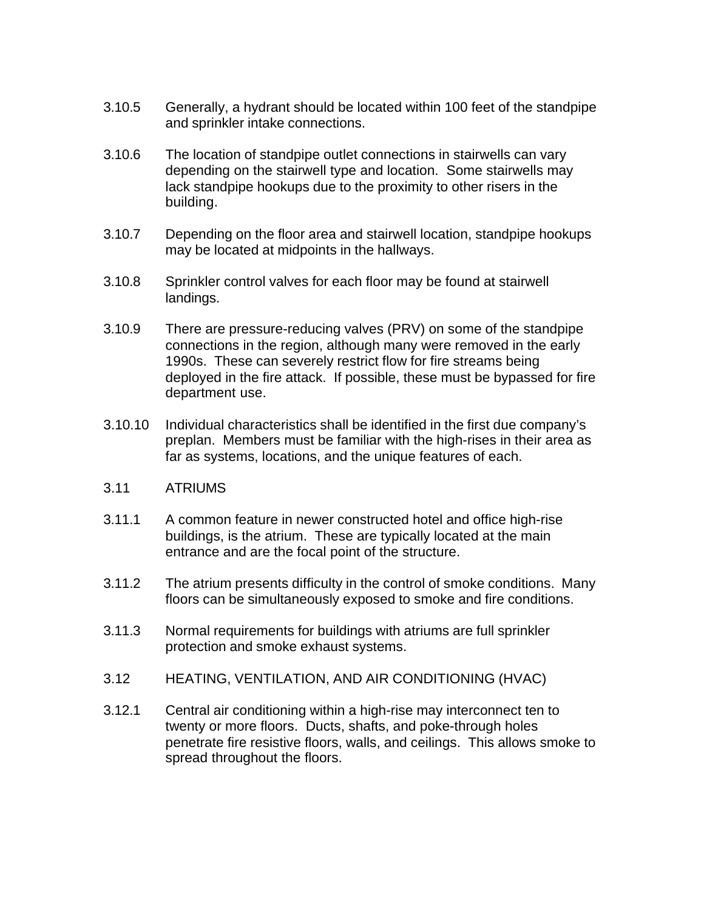3.10.5 Generally, a hydrant should be located within 100 feet of the standpipe and sprinkler intake connections.

3.10.6 The location of standpipe outlet connections in stairwells can vary depending on the stairwell type and location. Some stairwells may lack standpipe hookups due to the proximity to other risers in the building.

3.10.7 Depending on the floor area and stairwell location, standpipe hookups may be located at midpoints in the hallways.

3.10.8 Sprinkler control valves for each floor may be found at stairwell landings.

3.10.9 There are pressure-reducing valves (PRV) on some of the standpipe connections in the region, although many were removed in the early 1990s. These can severely restrict flow for fire streams being deployed in the fire attack. If possible, these must be bypassed for fire department use.

3.10.10 Individual characteristics shall be identified in the first due company's preplan. Members must be familiar with the high-rises in their area as far as systems, locations, and the unique features of each.

## 3.11 ATRIUMS

3.11.1 A common feature in newer constructed hotel and office high-rise buildings, is the atrium. These are typically located at the main entrance and are the focal point of the structure.

3.11.2 The atrium presents difficulty in the control of smoke conditions. Many floors can be simultaneously exposed to smoke and fire conditions.

3.11.3 Normal requirements for buildings with atriums are full sprinkler protection and smoke exhaust systems.

## 3.12 HEATING, VENTILATION, AND AIR CONDITIONING (HVAC)

3.12.1 Central air conditioning within a high-rise may interconnect ten to twenty or more floors. Ducts, shafts, and poke-through holes penetrate fire resistive floors, walls, and ceilings. This allows smoke to spread throughout the floors.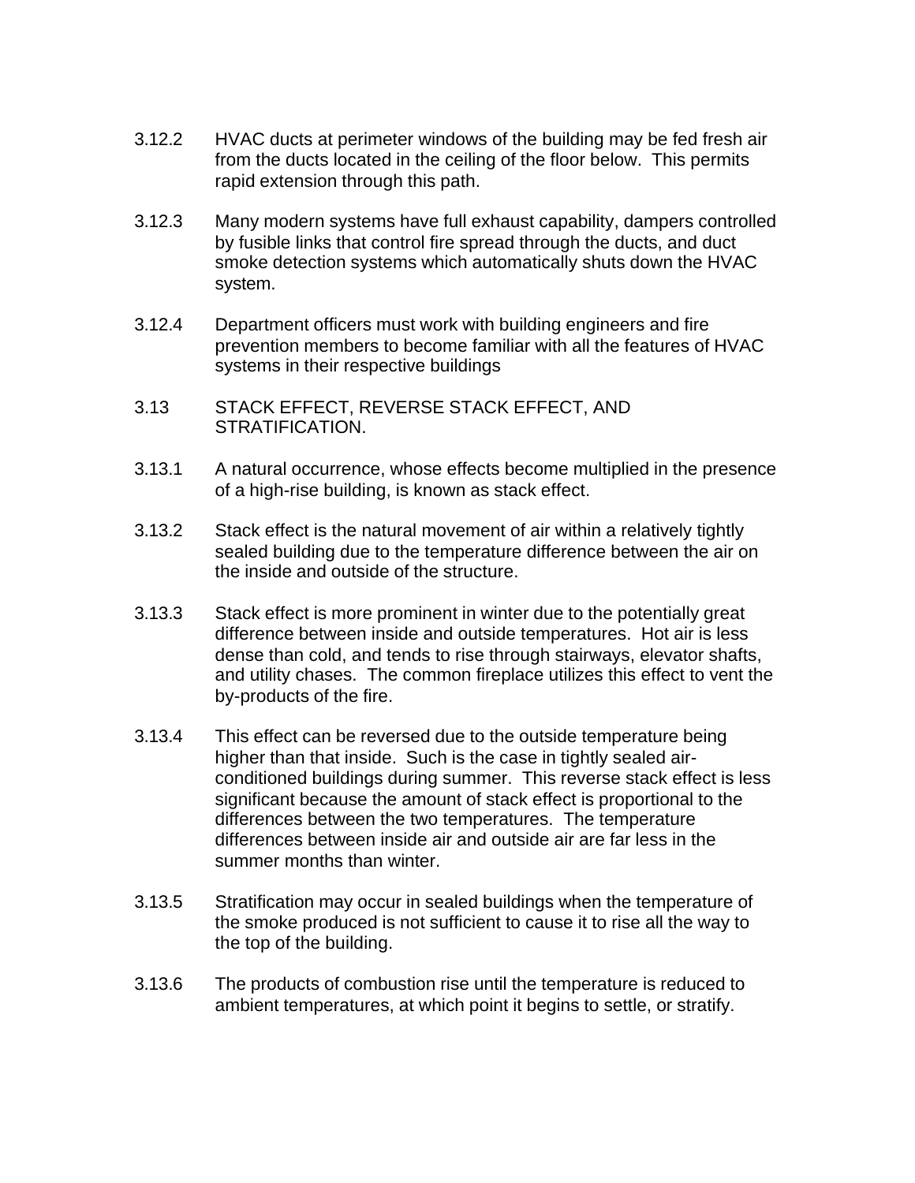3.12.2 HVAC ducts at perimeter windows of the building may be fed fresh air from the ducts located in the ceiling of the floor below. This permits rapid extension through this path.

3.12.3 Many modern systems have full exhaust capability, dampers controlled by fusible links that control fire spread through the ducts, and duct smoke detection systems which automatically shuts down the HVAC system.

3.12.4 Department officers must work with building engineers and fire prevention members to become familiar with all the features of HVAC systems in their respective buildings

## 3.13 STACK EFFECT, REVERSE STACK EFFECT, AND STRATIFICATION.

3.13.1 A natural occurrence, whose effects become multiplied in the presence of a high-rise building, is known as stack effect.

3.13.2 Stack effect is the natural movement of air within a relatively tightly sealed building due to the temperature difference between the air on the inside and outside of the structure.

3.13.3 Stack effect is more prominent in winter due to the potentially great difference between inside and outside temperatures. Hot air is less dense than cold, and tends to rise through stairways, elevator shafts, and utility chases. The common fireplace utilizes this effect to vent the by-products of the fire.

3.13.4 This effect can be reversed due to the outside temperature being higher than that inside. Such is the case in tightly sealed air-conditioned buildings during summer. This reverse stack effect is less significant because the amount of stack effect is proportional to the differences between the two temperatures. The temperature differences between inside air and outside air are far less in the summer months than winter.

3.13.5 Stratification may occur in sealed buildings when the temperature of the smoke produced is not sufficient to cause it to rise all the way to the top of the building.

3.13.6 The products of combustion rise until the temperature is reduced to ambient temperatures, at which point it begins to settle, or stratify.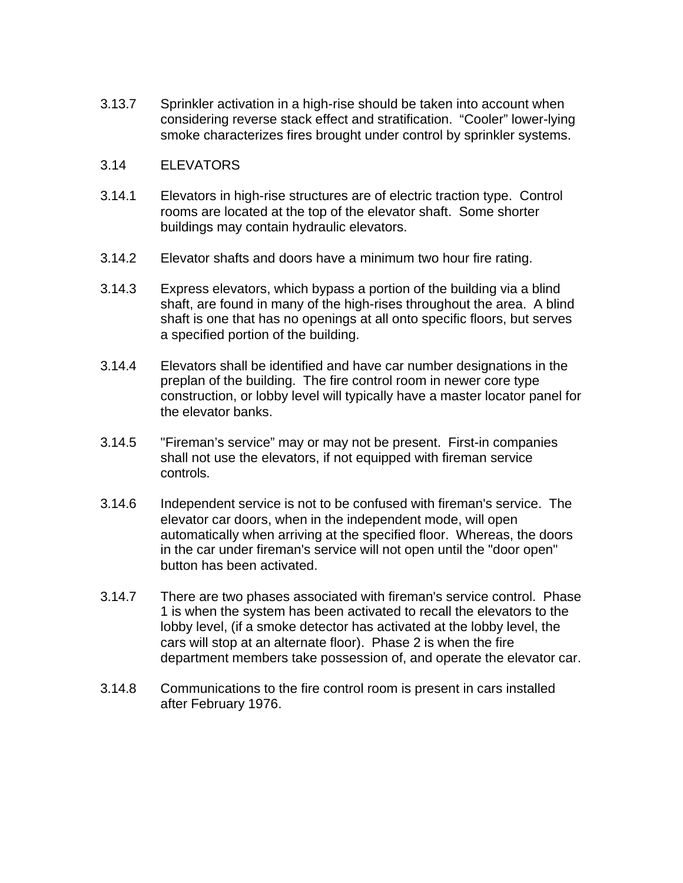3.13.7 Sprinkler activation in a high-rise should be taken into account when considering reverse stack effect and stratification. "Cooler" lower-lying smoke characterizes fires brought under control by sprinkler systems.

## 3.14 ELEVATORS

3.14.1 Elevators in high-rise structures are of electric traction type. Control rooms are located at the top of the elevator shaft. Some shorter buildings may contain hydraulic elevators.

3.14.2 Elevator shafts and doors have a minimum two hour fire rating.

3.14.3 Express elevators, which bypass a portion of the building via a blind shaft, are found in many of the high-rises throughout the area. A blind shaft is one that has no openings at all onto specific floors, but serves a specified portion of the building.

3.14.4 Elevators shall be identified and have car number designations in the preplan of the building. The fire control room in newer core type construction, or lobby level will typically have a master locator panel for the elevator banks.

3.14.5 "Fireman's service" may or may not be present. First-in companies shall not use the elevators, if not equipped with fireman service controls.

3.14.6 Independent service is not to be confused with fireman's service. The elevator car doors, when in the independent mode, will open automatically when arriving at the specified floor. Whereas, the doors in the car under fireman's service will not open until the "door open" button has been activated.

3.14.7 There are two phases associated with fireman's service control. Phase 1 is when the system has been activated to recall the elevators to the lobby level, (if a smoke detector has activated at the lobby level, the cars will stop at an alternate floor). Phase 2 is when the fire department members take possession of, and operate the elevator car.

3.14.8 Communications to the fire control room is present in cars installed after February 1976.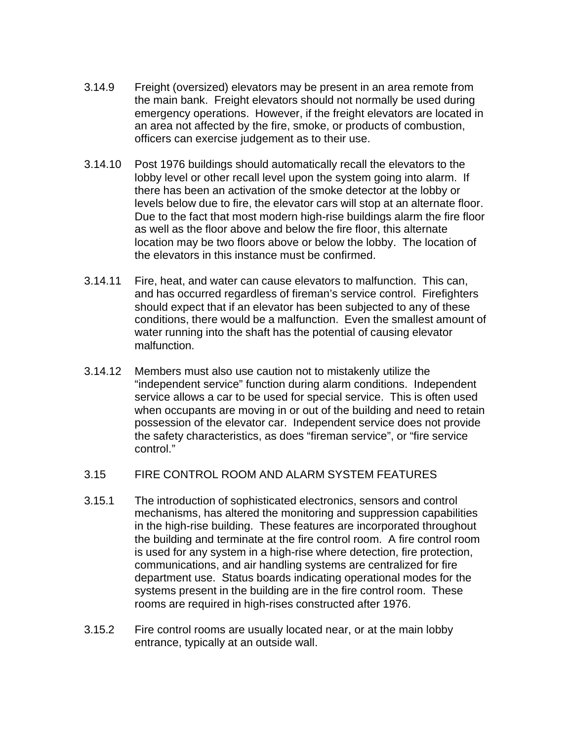3.14.9 Freight (oversized) elevators may be present in an area remote from the main bank. Freight elevators should not normally be used during emergency operations. However, if the freight elevators are located in an area not affected by the fire, smoke, or products of combustion, officers can exercise judgement as to their use.

3.14.10 Post 1976 buildings should automatically recall the elevators to the lobby level or other recall level upon the system going into alarm. If there has been an activation of the smoke detector at the lobby or levels below due to fire, the elevator cars will stop at an alternate floor. Due to the fact that most modern high-rise buildings alarm the fire floor as well as the floor above and below the fire floor, this alternate location may be two floors above or below the lobby. The location of the elevators in this instance must be confirmed.

3.14.11 Fire, heat, and water can cause elevators to malfunction. This can, and has occurred regardless of fireman's service control. Firefighters should expect that if an elevator has been subjected to any of these conditions, there would be a malfunction. Even the smallest amount of water running into the shaft has the potential of causing elevator malfunction.

3.14.12 Members must also use caution not to mistakenly utilize the "independent service" function during alarm conditions. Independent service allows a car to be used for special service. This is often used when occupants are moving in or out of the building and need to retain possession of the elevator car. Independent service does not provide the safety characteristics, as does "fireman service", or "fire service control."

## 3.15 FIRE CONTROL ROOM AND ALARM SYSTEM FEATURES

3.15.1 The introduction of sophisticated electronics, sensors and control mechanisms, has altered the monitoring and suppression capabilities in the high-rise building. These features are incorporated throughout the building and terminate at the fire control room. A fire control room is used for any system in a high-rise where detection, fire protection, communications, and air handling systems are centralized for fire department use. Status boards indicating operational modes for the systems present in the building are in the fire control room. These rooms are required in high-rises constructed after 1976.

3.15.2 Fire control rooms are usually located near, or at the main lobby entrance, typically at an outside wall.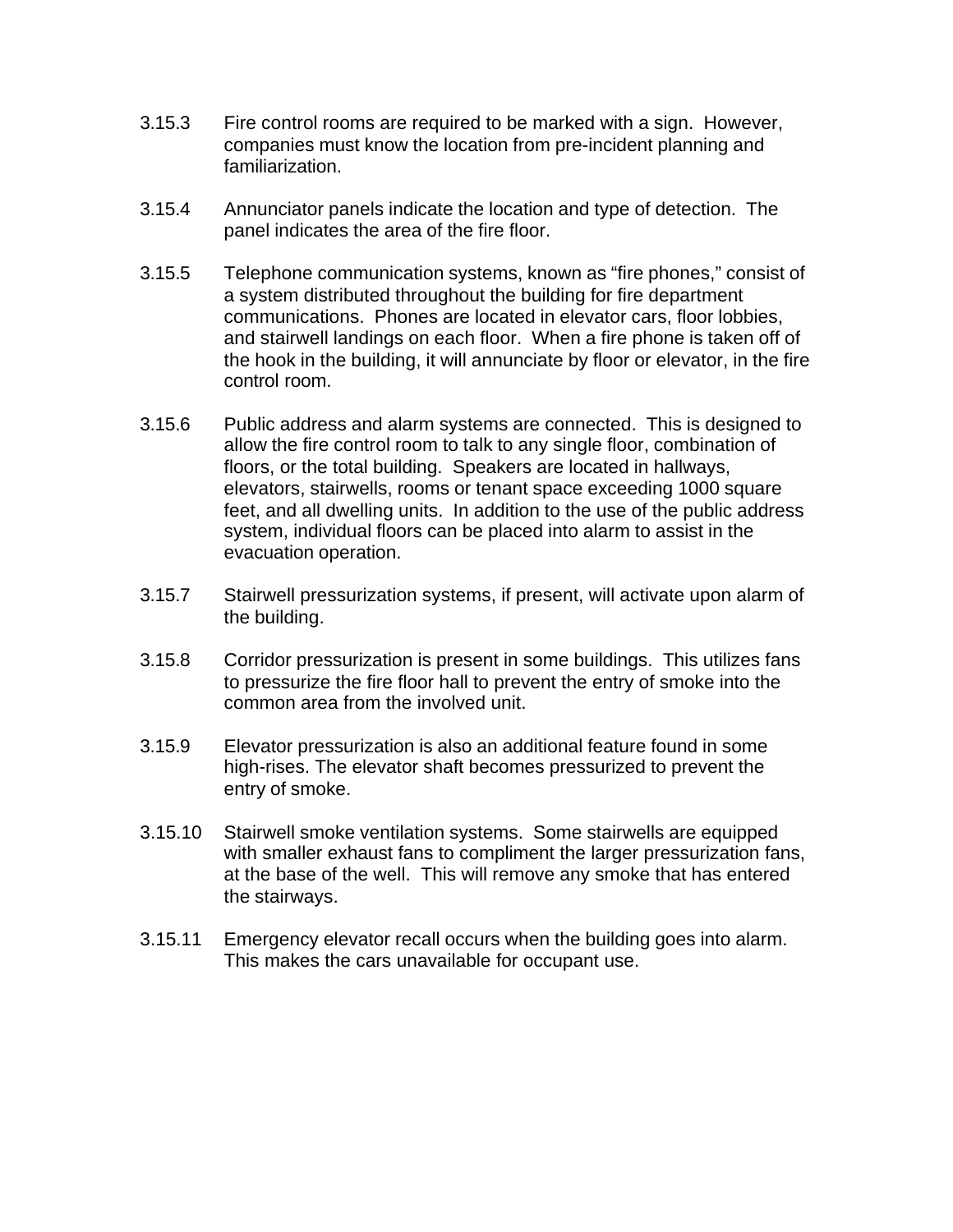3.15.3 Fire control rooms are required to be marked with a sign. However, companies must know the location from pre-incident planning and familiarization.

3.15.4 Annunciator panels indicate the location and type of detection. The panel indicates the area of the fire floor.

3.15.5 Telephone communication systems, known as "fire phones," consist of a system distributed throughout the building for fire department communications. Phones are located in elevator cars, floor lobbies, and stairwell landings on each floor. When a fire phone is taken off of the hook in the building, it will annunciate by floor or elevator, in the fire control room.

3.15.6 Public address and alarm systems are connected. This is designed to allow the fire control room to talk to any single floor, combination of floors, or the total building. Speakers are located in hallways, elevators, stairwells, rooms or tenant space exceeding 1000 square feet, and all dwelling units. In addition to the use of the public address system, individual floors can be placed into alarm to assist in the evacuation operation.

3.15.7 Stairwell pressurization systems, if present, will activate upon alarm of the building.

3.15.8 Corridor pressurization is present in some buildings. This utilizes fans to pressurize the fire floor hall to prevent the entry of smoke into the common area from the involved unit.

3.15.9 Elevator pressurization is also an additional feature found in some high-rises. The elevator shaft becomes pressurized to prevent the entry of smoke.

3.15.10 Stairwell smoke ventilation systems. Some stairwells are equipped with smaller exhaust fans to compliment the larger pressurization fans, at the base of the well. This will remove any smoke that has entered the stairways.

3.15.11 Emergency elevator recall occurs when the building goes into alarm. This makes the cars unavailable for occupant use.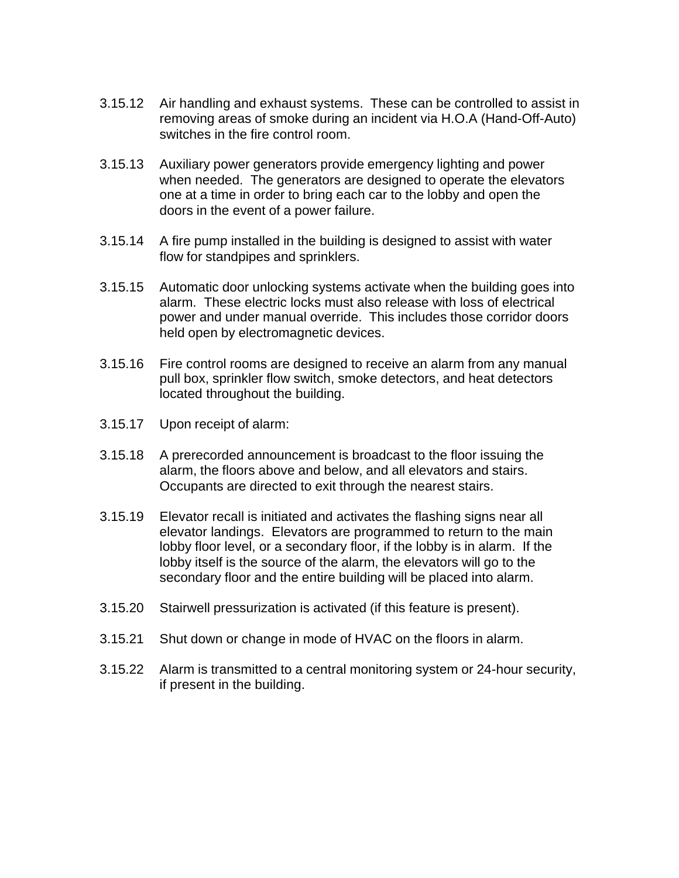3.15.12 Air handling and exhaust systems. These can be controlled to assist in removing areas of smoke during an incident via H.O.A (Hand-Off-Auto) switches in the fire control room.

3.15.13 Auxiliary power generators provide emergency lighting and power when needed. The generators are designed to operate the elevators one at a time in order to bring each car to the lobby and open the doors in the event of a power failure.

3.15.14 A fire pump installed in the building is designed to assist with water flow for standpipes and sprinklers.

3.15.15 Automatic door unlocking systems activate when the building goes into alarm. These electric locks must also release with loss of electrical power and under manual override. This includes those corridor doors held open by electromagnetic devices.

3.15.16 Fire control rooms are designed to receive an alarm from any manual pull box, sprinkler flow switch, smoke detectors, and heat detectors located throughout the building.

3.15.17 Upon receipt of alarm:

3.15.18 A prerecorded announcement is broadcast to the floor issuing the alarm, the floors above and below, and all elevators and stairs. Occupants are directed to exit through the nearest stairs.

3.15.19 Elevator recall is initiated and activates the flashing signs near all elevator landings. Elevators are programmed to return to the main lobby floor level, or a secondary floor, if the lobby is in alarm. If the lobby itself is the source of the alarm, the elevators will go to the secondary floor and the entire building will be placed into alarm.

3.15.20 Stairwell pressurization is activated (if this feature is present).

3.15.21 Shut down or change in mode of HVAC on the floors in alarm.

3.15.22 Alarm is transmitted to a central monitoring system or 24-hour security, if present in the building.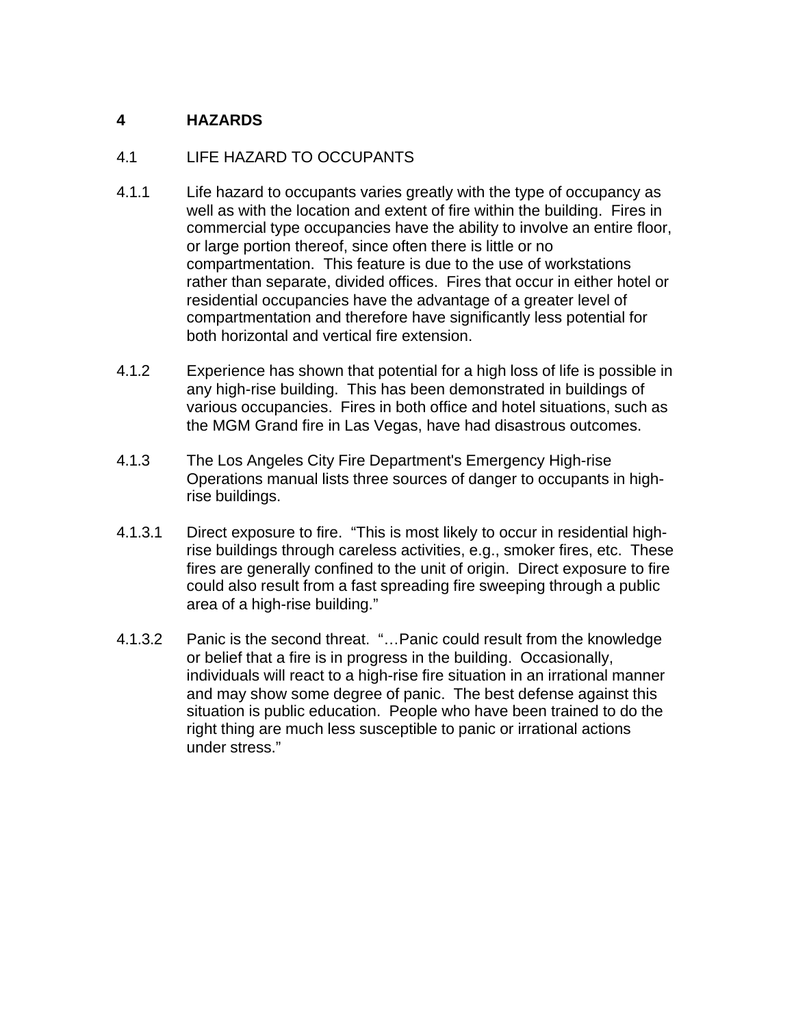# 4 HAZARDS

## 4.1 LIFE HAZARD TO OCCUPANTS

4.1.1 Life hazard to occupants varies greatly with the type of occupancy as well as with the location and extent of fire within the building. Fires in commercial type occupancies have the ability to involve an entire floor, or large portion thereof, since often there is little or no compartmentation. This feature is due to the use of workstations rather than separate, divided offices. Fires that occur in either hotel or residential occupancies have the advantage of a greater level of compartmentation and therefore have significantly less potential for both horizontal and vertical fire extension.

4.1.2 Experience has shown that potential for a high loss of life is possible in any high-rise building. This has been demonstrated in buildings of various occupancies. Fires in both office and hotel situations, such as the MGM Grand fire in Las Vegas, have had disastrous outcomes.

4.1.3 The Los Angeles City Fire Department's Emergency High-rise Operations manual lists three sources of danger to occupants in high-rise buildings.

4.1.3.1 Direct exposure to fire. "This is most likely to occur in residential high-rise buildings through careless activities, e.g., smoker fires, etc. These fires are generally confined to the unit of origin. Direct exposure to fire could also result from a fast spreading fire sweeping through a public area of a high-rise building."

4.1.3.2 Panic is the second threat. "…Panic could result from the knowledge or belief that a fire is in progress in the building. Occasionally, individuals will react to a high-rise fire situation in an irrational manner and may show some degree of panic. The best defense against this situation is public education. People who have been trained to do the right thing are much less susceptible to panic or irrational actions under stress."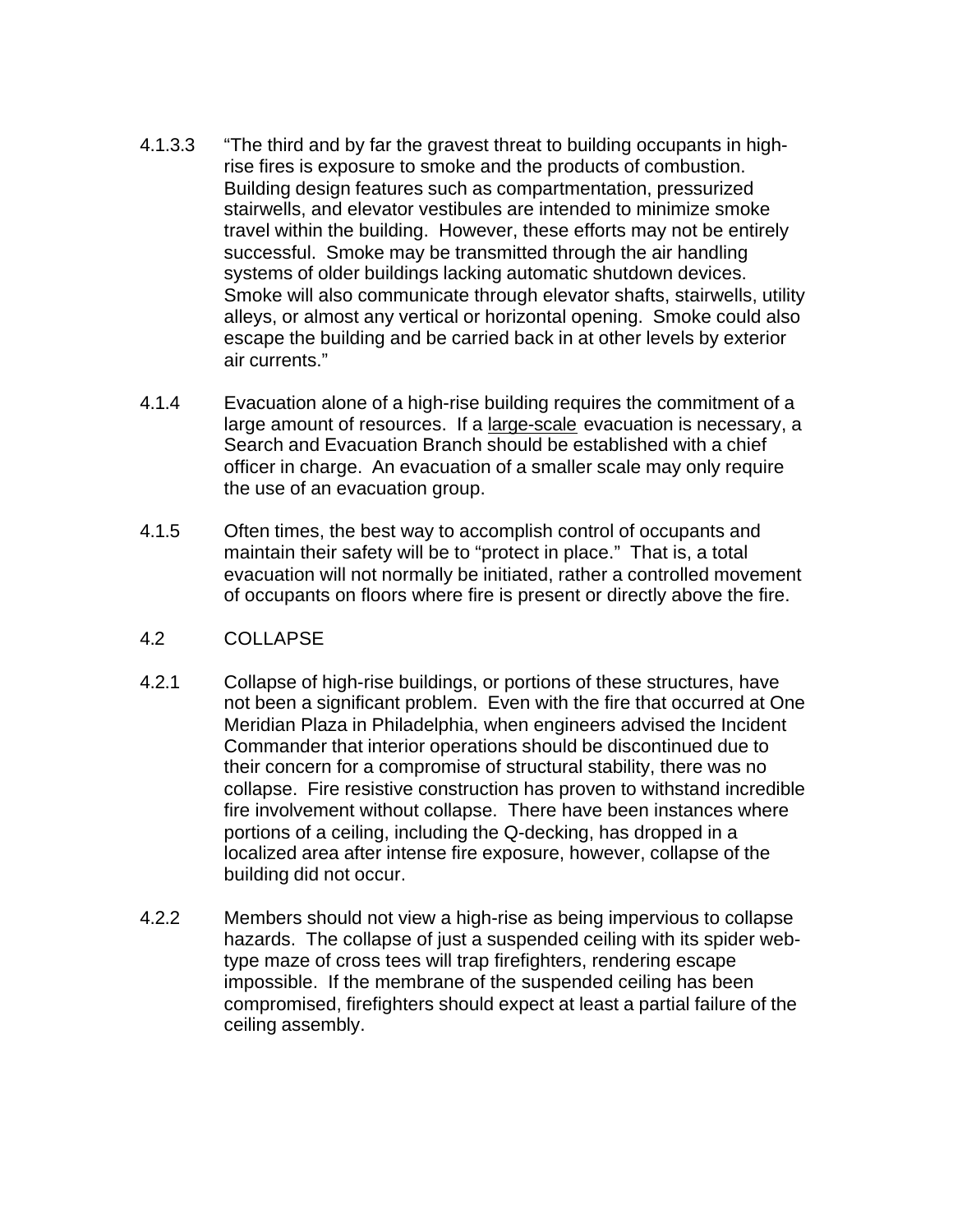4.1.3.3 "The third and by far the gravest threat to building occupants in high-rise fires is exposure to smoke and the products of combustion. Building design features such as compartmentation, pressurized stairwells, and elevator vestibules are intended to minimize smoke travel within the building. However, these efforts may not be entirely successful. Smoke may be transmitted through the air handling systems of older buildings lacking automatic shutdown devices. Smoke will also communicate through elevator shafts, stairwells, utility alleys, or almost any vertical or horizontal opening. Smoke could also escape the building and be carried back in at other levels by exterior air currents."

4.1.4 Evacuation alone of a high-rise building requires the commitment of a large amount of resources. If a <u>large-scale</u> evacuation is necessary, a Search and Evacuation Branch should be established with a chief officer in charge. An evacuation of a smaller scale may only require the use of an evacuation group.

4.1.5 Often times, the best way to accomplish control of occupants and maintain their safety will be to "protect in place." That is, a total evacuation will not normally be initiated, rather a controlled movement of occupants on floors where fire is present or directly above the fire.

## 4.2 COLLAPSE

4.2.1 Collapse of high-rise buildings, or portions of these structures, have not been a significant problem. Even with the fire that occurred at One Meridian Plaza in Philadelphia, when engineers advised the Incident Commander that interior operations should be discontinued due to their concern for a compromise of structural stability, there was no collapse. Fire resistive construction has proven to withstand incredible fire involvement without collapse. There have been instances where portions of a ceiling, including the Q-decking, has dropped in a localized area after intense fire exposure, however, collapse of the building did not occur.

4.2.2 Members should not view a high-rise as being impervious to collapse hazards. The collapse of just a suspended ceiling with its spider web-type maze of cross tees will trap firefighters, rendering escape impossible. If the membrane of the suspended ceiling has been compromised, firefighters should expect at least a partial failure of the ceiling assembly.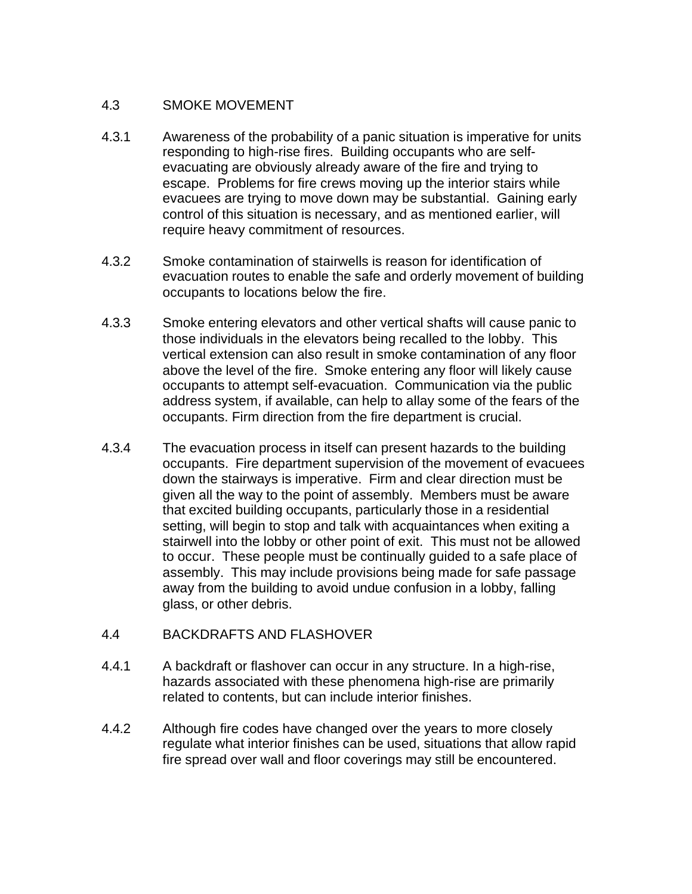## 4.3 SMOKE MOVEMENT

4.3.1 Awareness of the probability of a panic situation is imperative for units responding to high-rise fires. Building occupants who are self-evacuating are obviously already aware of the fire and trying to escape. Problems for fire crews moving up the interior stairs while evacuees are trying to move down may be substantial. Gaining early control of this situation is necessary, and as mentioned earlier, will require heavy commitment of resources.

4.3.2 Smoke contamination of stairwells is reason for identification of evacuation routes to enable the safe and orderly movement of building occupants to locations below the fire.

4.3.3 Smoke entering elevators and other vertical shafts will cause panic to those individuals in the elevators being recalled to the lobby. This vertical extension can also result in smoke contamination of any floor above the level of the fire. Smoke entering any floor will likely cause occupants to attempt self-evacuation. Communication via the public address system, if available, can help to allay some of the fears of the occupants. Firm direction from the fire department is crucial.

4.3.4 The evacuation process in itself can present hazards to the building occupants. Fire department supervision of the movement of evacuees down the stairways is imperative. Firm and clear direction must be given all the way to the point of assembly. Members must be aware that excited building occupants, particularly those in a residential setting, will begin to stop and talk with acquaintances when exiting a stairwell into the lobby or other point of exit. This must not be allowed to occur. These people must be continually guided to a safe place of assembly. This may include provisions being made for safe passage away from the building to avoid undue confusion in a lobby, falling glass, or other debris.

## 4.4 BACKDRAFTS AND FLASHOVER

4.4.1 A backdraft or flashover can occur in any structure. In a high-rise, hazards associated with these phenomena high-rise are primarily related to contents, but can include interior finishes.

4.4.2 Although fire codes have changed over the years to more closely regulate what interior finishes can be used, situations that allow rapid fire spread over wall and floor coverings may still be encountered.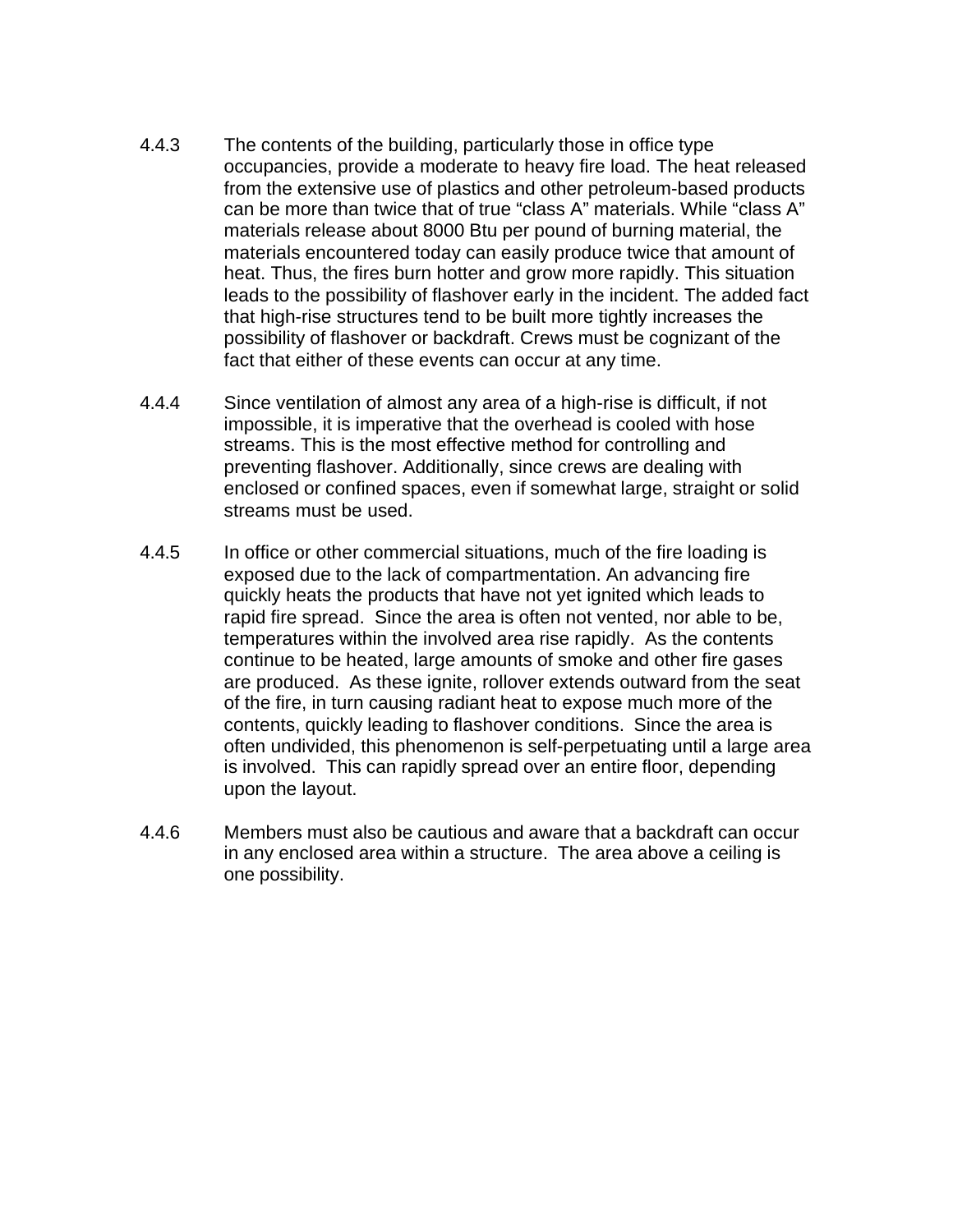4.4.3 The contents of the building, particularly those in office type occupancies, provide a moderate to heavy fire load. The heat released from the extensive use of plastics and other petroleum-based products can be more than twice that of true "class A" materials. While "class A" materials release about 8000 Btu per pound of burning material, the materials encountered today can easily produce twice that amount of heat. Thus, the fires burn hotter and grow more rapidly. This situation leads to the possibility of flashover early in the incident. The added fact that high-rise structures tend to be built more tightly increases the possibility of flashover or backdraft. Crews must be cognizant of the fact that either of these events can occur at any time.

4.4.4 Since ventilation of almost any area of a high-rise is difficult, if not impossible, it is imperative that the overhead is cooled with hose streams. This is the most effective method for controlling and preventing flashover. Additionally, since crews are dealing with enclosed or confined spaces, even if somewhat large, straight or solid streams must be used.

4.4.5 In office or other commercial situations, much of the fire loading is exposed due to the lack of compartmentation. An advancing fire quickly heats the products that have not yet ignited which leads to rapid fire spread. Since the area is often not vented, nor able to be, temperatures within the involved area rise rapidly. As the contents continue to be heated, large amounts of smoke and other fire gases are produced. As these ignite, rollover extends outward from the seat of the fire, in turn causing radiant heat to expose much more of the contents, quickly leading to flashover conditions. Since the area is often undivided, this phenomenon is self-perpetuating until a large area is involved. This can rapidly spread over an entire floor, depending upon the layout.

4.4.6 Members must also be cautious and aware that a backdraft can occur in any enclosed area within a structure. The area above a ceiling is one possibility.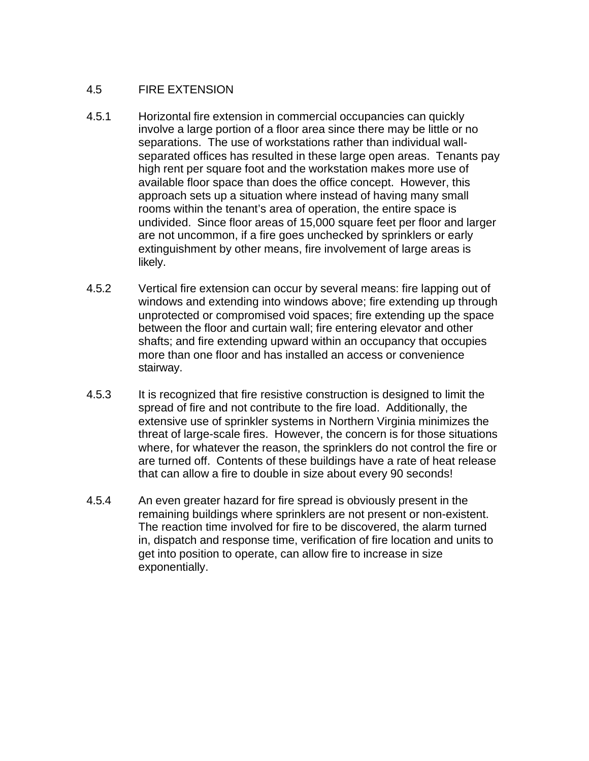## 4.5 FIRE EXTENSION

4.5.1 Horizontal fire extension in commercial occupancies can quickly involve a large portion of a floor area since there may be little or no separations. The use of workstations rather than individual wall-separated offices has resulted in these large open areas. Tenants pay high rent per square foot and the workstation makes more use of available floor space than does the office concept. However, this approach sets up a situation where instead of having many small rooms within the tenant's area of operation, the entire space is undivided. Since floor areas of 15,000 square feet per floor and larger are not uncommon, if a fire goes unchecked by sprinklers or early extinguishment by other means, fire involvement of large areas is likely.

4.5.2 Vertical fire extension can occur by several means: fire lapping out of windows and extending into windows above; fire extending up through unprotected or compromised void spaces; fire extending up the space between the floor and curtain wall; fire entering elevator and other shafts; and fire extending upward within an occupancy that occupies more than one floor and has installed an access or convenience stairway.

4.5.3 It is recognized that fire resistive construction is designed to limit the spread of fire and not contribute to the fire load. Additionally, the extensive use of sprinkler systems in Northern Virginia minimizes the threat of large-scale fires. However, the concern is for those situations where, for whatever the reason, the sprinklers do not control the fire or are turned off. Contents of these buildings have a rate of heat release that can allow a fire to double in size about every 90 seconds!

4.5.4 An even greater hazard for fire spread is obviously present in the remaining buildings where sprinklers are not present or non-existent. The reaction time involved for fire to be discovered, the alarm turned in, dispatch and response time, verification of fire location and units to get into position to operate, can allow fire to increase in size exponentially.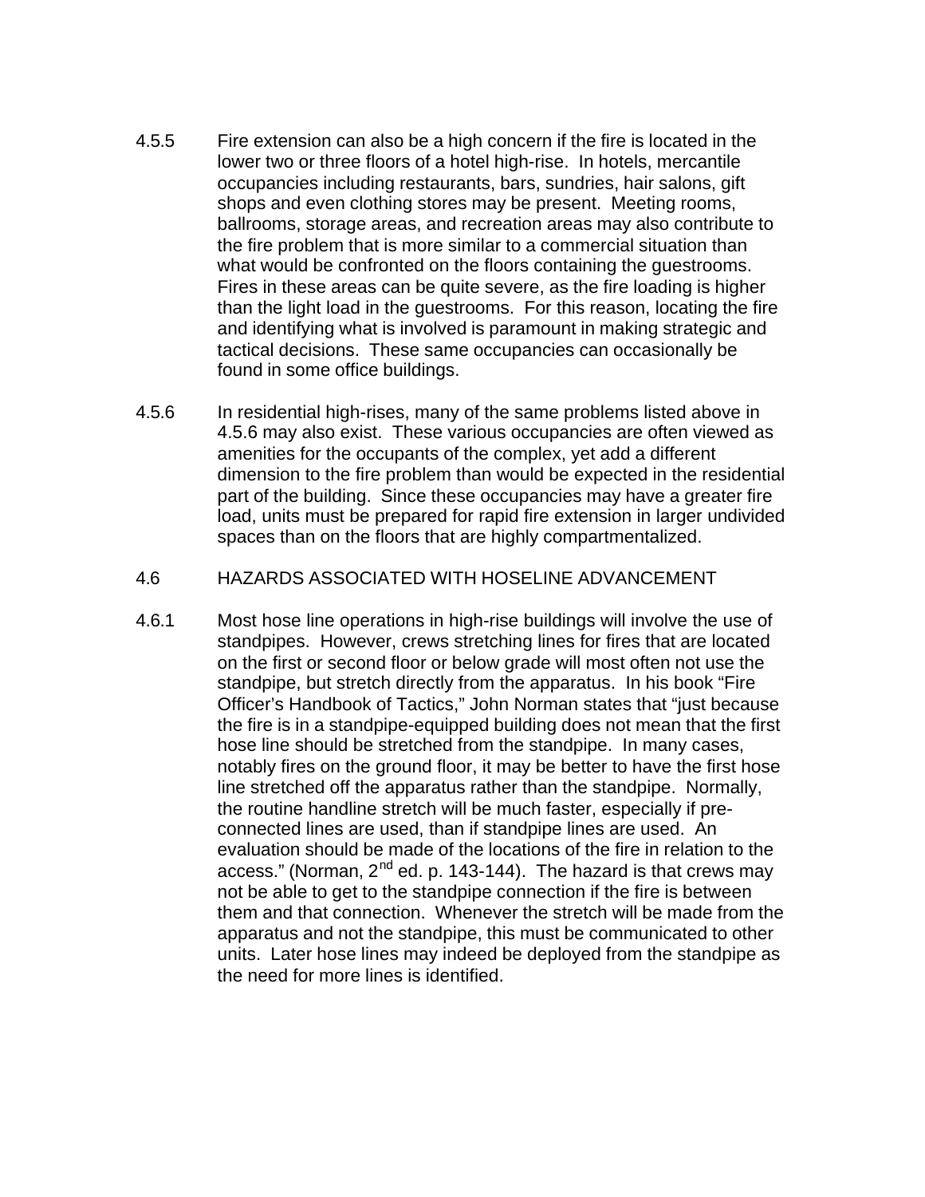4.5.5 Fire extension can also be a high concern if the fire is located in the lower two or three floors of a hotel high-rise. In hotels, mercantile occupancies including restaurants, bars, sundries, hair salons, gift shops and even clothing stores may be present. Meeting rooms, ballrooms, storage areas, and recreation areas may also contribute to the fire problem that is more similar to a commercial situation than what would be confronted on the floors containing the guestrooms. Fires in these areas can be quite severe, as the fire loading is higher than the light load in the guestrooms. For this reason, locating the fire and identifying what is involved is paramount in making strategic and tactical decisions. These same occupancies can occasionally be found in some office buildings.

4.5.6 In residential high-rises, many of the same problems listed above in 4.5.6 may also exist. These various occupancies are often viewed as amenities for the occupants of the complex, yet add a different dimension to the fire problem than would be expected in the residential part of the building. Since these occupancies may have a greater fire load, units must be prepared for rapid fire extension in larger undivided spaces than on the floors that are highly compartmentalized.

## 4.6 HAZARDS ASSOCIATED WITH HOSELINE ADVANCEMENT

4.6.1 Most hose line operations in high-rise buildings will involve the use of standpipes. However, crews stretching lines for fires that are located on the first or second floor or below grade will most often not use the standpipe, but stretch directly from the apparatus. In his book "Fire Officer's Handbook of Tactics," John Norman states that "just because the fire is in a standpipe-equipped building does not mean that the first hose line should be stretched from the standpipe. In many cases, notably fires on the ground floor, it may be better to have the first hose line stretched off the apparatus rather than the standpipe. Normally, the routine handline stretch will be much faster, especially if pre-connected lines are used, than if standpipe lines are used. An evaluation should be made of the locations of the fire in relation to the access." (Norman, 2nd ed. p. 143-144). The hazard is that crews may not be able to get to the standpipe connection if the fire is between them and that connection. Whenever the stretch will be made from the apparatus and not the standpipe, this must be communicated to other units. Later hose lines may indeed be deployed from the standpipe as the need for more lines is identified.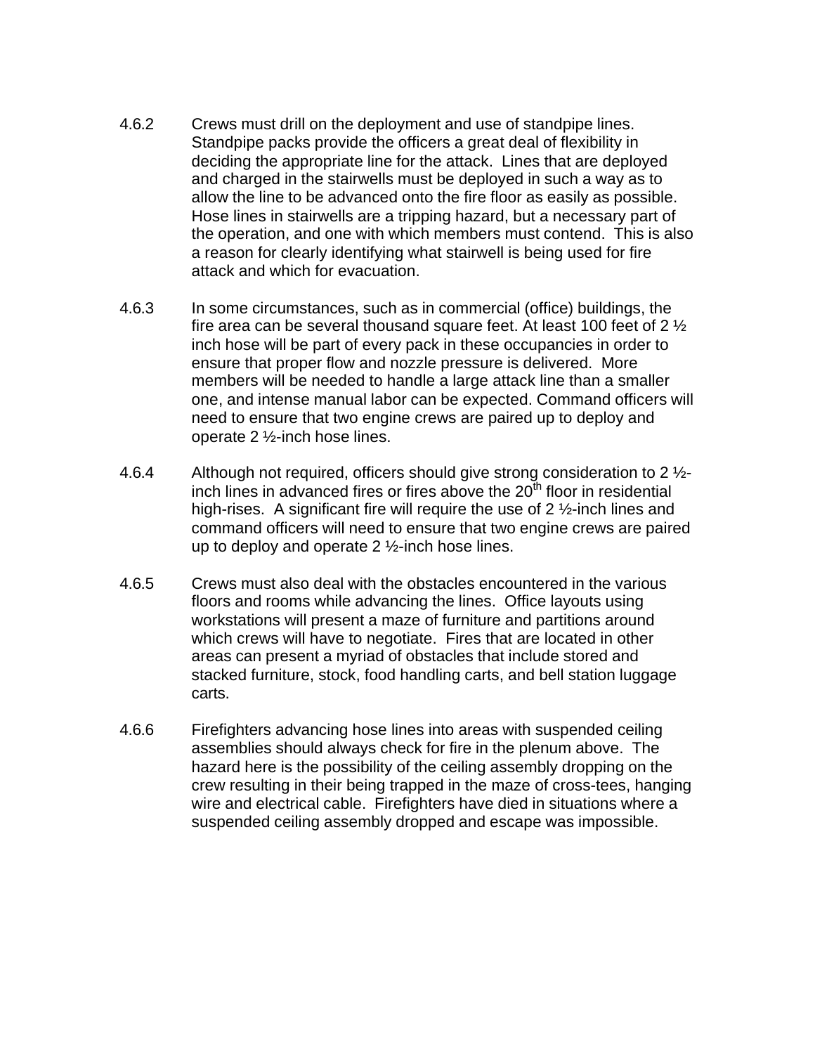4.6.2 Crews must drill on the deployment and use of standpipe lines. Standpipe packs provide the officers a great deal of flexibility in deciding the appropriate line for the attack. Lines that are deployed and charged in the stairwells must be deployed in such a way as to allow the line to be advanced onto the fire floor as easily as possible. Hose lines in stairwells are a tripping hazard, but a necessary part of the operation, and one with which members must contend. This is also a reason for clearly identifying what stairwell is being used for fire attack and which for evacuation.

4.6.3 In some circumstances, such as in commercial (office) buildings, the fire area can be several thousand square feet. At least 100 feet of 2 ½ inch hose will be part of every pack in these occupancies in order to ensure that proper flow and nozzle pressure is delivered. More members will be needed to handle a large attack line than a smaller one, and intense manual labor can be expected. Command officers will need to ensure that two engine crews are paired up to deploy and operate 2 ½-inch hose lines.

4.6.4 Although not required, officers should give strong consideration to 2 ½-inch lines in advanced fires or fires above the 20th floor in residential high-rises. A significant fire will require the use of 2 ½-inch lines and command officers will need to ensure that two engine crews are paired up to deploy and operate 2 ½-inch hose lines.

4.6.5 Crews must also deal with the obstacles encountered in the various floors and rooms while advancing the lines. Office layouts using workstations will present a maze of furniture and partitions around which crews will have to negotiate. Fires that are located in other areas can present a myriad of obstacles that include stored and stacked furniture, stock, food handling carts, and bell station luggage carts.

4.6.6 Firefighters advancing hose lines into areas with suspended ceiling assemblies should always check for fire in the plenum above. The hazard here is the possibility of the ceiling assembly dropping on the crew resulting in their being trapped in the maze of cross-tees, hanging wire and electrical cable. Firefighters have died in situations where a suspended ceiling assembly dropped and escape was impossible.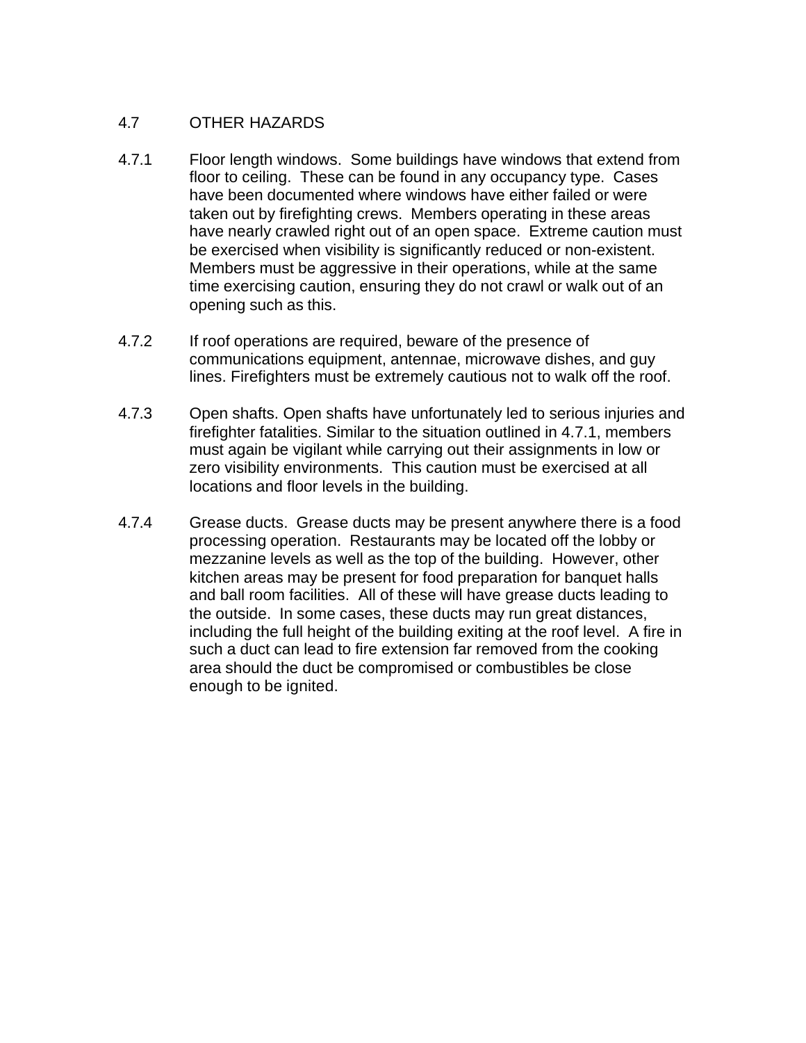## 4.7 OTHER HAZARDS

4.7.1 Floor length windows. Some buildings have windows that extend from floor to ceiling. These can be found in any occupancy type. Cases have been documented where windows have either failed or were taken out by firefighting crews. Members operating in these areas have nearly crawled right out of an open space. Extreme caution must be exercised when visibility is significantly reduced or non-existent. Members must be aggressive in their operations, while at the same time exercising caution, ensuring they do not crawl or walk out of an opening such as this.

4.7.2 If roof operations are required, beware of the presence of communications equipment, antennae, microwave dishes, and guy lines. Firefighters must be extremely cautious not to walk off the roof.

4.7.3 Open shafts. Open shafts have unfortunately led to serious injuries and firefighter fatalities. Similar to the situation outlined in 4.7.1, members must again be vigilant while carrying out their assignments in low or zero visibility environments. This caution must be exercised at all locations and floor levels in the building.

4.7.4 Grease ducts. Grease ducts may be present anywhere there is a food processing operation. Restaurants may be located off the lobby or mezzanine levels as well as the top of the building. However, other kitchen areas may be present for food preparation for banquet halls and ball room facilities. All of these will have grease ducts leading to the outside. In some cases, these ducts may run great distances, including the full height of the building exiting at the roof level. A fire in such a duct can lead to fire extension far removed from the cooking area should the duct be compromised or combustibles be close enough to be ignited.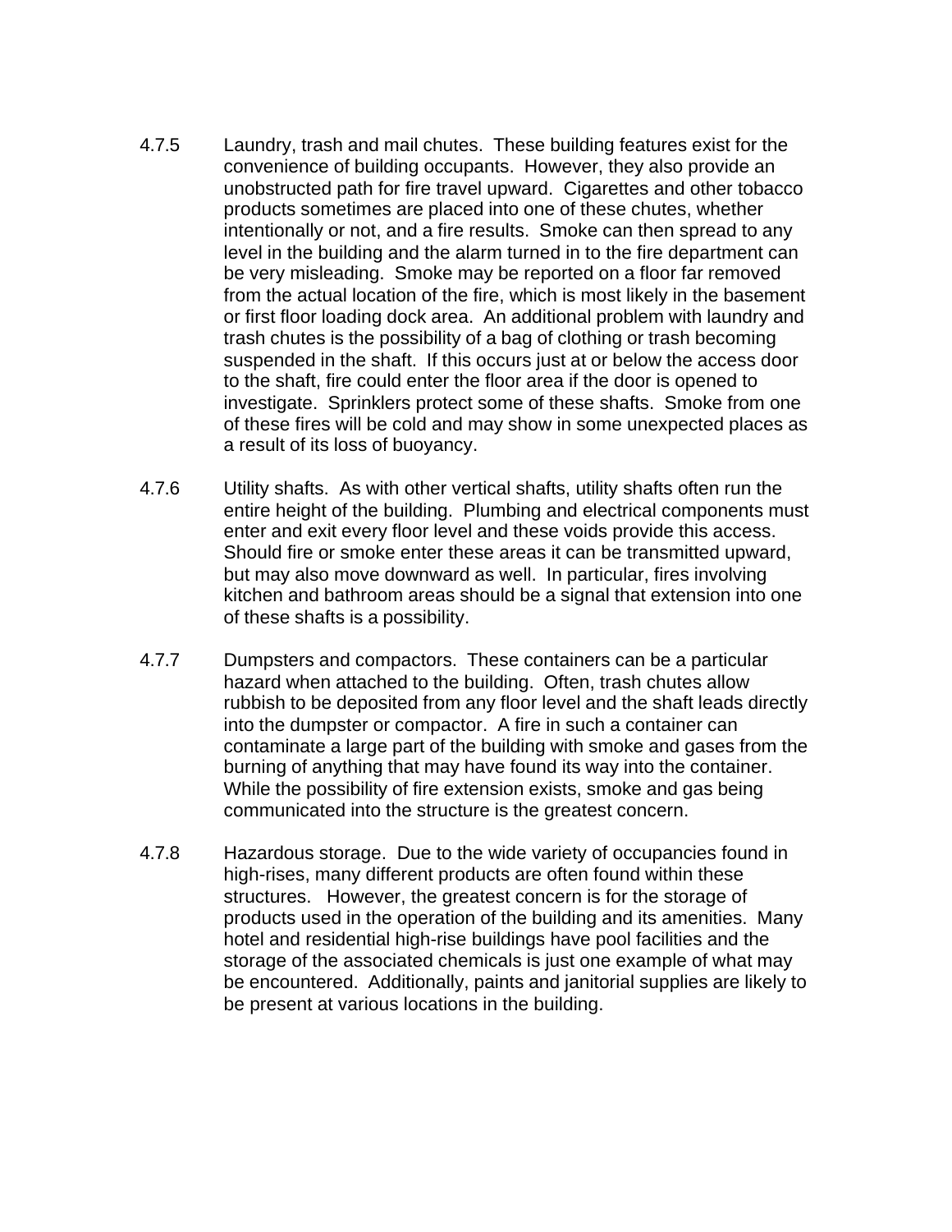4.7.5 Laundry, trash and mail chutes. These building features exist for the convenience of building occupants. However, they also provide an unobstructed path for fire travel upward. Cigarettes and other tobacco products sometimes are placed into one of these chutes, whether intentionally or not, and a fire results. Smoke can then spread to any level in the building and the alarm turned in to the fire department can be very misleading. Smoke may be reported on a floor far removed from the actual location of the fire, which is most likely in the basement or first floor loading dock area. An additional problem with laundry and trash chutes is the possibility of a bag of clothing or trash becoming suspended in the shaft. If this occurs just at or below the access door to the shaft, fire could enter the floor area if the door is opened to investigate. Sprinklers protect some of these shafts. Smoke from one of these fires will be cold and may show in some unexpected places as a result of its loss of buoyancy.

4.7.6 Utility shafts. As with other vertical shafts, utility shafts often run the entire height of the building. Plumbing and electrical components must enter and exit every floor level and these voids provide this access. Should fire or smoke enter these areas it can be transmitted upward, but may also move downward as well. In particular, fires involving kitchen and bathroom areas should be a signal that extension into one of these shafts is a possibility.

4.7.7 Dumpsters and compactors. These containers can be a particular hazard when attached to the building. Often, trash chutes allow rubbish to be deposited from any floor level and the shaft leads directly into the dumpster or compactor. A fire in such a container can contaminate a large part of the building with smoke and gases from the burning of anything that may have found its way into the container. While the possibility of fire extension exists, smoke and gas being communicated into the structure is the greatest concern.

4.7.8 Hazardous storage. Due to the wide variety of occupancies found in high-rises, many different products are often found within these structures. However, the greatest concern is for the storage of products used in the operation of the building and its amenities. Many hotel and residential high-rise buildings have pool facilities and the storage of the associated chemicals is just one example of what may be encountered. Additionally, paints and janitorial supplies are likely to be present at various locations in the building.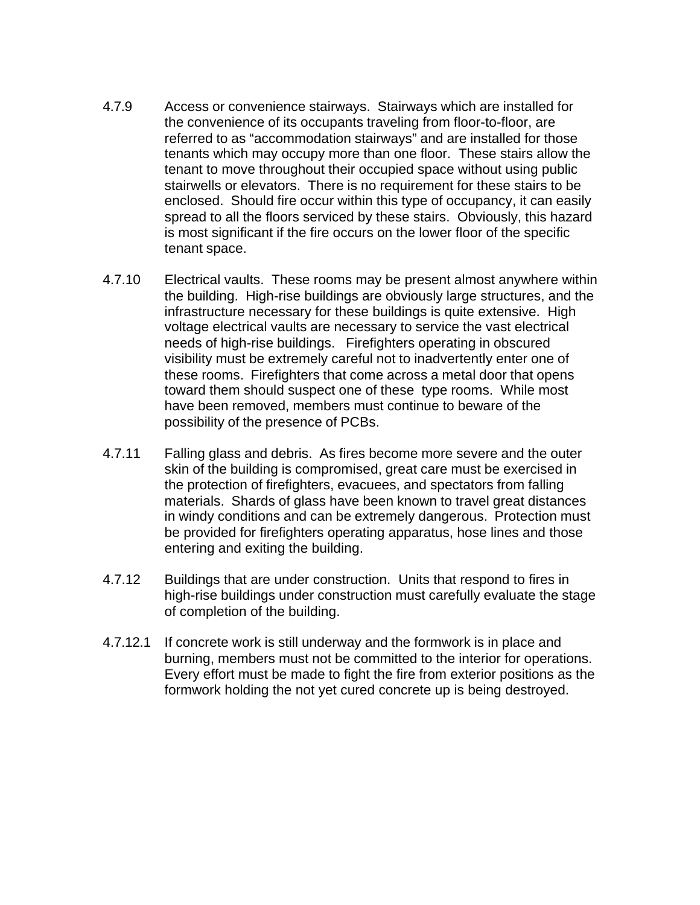4.7.9 Access or convenience stairways. Stairways which are installed for the convenience of its occupants traveling from floor-to-floor, are referred to as "accommodation stairways" and are installed for those tenants which may occupy more than one floor. These stairs allow the tenant to move throughout their occupied space without using public stairwells or elevators. There is no requirement for these stairs to be enclosed. Should fire occur within this type of occupancy, it can easily spread to all the floors serviced by these stairs. Obviously, this hazard is most significant if the fire occurs on the lower floor of the specific tenant space.

4.7.10 Electrical vaults. These rooms may be present almost anywhere within the building. High-rise buildings are obviously large structures, and the infrastructure necessary for these buildings is quite extensive. High voltage electrical vaults are necessary to service the vast electrical needs of high-rise buildings. Firefighters operating in obscured visibility must be extremely careful not to inadvertently enter one of these rooms. Firefighters that come across a metal door that opens toward them should suspect one of these type rooms. While most have been removed, members must continue to beware of the possibility of the presence of PCBs.

4.7.11 Falling glass and debris. As fires become more severe and the outer skin of the building is compromised, great care must be exercised in the protection of firefighters, evacuees, and spectators from falling materials. Shards of glass have been known to travel great distances in windy conditions and can be extremely dangerous. Protection must be provided for firefighters operating apparatus, hose lines and those entering and exiting the building.

4.7.12 Buildings that are under construction. Units that respond to fires in high-rise buildings under construction must carefully evaluate the stage of completion of the building.

4.7.12.1 If concrete work is still underway and the formwork is in place and burning, members must not be committed to the interior for operations. Every effort must be made to fight the fire from exterior positions as the formwork holding the not yet cured concrete up is being destroyed.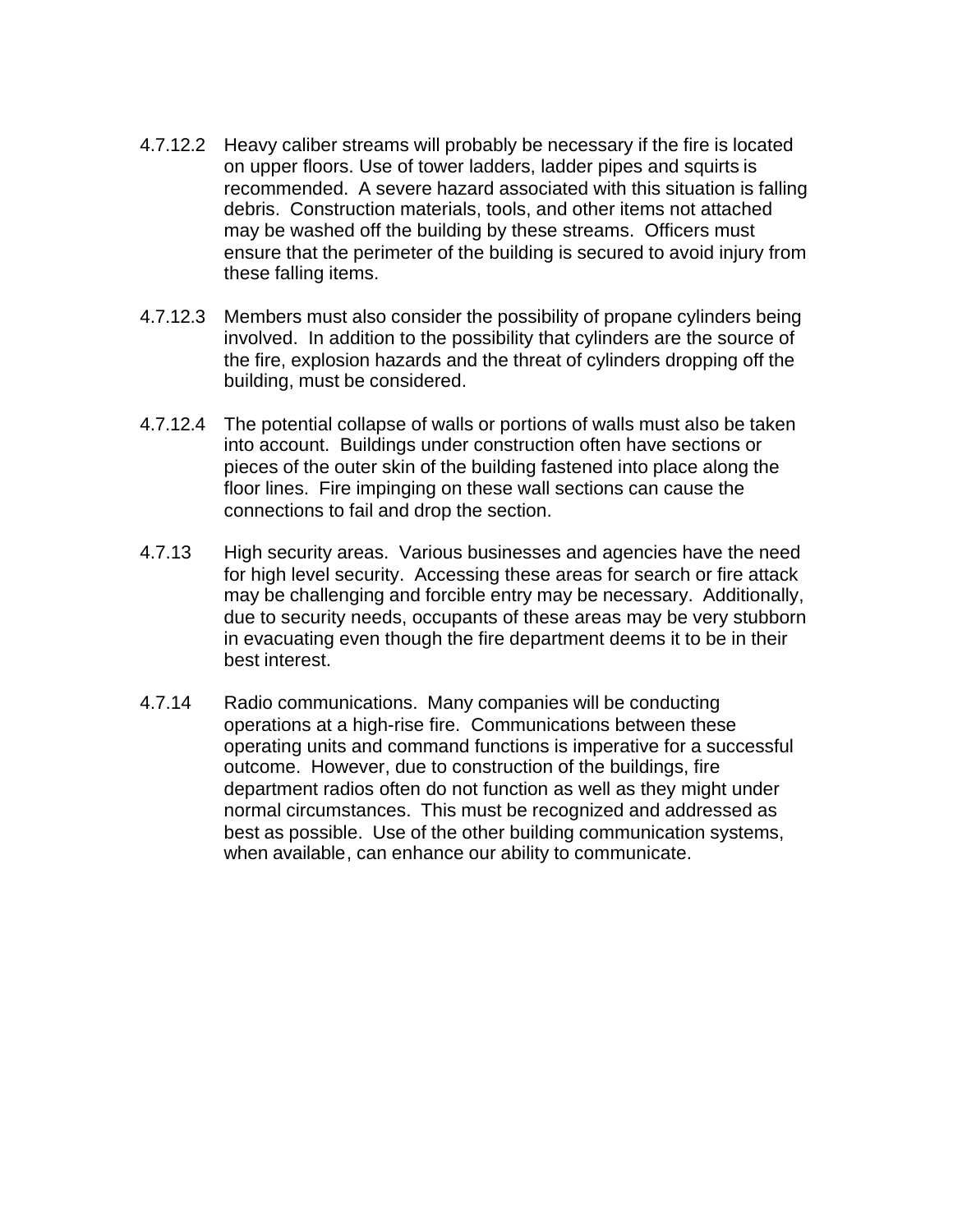4.7.12.2 Heavy caliber streams will probably be necessary if the fire is located on upper floors. Use of tower ladders, ladder pipes and squirts is recommended. A severe hazard associated with this situation is falling debris. Construction materials, tools, and other items not attached may be washed off the building by these streams. Officers must ensure that the perimeter of the building is secured to avoid injury from these falling items.

4.7.12.3 Members must also consider the possibility of propane cylinders being involved. In addition to the possibility that cylinders are the source of the fire, explosion hazards and the threat of cylinders dropping off the building, must be considered.

4.7.12.4 The potential collapse of walls or portions of walls must also be taken into account. Buildings under construction often have sections or pieces of the outer skin of the building fastened into place along the floor lines. Fire impinging on these wall sections can cause the connections to fail and drop the section.

4.7.13 High security areas. Various businesses and agencies have the need for high level security. Accessing these areas for search or fire attack may be challenging and forcible entry may be necessary. Additionally, due to security needs, occupants of these areas may be very stubborn in evacuating even though the fire department deems it to be in their best interest.

4.7.14 Radio communications. Many companies will be conducting operations at a high-rise fire. Communications between these operating units and command functions is imperative for a successful outcome. However, due to construction of the buildings, fire department radios often do not function as well as they might under normal circumstances. This must be recognized and addressed as best as possible. Use of the other building communication systems, when available, can enhance our ability to communicate.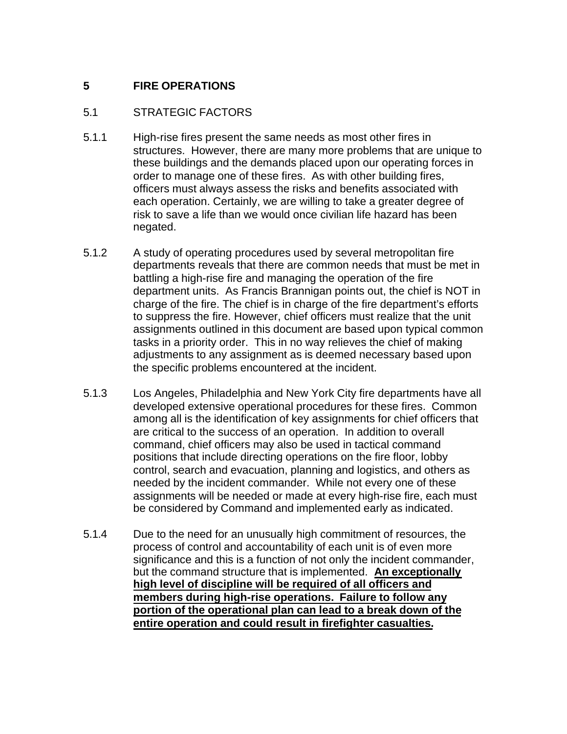# 5 FIRE OPERATIONS

## 5.1 STRATEGIC FACTORS

5.1.1 High-rise fires present the same needs as most other fires in structures. However, there are many more problems that are unique to these buildings and the demands placed upon our operating forces in order to manage one of these fires. As with other building fires, officers must always assess the risks and benefits associated with each operation. Certainly, we are willing to take a greater degree of risk to save a life than we would once civilian life hazard has been negated.

5.1.2 A study of operating procedures used by several metropolitan fire departments reveals that there are common needs that must be met in battling a high-rise fire and managing the operation of the fire department units. As Francis Brannigan points out, the chief is NOT in charge of the fire. The chief is in charge of the fire department's efforts to suppress the fire. However, chief officers must realize that the unit assignments outlined in this document are based upon typical common tasks in a priority order. This in no way relieves the chief of making adjustments to any assignment as is deemed necessary based upon the specific problems encountered at the incident.

5.1.3 Los Angeles, Philadelphia and New York City fire departments have all developed extensive operational procedures for these fires. Common among all is the identification of key assignments for chief officers that are critical to the success of an operation. In addition to overall command, chief officers may also be used in tactical command positions that include directing operations on the fire floor, lobby control, search and evacuation, planning and logistics, and others as needed by the incident commander. While not every one of these assignments will be needed or made at every high-rise fire, each must be considered by Command and implemented early as indicated.

5.1.4 Due to the need for an unusually high commitment of resources, the process of control and accountability of each unit is of even more significance and this is a function of not only the incident commander, but the command structure that is implemented. **<u>An exceptionally high level of discipline will be required of all officers and members during high-rise operations. Failure to follow any portion of the operational plan can lead to a break down of the entire operation and could result in firefighter casualties.</u>**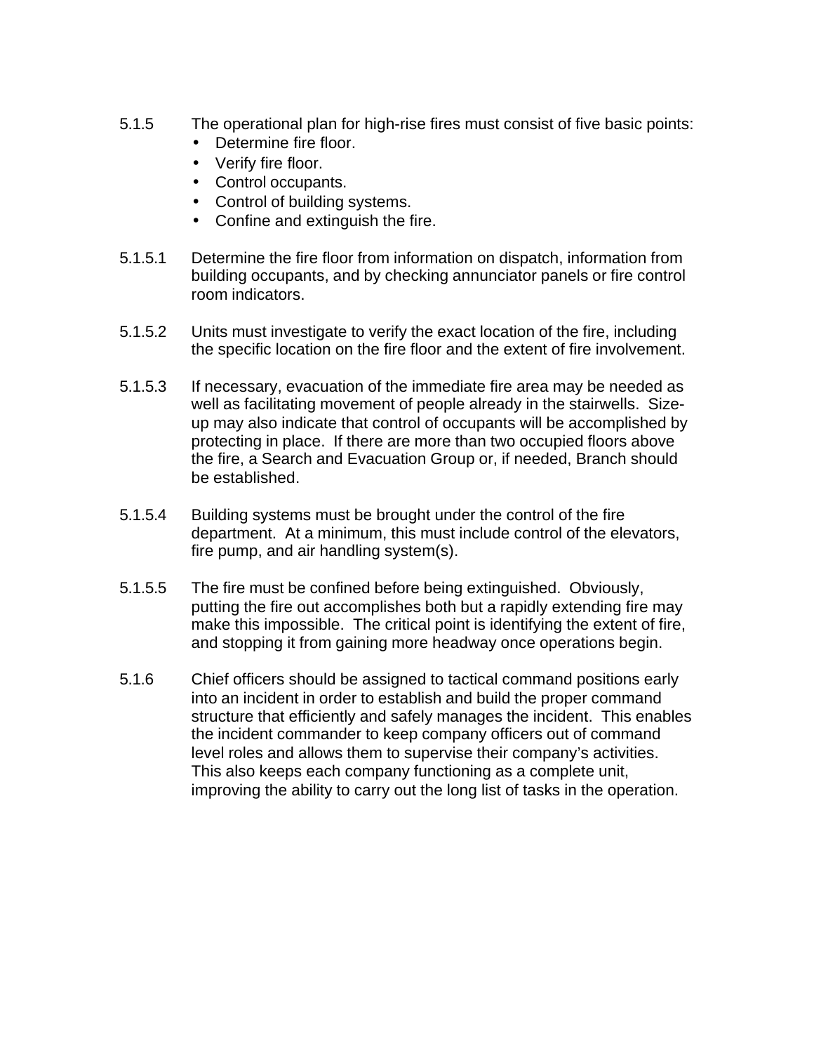5.1.5 The operational plan for high-rise fires must consist of five basic points:

- Determine fire floor.
- Verify fire floor.
- Control occupants.
- Control of building systems.
- Confine and extinguish the fire.

5.1.5.1 Determine the fire floor from information on dispatch, information from building occupants, and by checking annunciator panels or fire control room indicators.

5.1.5.2 Units must investigate to verify the exact location of the fire, including the specific location on the fire floor and the extent of fire involvement.

5.1.5.3 If necessary, evacuation of the immediate fire area may be needed as well as facilitating movement of people already in the stairwells. Size-up may also indicate that control of occupants will be accomplished by protecting in place. If there are more than two occupied floors above the fire, a Search and Evacuation Group or, if needed, Branch should be established.

5.1.5.4 Building systems must be brought under the control of the fire department. At a minimum, this must include control of the elevators, fire pump, and air handling system(s).

5.1.5.5 The fire must be confined before being extinguished. Obviously, putting the fire out accomplishes both but a rapidly extending fire may make this impossible. The critical point is identifying the extent of fire, and stopping it from gaining more headway once operations begin.

5.1.6 Chief officers should be assigned to tactical command positions early into an incident in order to establish and build the proper command structure that efficiently and safely manages the incident. This enables the incident commander to keep company officers out of command level roles and allows them to supervise their company's activities. This also keeps each company functioning as a complete unit, improving the ability to carry out the long list of tasks in the operation.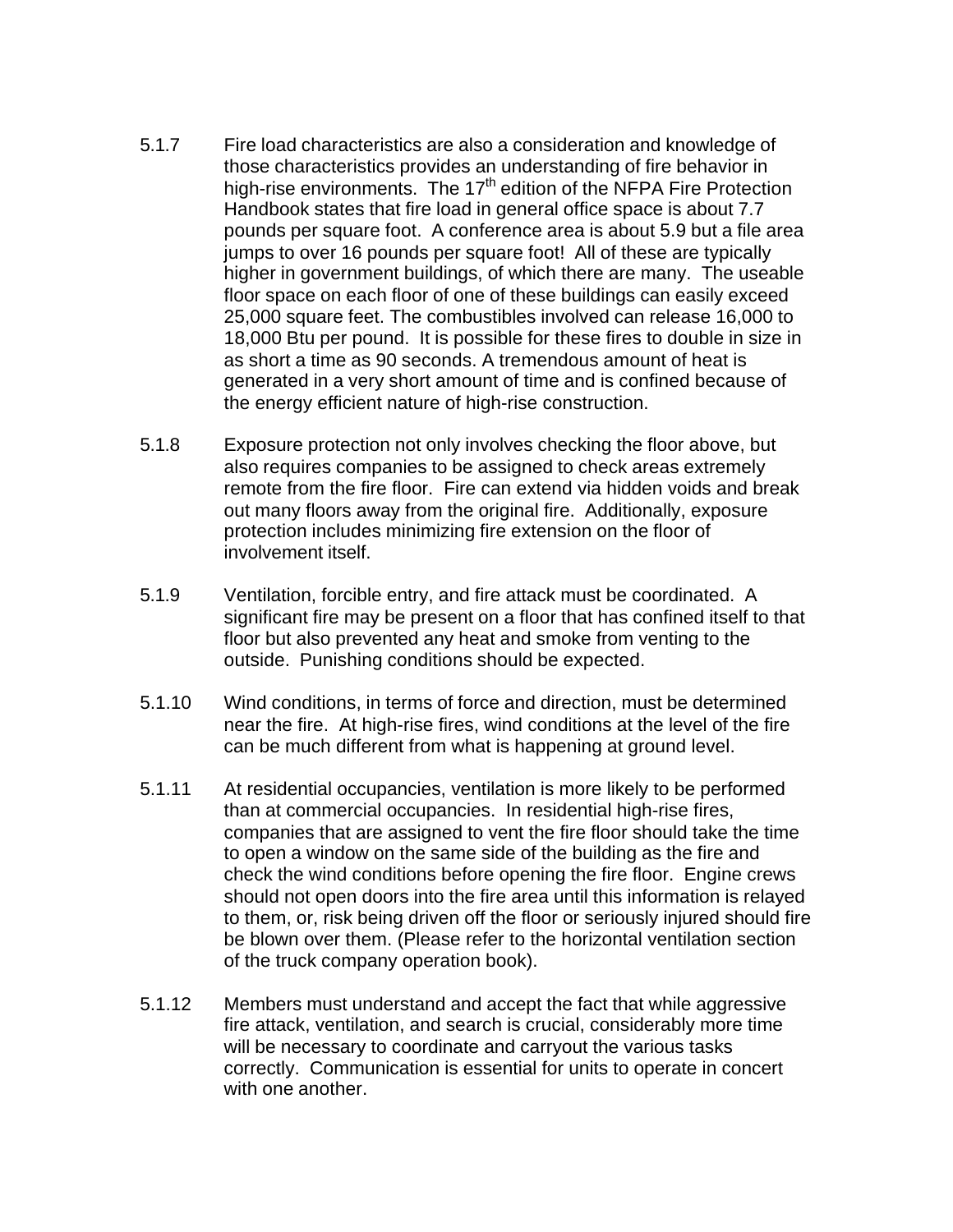5.1.7 Fire load characteristics are also a consideration and knowledge of those characteristics provides an understanding of fire behavior in high-rise environments. The 17th edition of the NFPA Fire Protection Handbook states that fire load in general office space is about 7.7 pounds per square foot. A conference area is about 5.9 but a file area jumps to over 16 pounds per square foot! All of these are typically higher in government buildings, of which there are many. The useable floor space on each floor of one of these buildings can easily exceed 25,000 square feet. The combustibles involved can release 16,000 to 18,000 Btu per pound. It is possible for these fires to double in size in as short a time as 90 seconds. A tremendous amount of heat is generated in a very short amount of time and is confined because of the energy efficient nature of high-rise construction.

5.1.8 Exposure protection not only involves checking the floor above, but also requires companies to be assigned to check areas extremely remote from the fire floor. Fire can extend via hidden voids and break out many floors away from the original fire. Additionally, exposure protection includes minimizing fire extension on the floor of involvement itself.

5.1.9 Ventilation, forcible entry, and fire attack must be coordinated. A significant fire may be present on a floor that has confined itself to that floor but also prevented any heat and smoke from venting to the outside. Punishing conditions should be expected.

5.1.10 Wind conditions, in terms of force and direction, must be determined near the fire. At high-rise fires, wind conditions at the level of the fire can be much different from what is happening at ground level.

5.1.11 At residential occupancies, ventilation is more likely to be performed than at commercial occupancies. In residential high-rise fires, companies that are assigned to vent the fire floor should take the time to open a window on the same side of the building as the fire and check the wind conditions before opening the fire floor. Engine crews should not open doors into the fire area until this information is relayed to them, or, risk being driven off the floor or seriously injured should fire be blown over them. (Please refer to the horizontal ventilation section of the truck company operation book).

5.1.12 Members must understand and accept the fact that while aggressive fire attack, ventilation, and search is crucial, considerably more time will be necessary to coordinate and carryout the various tasks correctly. Communication is essential for units to operate in concert with one another.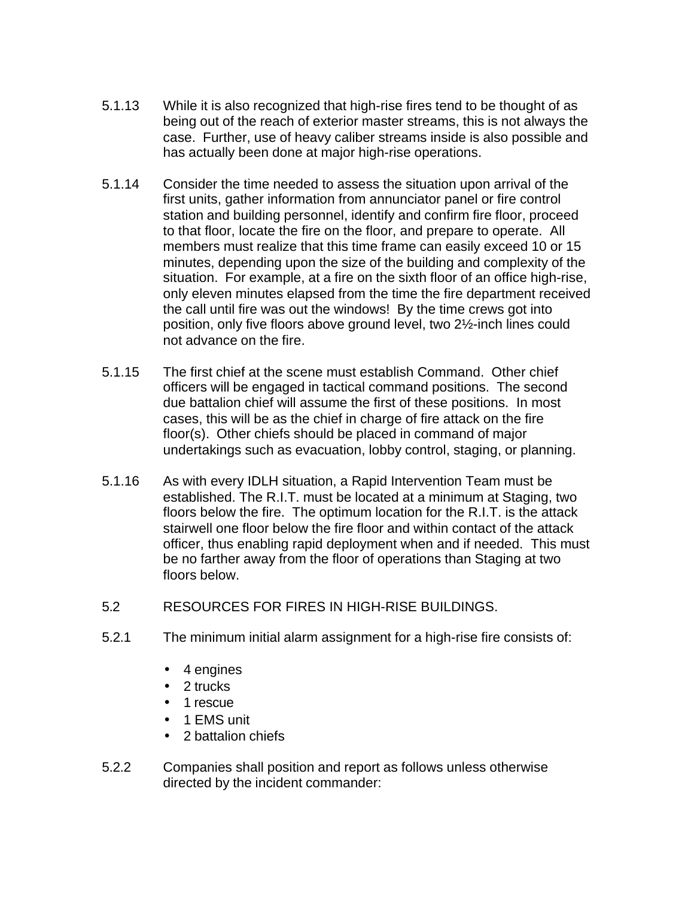5.1.13 While it is also recognized that high-rise fires tend to be thought of as being out of the reach of exterior master streams, this is not always the case. Further, use of heavy caliber streams inside is also possible and has actually been done at major high-rise operations.

5.1.14 Consider the time needed to assess the situation upon arrival of the first units, gather information from annunciator panel or fire control station and building personnel, identify and confirm fire floor, proceed to that floor, locate the fire on the floor, and prepare to operate. All members must realize that this time frame can easily exceed 10 or 15 minutes, depending upon the size of the building and complexity of the situation. For example, at a fire on the sixth floor of an office high-rise, only eleven minutes elapsed from the time the fire department received the call until fire was out the windows! By the time crews got into position, only five floors above ground level, two 2½-inch lines could not advance on the fire.

5.1.15 The first chief at the scene must establish Command. Other chief officers will be engaged in tactical command positions. The second due battalion chief will assume the first of these positions. In most cases, this will be as the chief in charge of fire attack on the fire floor(s). Other chiefs should be placed in command of major undertakings such as evacuation, lobby control, staging, or planning.

5.1.16 As with every IDLH situation, a Rapid Intervention Team must be established. The R.I.T. must be located at a minimum at Staging, two floors below the fire. The optimum location for the R.I.T. is the attack stairwell one floor below the fire floor and within contact of the attack officer, thus enabling rapid deployment when and if needed. This must be no farther away from the floor of operations than Staging at two floors below.

## 5.2 RESOURCES FOR FIRES IN HIGH-RISE BUILDINGS.

5.2.1 The minimum initial alarm assignment for a high-rise fire consists of:

- 4 engines
- 2 trucks
- 1 rescue
- 1 EMS unit
- 2 battalion chiefs

5.2.2 Companies shall position and report as follows unless otherwise directed by the incident commander: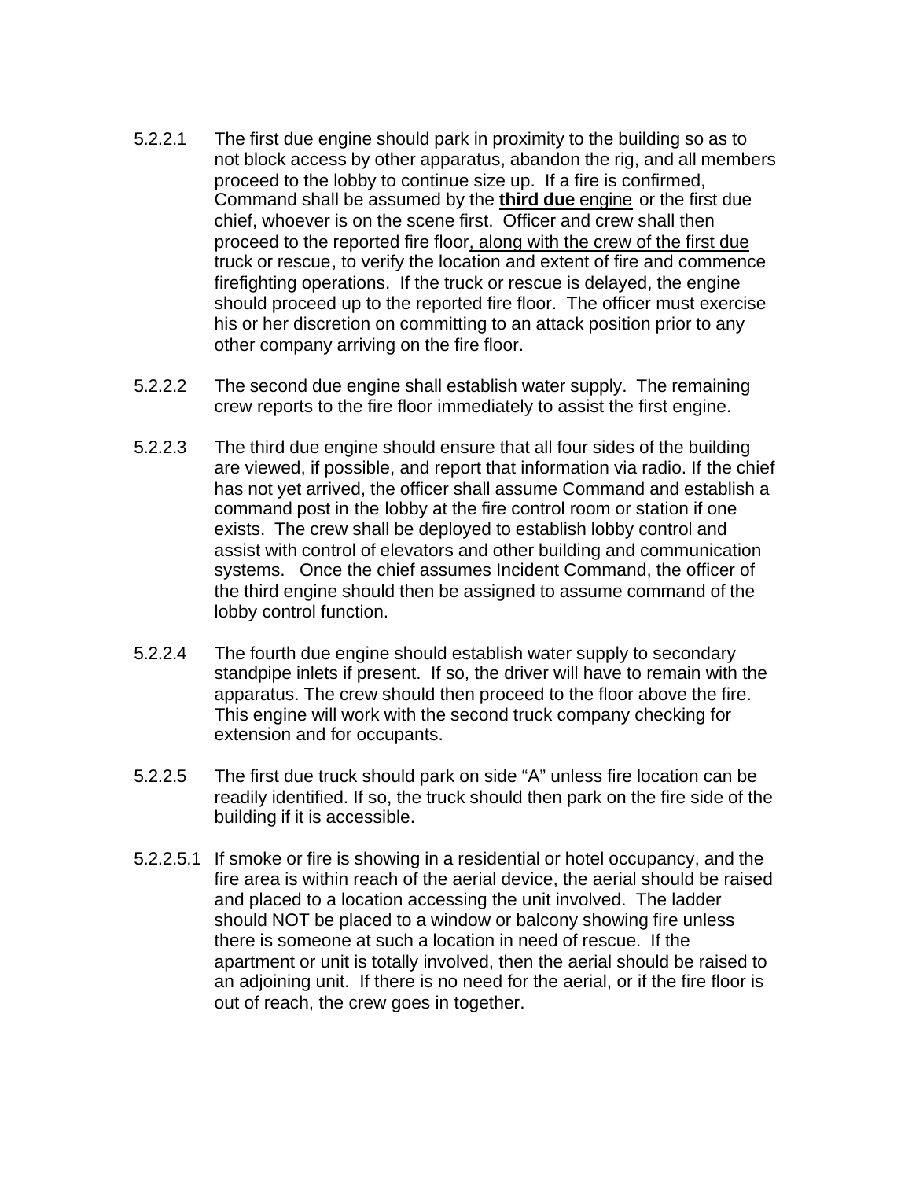5.2.2.1 The first due engine should park in proximity to the building so as to not block access by other apparatus, abandon the rig, and all members proceed to the lobby to continue size up. If a fire is confirmed, Command shall be assumed by the <u>**third due** engine</u> or the first due chief, whoever is on the scene first. Officer and crew shall then proceed to the reported fire floor<u>, along with the crew of the first due truck or rescue</u>, to verify the location and extent of fire and commence firefighting operations. If the truck or rescue is delayed, the engine should proceed up to the reported fire floor. The officer must exercise his or her discretion on committing to an attack position prior to any other company arriving on the fire floor.

5.2.2.2 The second due engine shall establish water supply. The remaining crew reports to the fire floor immediately to assist the first engine.

5.2.2.3 The third due engine should ensure that all four sides of the building are viewed, if possible, and report that information via radio. If the chief has not yet arrived, the officer shall assume Command and establish a command post <u>in the lobby</u> at the fire control room or station if one exists. The crew shall be deployed to establish lobby control and assist with control of elevators and other building and communication systems. Once the chief assumes Incident Command, the officer of the third engine should then be assigned to assume command of the lobby control function.

5.2.2.4 The fourth due engine should establish water supply to secondary standpipe inlets if present. If so, the driver will have to remain with the apparatus. The crew should then proceed to the floor above the fire. This engine will work with the second truck company checking for extension and for occupants.

5.2.2.5 The first due truck should park on side "A" unless fire location can be readily identified. If so, the truck should then park on the fire side of the building if it is accessible.

5.2.2.5.1 If smoke or fire is showing in a residential or hotel occupancy, and the fire area is within reach of the aerial device, the aerial should be raised and placed to a location accessing the unit involved. The ladder should NOT be placed to a window or balcony showing fire unless there is someone at such a location in need of rescue. If the apartment or unit is totally involved, then the aerial should be raised to an adjoining unit. If there is no need for the aerial, or if the fire floor is out of reach, the crew goes in together.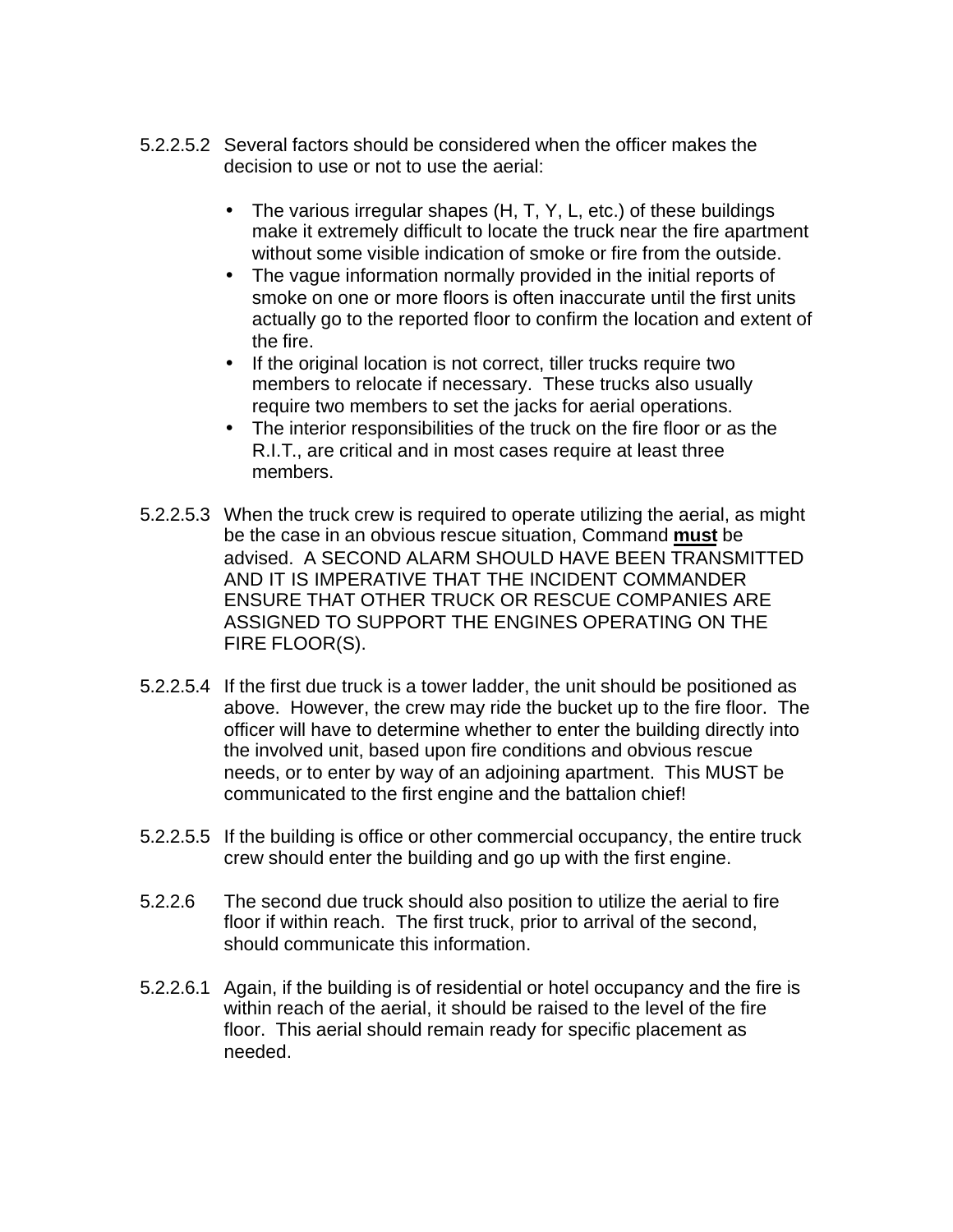5.2.2.5.2 Several factors should be considered when the officer makes the decision to use or not to use the aerial:

- The various irregular shapes (H, T, Y, L, etc.) of these buildings make it extremely difficult to locate the truck near the fire apartment without some visible indication of smoke or fire from the outside.
- The vague information normally provided in the initial reports of smoke on one or more floors is often inaccurate until the first units actually go to the reported floor to confirm the location and extent of the fire.
- If the original location is not correct, tiller trucks require two members to relocate if necessary. These trucks also usually require two members to set the jacks for aerial operations.
- The interior responsibilities of the truck on the fire floor or as the R.I.T., are critical and in most cases require at least three members.

5.2.2.5.3 When the truck crew is required to operate utilizing the aerial, as might be the case in an obvious rescue situation, Command **<u>must</u>** be advised. A SECOND ALARM SHOULD HAVE BEEN TRANSMITTED AND IT IS IMPERATIVE THAT THE INCIDENT COMMANDER ENSURE THAT OTHER TRUCK OR RESCUE COMPANIES ARE ASSIGNED TO SUPPORT THE ENGINES OPERATING ON THE FIRE FLOOR(S).

5.2.2.5.4 If the first due truck is a tower ladder, the unit should be positioned as above. However, the crew may ride the bucket up to the fire floor. The officer will have to determine whether to enter the building directly into the involved unit, based upon fire conditions and obvious rescue needs, or to enter by way of an adjoining apartment. This MUST be communicated to the first engine and the battalion chief!

5.2.2.5.5 If the building is office or other commercial occupancy, the entire truck crew should enter the building and go up with the first engine.

5.2.2.6 The second due truck should also position to utilize the aerial to fire floor if within reach. The first truck, prior to arrival of the second, should communicate this information.

5.2.2.6.1 Again, if the building is of residential or hotel occupancy and the fire is within reach of the aerial, it should be raised to the level of the fire floor. This aerial should remain ready for specific placement as needed.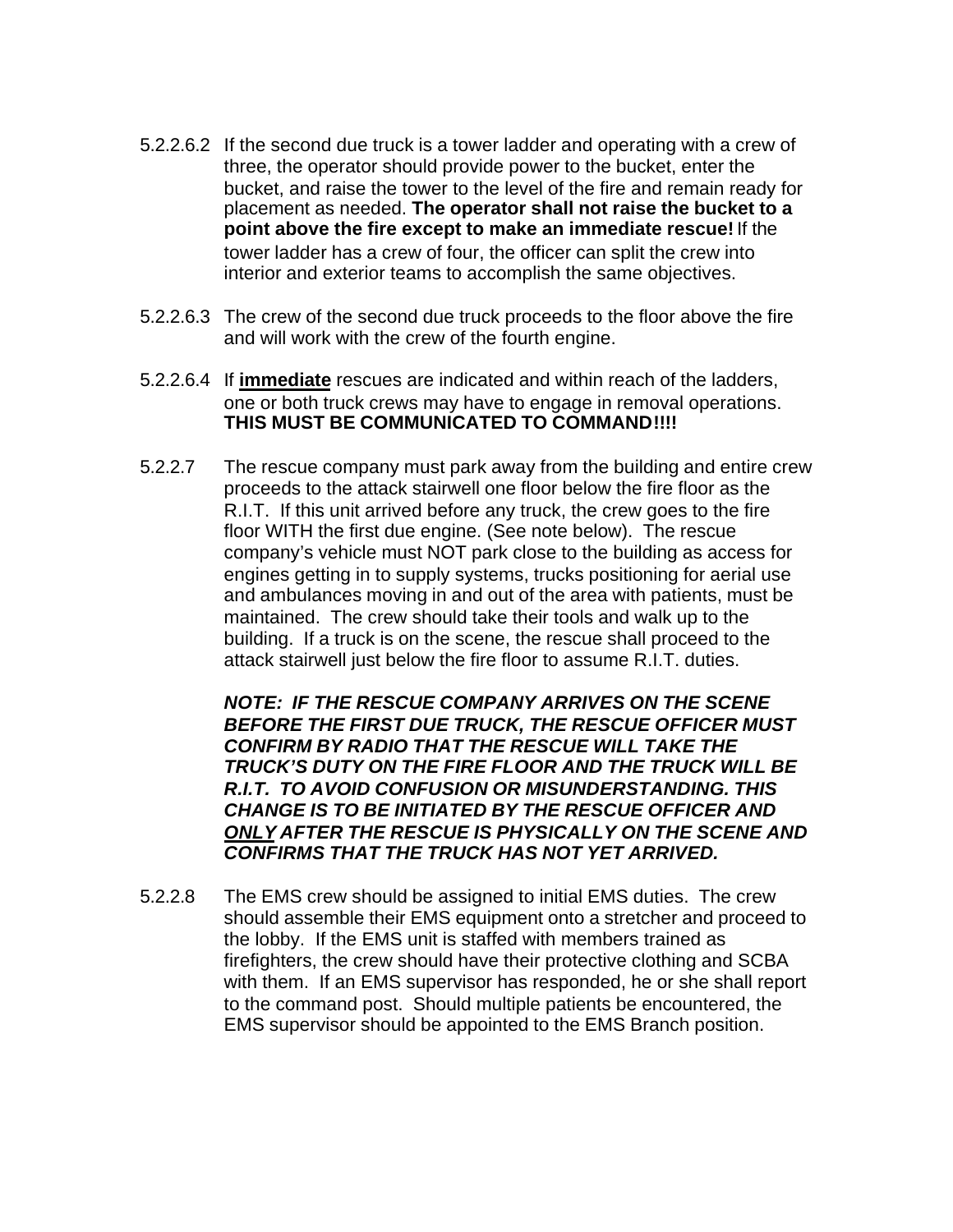5.2.2.6.2 If the second due truck is a tower ladder and operating with a crew of three, the operator should provide power to the bucket, enter the bucket, and raise the tower to the level of the fire and remain ready for placement as needed. **The operator shall not raise the bucket to a point above the fire except to make an immediate rescue!** If the tower ladder has a crew of four, the officer can split the crew into interior and exterior teams to accomplish the same objectives.

5.2.2.6.3 The crew of the second due truck proceeds to the floor above the fire and will work with the crew of the fourth engine.

5.2.2.6.4 If **<u>immediate</u>** rescues are indicated and within reach of the ladders, one or both truck crews may have to engage in removal operations. **THIS MUST BE COMMUNICATED TO COMMAND!!!!**

5.2.2.7 The rescue company must park away from the building and entire crew proceeds to the attack stairwell one floor below the fire floor as the R.I.T. If this unit arrived before any truck, the crew goes to the fire floor WITH the first due engine. (See note below). The rescue company's vehicle must NOT park close to the building as access for engines getting in to supply systems, trucks positioning for aerial use and ambulances moving in and out of the area with patients, must be maintained. The crew should take their tools and walk up to the building. If a truck is on the scene, the rescue shall proceed to the attack stairwell just below the fire floor to assume R.I.T. duties.

***NOTE: IF THE RESCUE COMPANY ARRIVES ON THE SCENE BEFORE THE FIRST DUE TRUCK, THE RESCUE OFFICER MUST CONFIRM BY RADIO THAT THE RESCUE WILL TAKE THE TRUCK'S DUTY ON THE FIRE FLOOR AND THE TRUCK WILL BE R.I.T. TO AVOID CONFUSION OR MISUNDERSTANDING. THIS CHANGE IS TO BE INITIATED BY THE RESCUE OFFICER AND <u>ONLY</u> AFTER THE RESCUE IS PHYSICALLY ON THE SCENE AND CONFIRMS THAT THE TRUCK HAS NOT YET ARRIVED.***

5.2.2.8 The EMS crew should be assigned to initial EMS duties. The crew should assemble their EMS equipment onto a stretcher and proceed to the lobby. If the EMS unit is staffed with members trained as firefighters, the crew should have their protective clothing and SCBA with them. If an EMS supervisor has responded, he or she shall report to the command post. Should multiple patients be encountered, the EMS supervisor should be appointed to the EMS Branch position.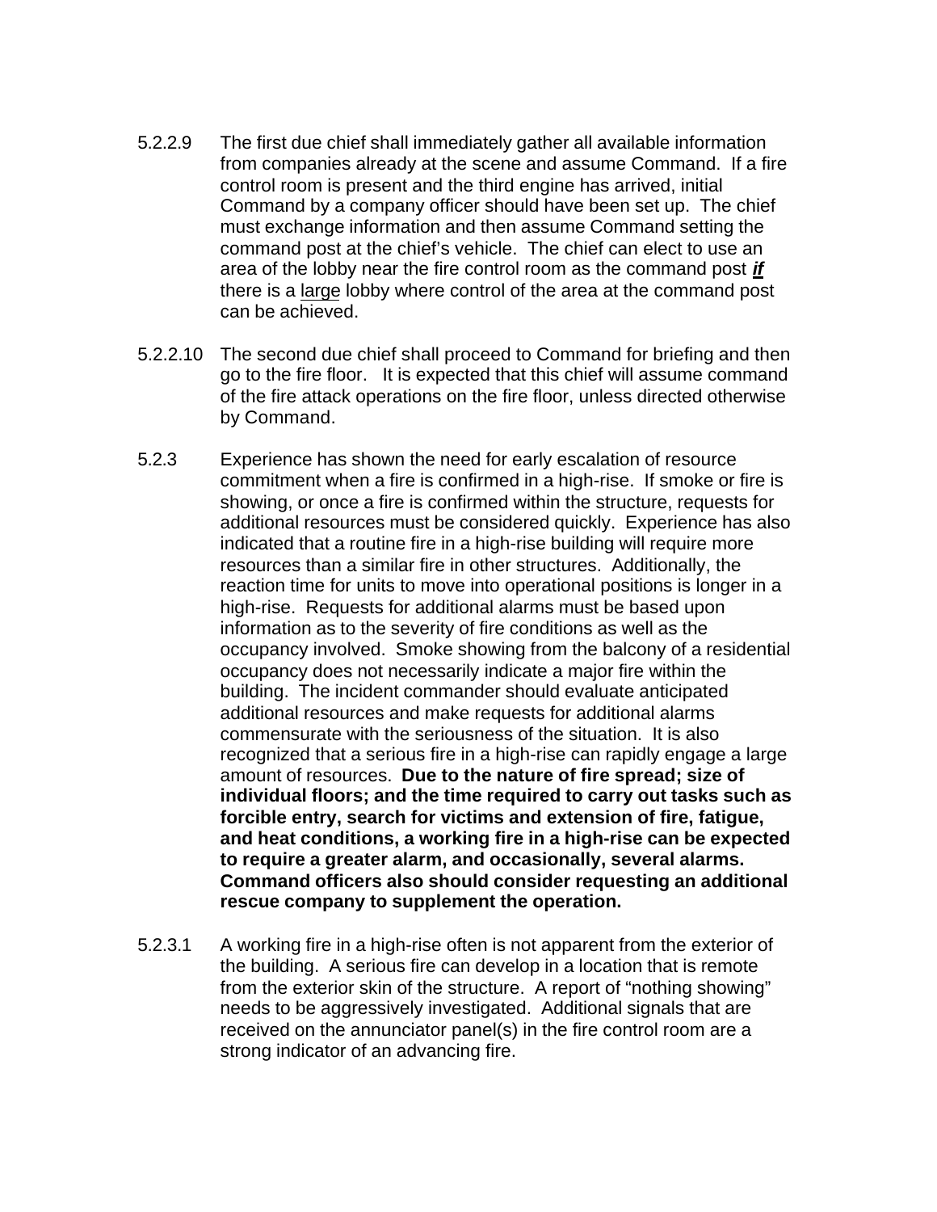5.2.2.9 The first due chief shall immediately gather all available information from companies already at the scene and assume Command. If a fire control room is present and the third engine has arrived, initial Command by a company officer should have been set up. The chief must exchange information and then assume Command setting the command post at the chief's vehicle. The chief can elect to use an area of the lobby near the fire control room as the command post ***if*** there is a large lobby where control of the area at the command post can be achieved.

5.2.2.10 The second due chief shall proceed to Command for briefing and then go to the fire floor. It is expected that this chief will assume command of the fire attack operations on the fire floor, unless directed otherwise by Command.

5.2.3 Experience has shown the need for early escalation of resource commitment when a fire is confirmed in a high-rise. If smoke or fire is showing, or once a fire is confirmed within the structure, requests for additional resources must be considered quickly. Experience has also indicated that a routine fire in a high-rise building will require more resources than a similar fire in other structures. Additionally, the reaction time for units to move into operational positions is longer in a high-rise. Requests for additional alarms must be based upon information as to the severity of fire conditions as well as the occupancy involved. Smoke showing from the balcony of a residential occupancy does not necessarily indicate a major fire within the building. The incident commander should evaluate anticipated additional resources and make requests for additional alarms commensurate with the seriousness of the situation. It is also recognized that a serious fire in a high-rise can rapidly engage a large amount of resources. **Due to the nature of fire spread; size of individual floors; and the time required to carry out tasks such as forcible entry, search for victims and extension of fire, fatigue, and heat conditions, a working fire in a high-rise can be expected to require a greater alarm, and occasionally, several alarms. Command officers also should consider requesting an additional rescue company to supplement the operation.**

5.2.3.1 A working fire in a high-rise often is not apparent from the exterior of the building. A serious fire can develop in a location that is remote from the exterior skin of the structure. A report of "nothing showing" needs to be aggressively investigated. Additional signals that are received on the annunciator panel(s) in the fire control room are a strong indicator of an advancing fire.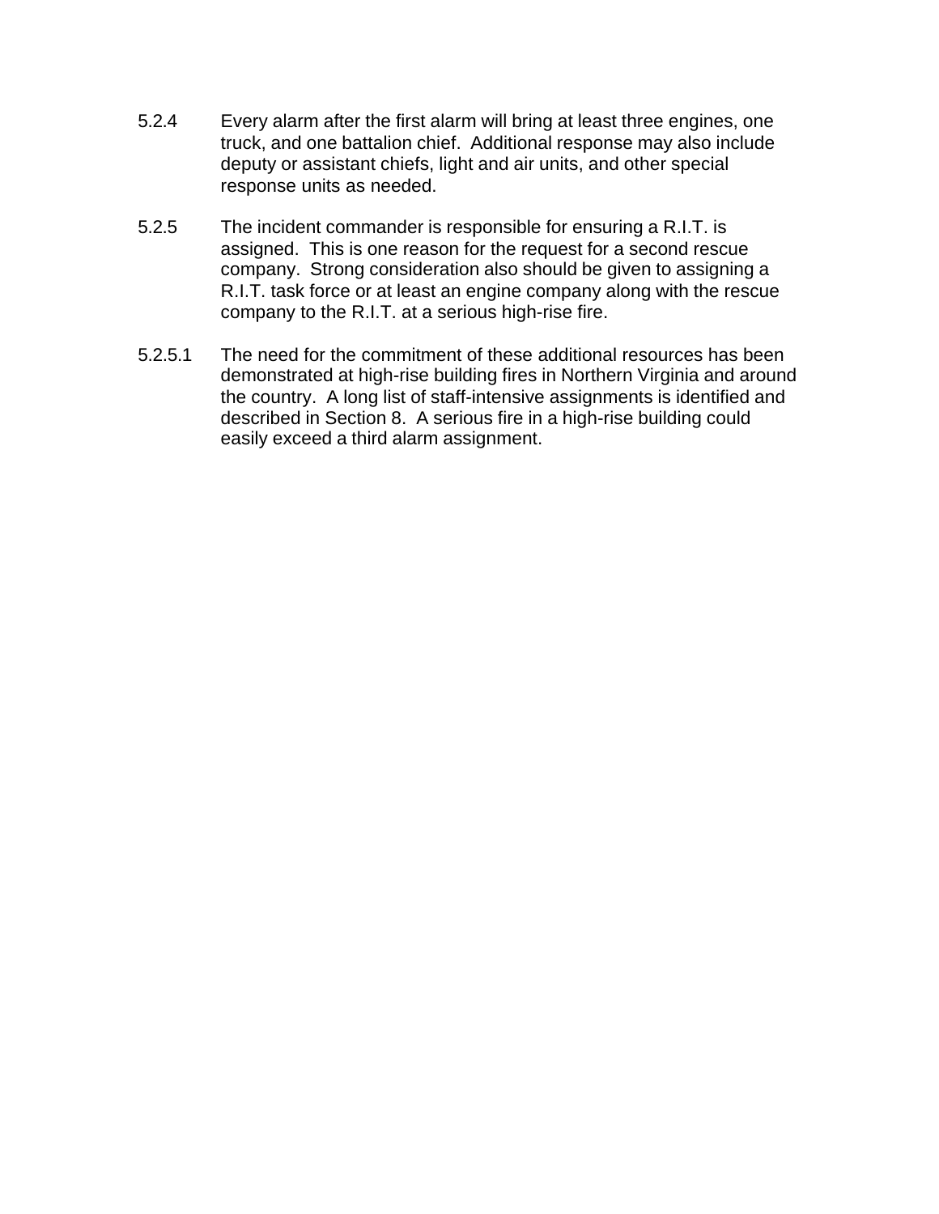5.2.4 Every alarm after the first alarm will bring at least three engines, one truck, and one battalion chief. Additional response may also include deputy or assistant chiefs, light and air units, and other special response units as needed.

5.2.5 The incident commander is responsible for ensuring a R.I.T. is assigned. This is one reason for the request for a second rescue company. Strong consideration also should be given to assigning a R.I.T. task force or at least an engine company along with the rescue company to the R.I.T. at a serious high-rise fire.

5.2.5.1 The need for the commitment of these additional resources has been demonstrated at high-rise building fires in Northern Virginia and around the country. A long list of staff-intensive assignments is identified and described in Section 8. A serious fire in a high-rise building could easily exceed a third alarm assignment.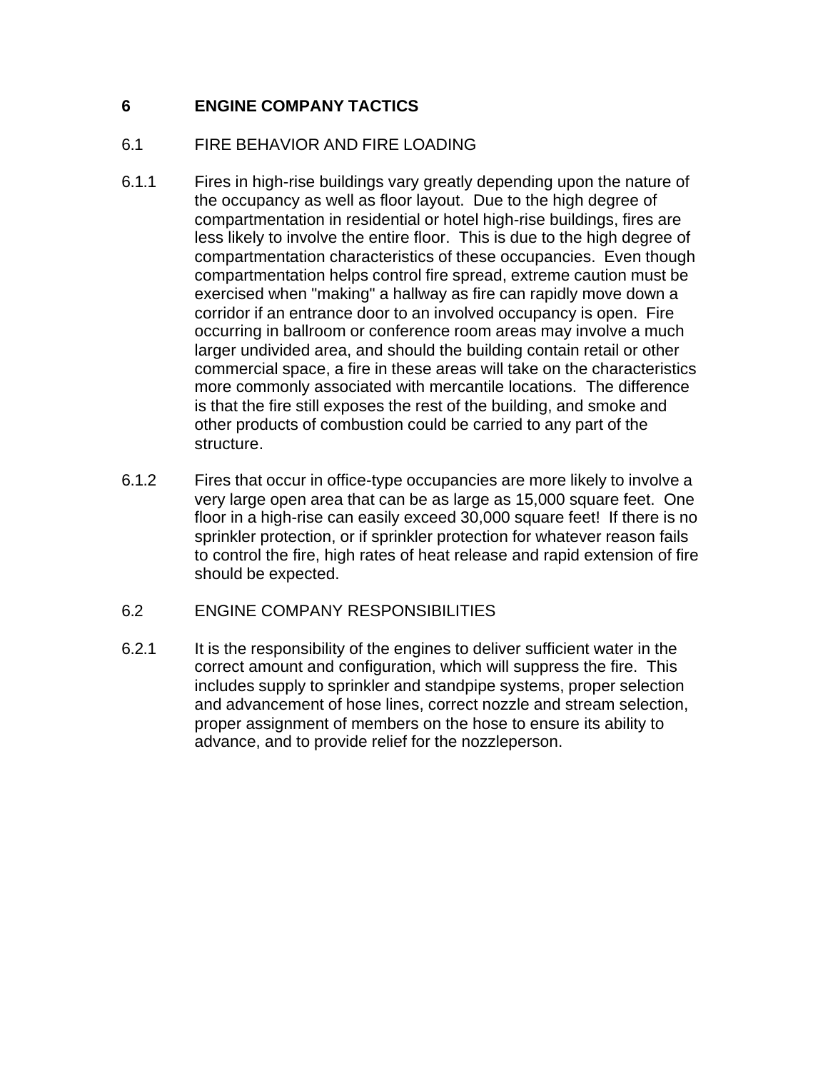# 6 ENGINE COMPANY TACTICS

## 6.1 FIRE BEHAVIOR AND FIRE LOADING

6.1.1 Fires in high-rise buildings vary greatly depending upon the nature of the occupancy as well as floor layout. Due to the high degree of compartmentation in residential or hotel high-rise buildings, fires are less likely to involve the entire floor. This is due to the high degree of compartmentation characteristics of these occupancies. Even though compartmentation helps control fire spread, extreme caution must be exercised when "making" a hallway as fire can rapidly move down a corridor if an entrance door to an involved occupancy is open. Fire occurring in ballroom or conference room areas may involve a much larger undivided area, and should the building contain retail or other commercial space, a fire in these areas will take on the characteristics more commonly associated with mercantile locations. The difference is that the fire still exposes the rest of the building, and smoke and other products of combustion could be carried to any part of the structure.

6.1.2 Fires that occur in office-type occupancies are more likely to involve a very large open area that can be as large as 15,000 square feet. One floor in a high-rise can easily exceed 30,000 square feet! If there is no sprinkler protection, or if sprinkler protection for whatever reason fails to control the fire, high rates of heat release and rapid extension of fire should be expected.

## 6.2 ENGINE COMPANY RESPONSIBILITIES

6.2.1 It is the responsibility of the engines to deliver sufficient water in the correct amount and configuration, which will suppress the fire. This includes supply to sprinkler and standpipe systems, proper selection and advancement of hose lines, correct nozzle and stream selection, proper assignment of members on the hose to ensure its ability to advance, and to provide relief for the nozzleperson.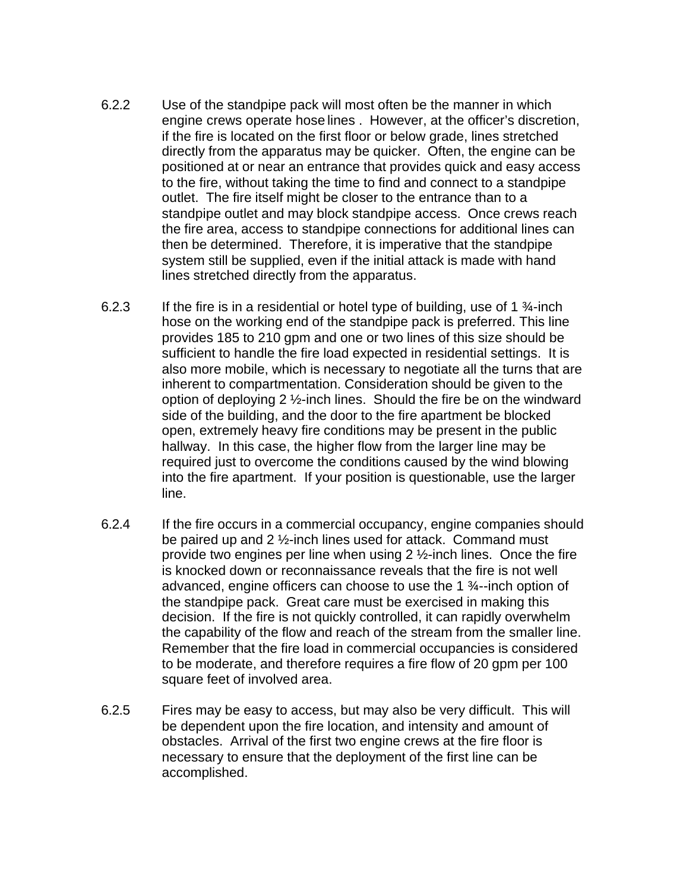6.2.2 Use of the standpipe pack will most often be the manner in which engine crews operate hose lines . However, at the officer's discretion, if the fire is located on the first floor or below grade, lines stretched directly from the apparatus may be quicker. Often, the engine can be positioned at or near an entrance that provides quick and easy access to the fire, without taking the time to find and connect to a standpipe outlet. The fire itself might be closer to the entrance than to a standpipe outlet and may block standpipe access. Once crews reach the fire area, access to standpipe connections for additional lines can then be determined. Therefore, it is imperative that the standpipe system still be supplied, even if the initial attack is made with hand lines stretched directly from the apparatus.

6.2.3 If the fire is in a residential or hotel type of building, use of 1 ¾-inch hose on the working end of the standpipe pack is preferred. This line provides 185 to 210 gpm and one or two lines of this size should be sufficient to handle the fire load expected in residential settings. It is also more mobile, which is necessary to negotiate all the turns that are inherent to compartmentation. Consideration should be given to the option of deploying 2 ½-inch lines. Should the fire be on the windward side of the building, and the door to the fire apartment be blocked open, extremely heavy fire conditions may be present in the public hallway. In this case, the higher flow from the larger line may be required just to overcome the conditions caused by the wind blowing into the fire apartment. If your position is questionable, use the larger line.

6.2.4 If the fire occurs in a commercial occupancy, engine companies should be paired up and 2 ½-inch lines used for attack. Command must provide two engines per line when using 2 ½-inch lines. Once the fire is knocked down or reconnaissance reveals that the fire is not well advanced, engine officers can choose to use the 1 ¾--inch option of the standpipe pack. Great care must be exercised in making this decision. If the fire is not quickly controlled, it can rapidly overwhelm the capability of the flow and reach of the stream from the smaller line. Remember that the fire load in commercial occupancies is considered to be moderate, and therefore requires a fire flow of 20 gpm per 100 square feet of involved area.

6.2.5 Fires may be easy to access, but may also be very difficult. This will be dependent upon the fire location, and intensity and amount of obstacles. Arrival of the first two engine crews at the fire floor is necessary to ensure that the deployment of the first line can be accomplished.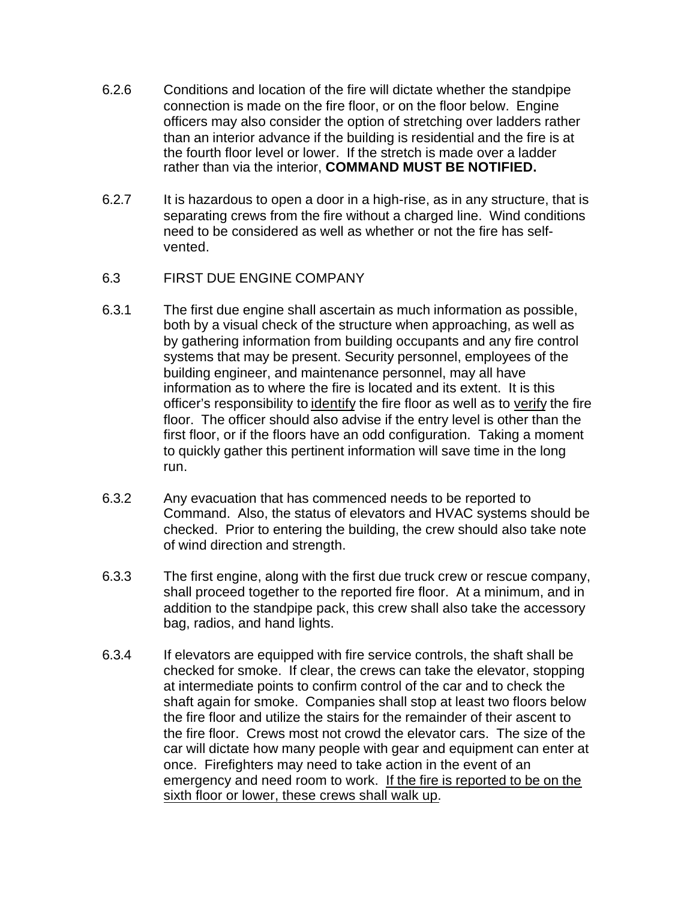6.2.6 Conditions and location of the fire will dictate whether the standpipe connection is made on the fire floor, or on the floor below. Engine officers may also consider the option of stretching over ladders rather than an interior advance if the building is residential and the fire is at the fourth floor level or lower. If the stretch is made over a ladder rather than via the interior, **COMMAND MUST BE NOTIFIED.**

6.2.7 It is hazardous to open a door in a high-rise, as in any structure, that is separating crews from the fire without a charged line. Wind conditions need to be considered as well as whether or not the fire has self-vented.

6.3 FIRST DUE ENGINE COMPANY

6.3.1 The first due engine shall ascertain as much information as possible, both by a visual check of the structure when approaching, as well as by gathering information from building occupants and any fire control systems that may be present. Security personnel, employees of the building engineer, and maintenance personnel, may all have information as to where the fire is located and its extent. It is this officer's responsibility to <u>identify</u> the fire floor as well as to <u>verify</u> the fire floor. The officer should also advise if the entry level is other than the first floor, or if the floors have an odd configuration. Taking a moment to quickly gather this pertinent information will save time in the long run.

6.3.2 Any evacuation that has commenced needs to be reported to Command. Also, the status of elevators and HVAC systems should be checked. Prior to entering the building, the crew should also take note of wind direction and strength.

6.3.3 The first engine, along with the first due truck crew or rescue company, shall proceed together to the reported fire floor. At a minimum, and in addition to the standpipe pack, this crew shall also take the accessory bag, radios, and hand lights.

6.3.4 If elevators are equipped with fire service controls, the shaft shall be checked for smoke. If clear, the crews can take the elevator, stopping at intermediate points to confirm control of the car and to check the shaft again for smoke. Companies shall stop at least two floors below the fire floor and utilize the stairs for the remainder of their ascent to the fire floor. Crews most not crowd the elevator cars. The size of the car will dictate how many people with gear and equipment can enter at once. Firefighters may need to take action in the event of an emergency and need room to work. <u>If the fire is reported to be on the sixth floor or lower, these crews shall walk up</u>.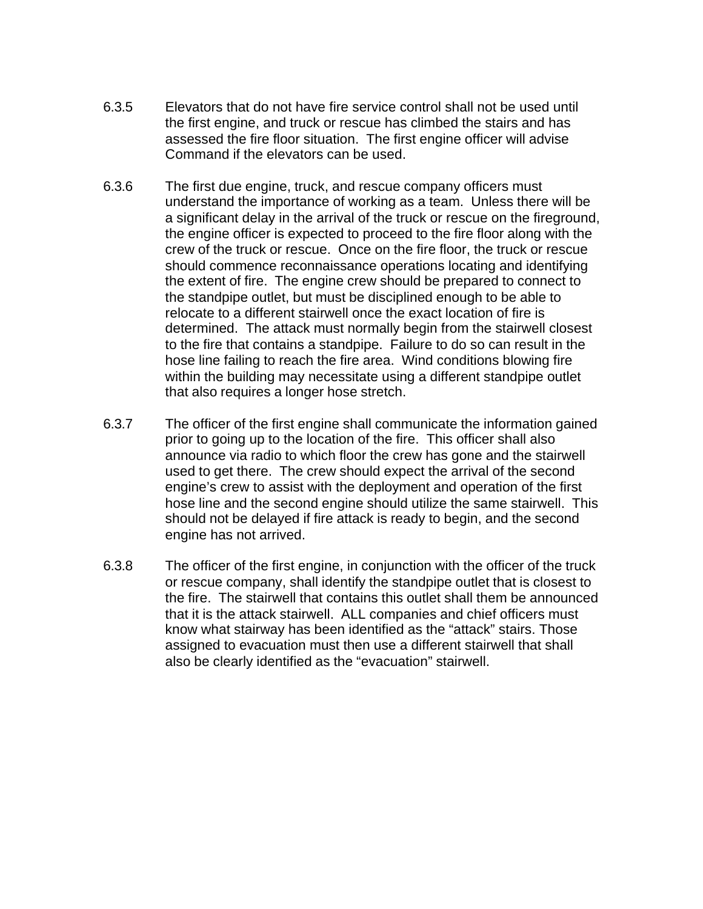6.3.5 Elevators that do not have fire service control shall not be used until the first engine, and truck or rescue has climbed the stairs and has assessed the fire floor situation. The first engine officer will advise Command if the elevators can be used.

6.3.6 The first due engine, truck, and rescue company officers must understand the importance of working as a team. Unless there will be a significant delay in the arrival of the truck or rescue on the fireground, the engine officer is expected to proceed to the fire floor along with the crew of the truck or rescue. Once on the fire floor, the truck or rescue should commence reconnaissance operations locating and identifying the extent of fire. The engine crew should be prepared to connect to the standpipe outlet, but must be disciplined enough to be able to relocate to a different stairwell once the exact location of fire is determined. The attack must normally begin from the stairwell closest to the fire that contains a standpipe. Failure to do so can result in the hose line failing to reach the fire area. Wind conditions blowing fire within the building may necessitate using a different standpipe outlet that also requires a longer hose stretch.

6.3.7 The officer of the first engine shall communicate the information gained prior to going up to the location of the fire. This officer shall also announce via radio to which floor the crew has gone and the stairwell used to get there. The crew should expect the arrival of the second engine's crew to assist with the deployment and operation of the first hose line and the second engine should utilize the same stairwell. This should not be delayed if fire attack is ready to begin, and the second engine has not arrived.

6.3.8 The officer of the first engine, in conjunction with the officer of the truck or rescue company, shall identify the standpipe outlet that is closest to the fire. The stairwell that contains this outlet shall them be announced that it is the attack stairwell. ALL companies and chief officers must know what stairway has been identified as the "attack" stairs. Those assigned to evacuation must then use a different stairwell that shall also be clearly identified as the "evacuation" stairwell.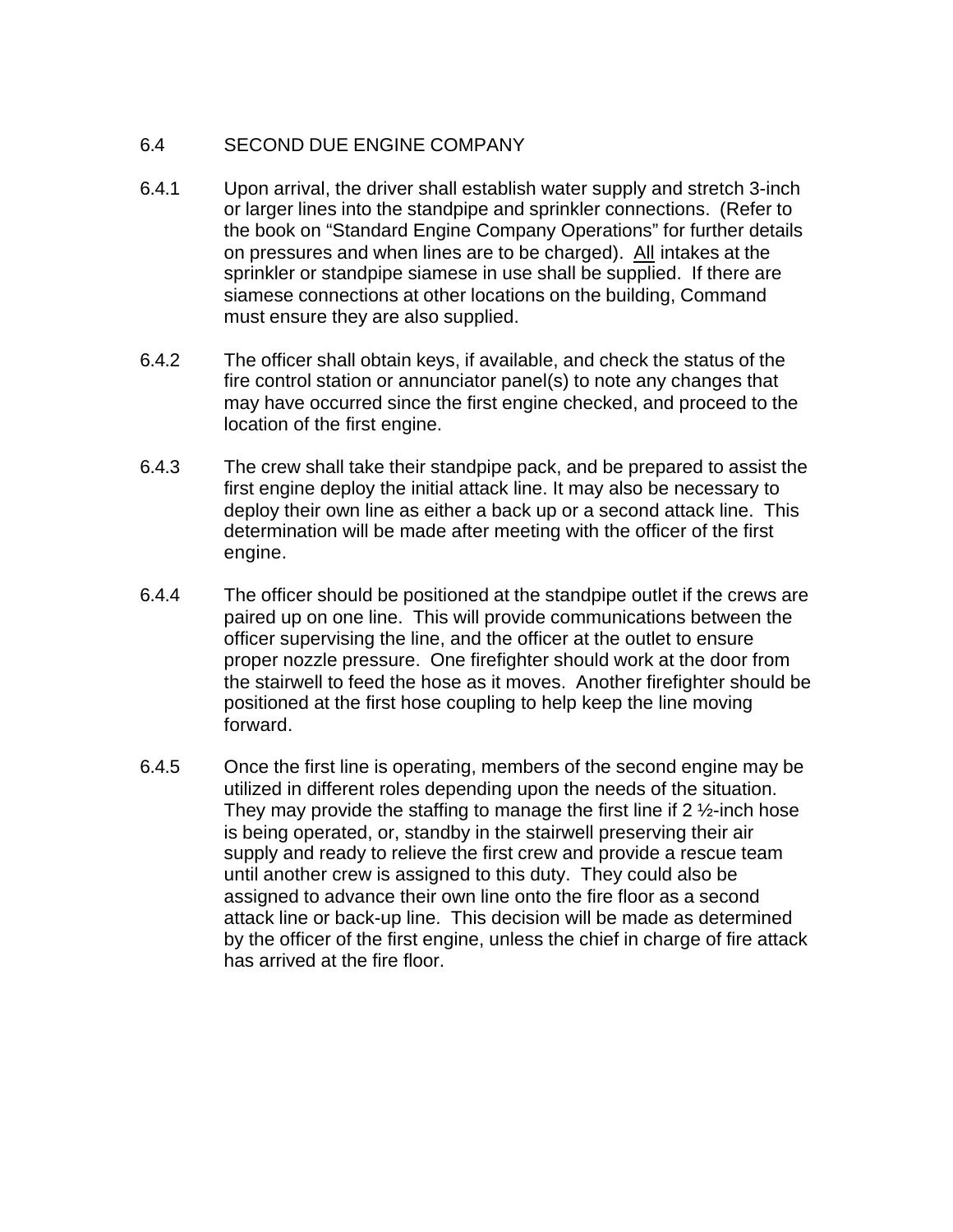## 6.4 SECOND DUE ENGINE COMPANY

6.4.1 Upon arrival, the driver shall establish water supply and stretch 3-inch or larger lines into the standpipe and sprinkler connections. (Refer to the book on "Standard Engine Company Operations" for further details on pressures and when lines are to be charged). <u>All</u> intakes at the sprinkler or standpipe siamese in use shall be supplied. If there are siamese connections at other locations on the building, Command must ensure they are also supplied.

6.4.2 The officer shall obtain keys, if available, and check the status of the fire control station or annunciator panel(s) to note any changes that may have occurred since the first engine checked, and proceed to the location of the first engine.

6.4.3 The crew shall take their standpipe pack, and be prepared to assist the first engine deploy the initial attack line. It may also be necessary to deploy their own line as either a back up or a second attack line. This determination will be made after meeting with the officer of the first engine.

6.4.4 The officer should be positioned at the standpipe outlet if the crews are paired up on one line. This will provide communications between the officer supervising the line, and the officer at the outlet to ensure proper nozzle pressure. One firefighter should work at the door from the stairwell to feed the hose as it moves. Another firefighter should be positioned at the first hose coupling to help keep the line moving forward.

6.4.5 Once the first line is operating, members of the second engine may be utilized in different roles depending upon the needs of the situation. They may provide the staffing to manage the first line if 2 ½-inch hose is being operated, or, standby in the stairwell preserving their air supply and ready to relieve the first crew and provide a rescue team until another crew is assigned to this duty. They could also be assigned to advance their own line onto the fire floor as a second attack line or back-up line. This decision will be made as determined by the officer of the first engine, unless the chief in charge of fire attack has arrived at the fire floor.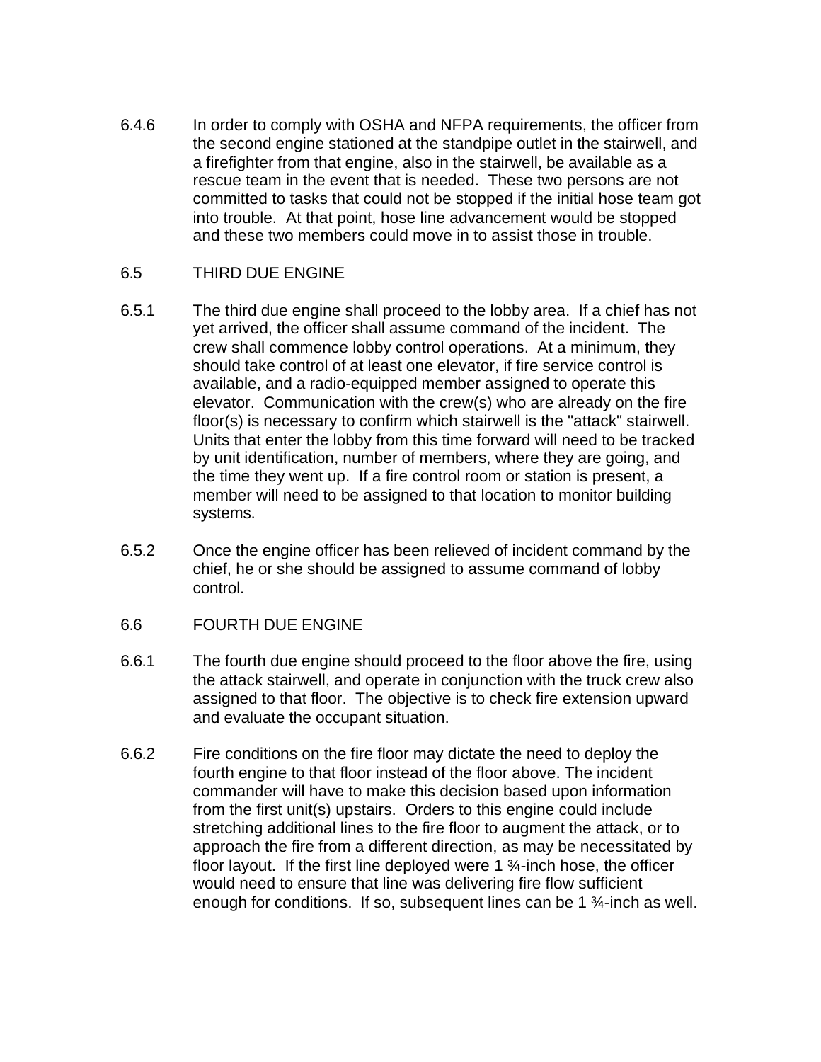6.4.6 In order to comply with OSHA and NFPA requirements, the officer from the second engine stationed at the standpipe outlet in the stairwell, and a firefighter from that engine, also in the stairwell, be available as a rescue team in the event that is needed. These two persons are not committed to tasks that could not be stopped if the initial hose team got into trouble. At that point, hose line advancement would be stopped and these two members could move in to assist those in trouble.

## 6.5 THIRD DUE ENGINE

6.5.1 The third due engine shall proceed to the lobby area. If a chief has not yet arrived, the officer shall assume command of the incident. The crew shall commence lobby control operations. At a minimum, they should take control of at least one elevator, if fire service control is available, and a radio-equipped member assigned to operate this elevator. Communication with the crew(s) who are already on the fire floor(s) is necessary to confirm which stairwell is the "attack" stairwell. Units that enter the lobby from this time forward will need to be tracked by unit identification, number of members, where they are going, and the time they went up. If a fire control room or station is present, a member will need to be assigned to that location to monitor building systems.

6.5.2 Once the engine officer has been relieved of incident command by the chief, he or she should be assigned to assume command of lobby control.

## 6.6 FOURTH DUE ENGINE

6.6.1 The fourth due engine should proceed to the floor above the fire, using the attack stairwell, and operate in conjunction with the truck crew also assigned to that floor. The objective is to check fire extension upward and evaluate the occupant situation.

6.6.2 Fire conditions on the fire floor may dictate the need to deploy the fourth engine to that floor instead of the floor above. The incident commander will have to make this decision based upon information from the first unit(s) upstairs. Orders to this engine could include stretching additional lines to the fire floor to augment the attack, or to approach the fire from a different direction, as may be necessitated by floor layout. If the first line deployed were 1 ¾-inch hose, the officer would need to ensure that line was delivering fire flow sufficient enough for conditions. If so, subsequent lines can be 1 ¾-inch as well.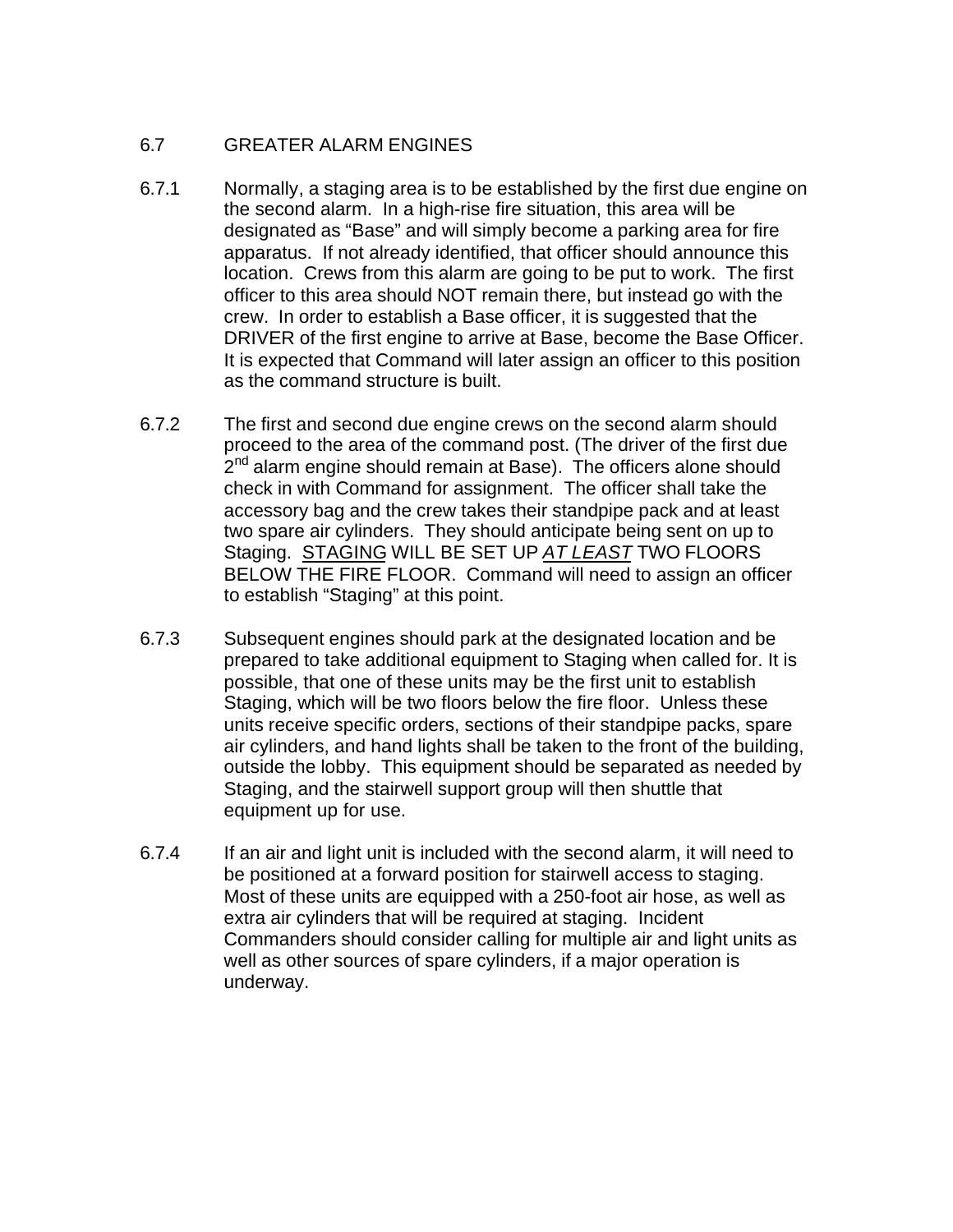## 6.7 GREATER ALARM ENGINES

6.7.1 Normally, a staging area is to be established by the first due engine on the second alarm. In a high-rise fire situation, this area will be designated as "Base" and will simply become a parking area for fire apparatus. If not already identified, that officer should announce this location. Crews from this alarm are going to be put to work. The first officer to this area should NOT remain there, but instead go with the crew. In order to establish a Base officer, it is suggested that the DRIVER of the first engine to arrive at Base, become the Base Officer. It is expected that Command will later assign an officer to this position as the command structure is built.

6.7.2 The first and second due engine crews on the second alarm should proceed to the area of the command post. (The driver of the first due 2nd alarm engine should remain at Base). The officers alone should check in with Command for assignment. The officer shall take the accessory bag and the crew takes their standpipe pack and at least two spare air cylinders. They should anticipate being sent on up to Staging. <u>STAGING</u> WILL BE SET UP ***<u>AT LEAST</u>*** TWO FLOORS BELOW THE FIRE FLOOR. Command will need to assign an officer to establish "Staging" at this point.

6.7.3 Subsequent engines should park at the designated location and be prepared to take additional equipment to Staging when called for. It is possible, that one of these units may be the first unit to establish Staging, which will be two floors below the fire floor. Unless these units receive specific orders, sections of their standpipe packs, spare air cylinders, and hand lights shall be taken to the front of the building, outside the lobby. This equipment should be separated as needed by Staging, and the stairwell support group will then shuttle that equipment up for use.

6.7.4 If an air and light unit is included with the second alarm, it will need to be positioned at a forward position for stairwell access to staging. Most of these units are equipped with a 250-foot air hose, as well as extra air cylinders that will be required at staging. Incident Commanders should consider calling for multiple air and light units as well as other sources of spare cylinders, if a major operation is underway.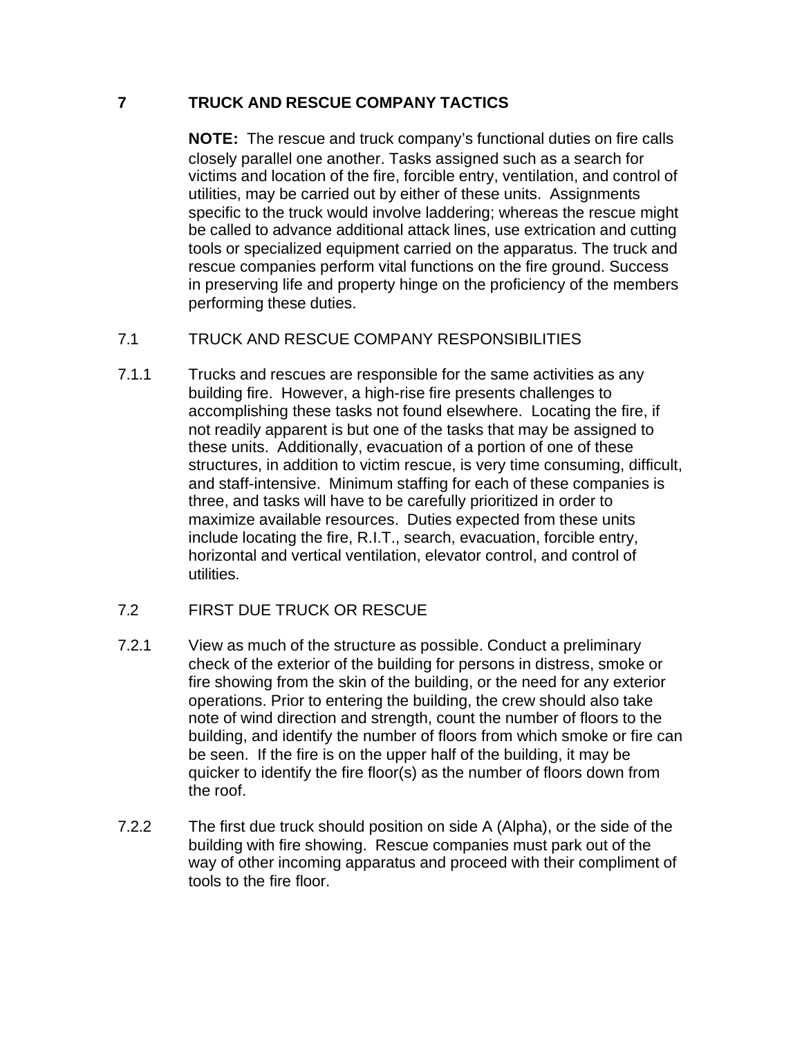# 7 TRUCK AND RESCUE COMPANY TACTICS

**NOTE:** The rescue and truck company's functional duties on fire calls closely parallel one another. Tasks assigned such as a search for victims and location of the fire, forcible entry, ventilation, and control of utilities, may be carried out by either of these units. Assignments specific to the truck would involve laddering; whereas the rescue might be called to advance additional attack lines, use extrication and cutting tools or specialized equipment carried on the apparatus. The truck and rescue companies perform vital functions on the fire ground. Success in preserving life and property hinge on the proficiency of the members performing these duties.

## 7.1 TRUCK AND RESCUE COMPANY RESPONSIBILITIES

7.1.1 Trucks and rescues are responsible for the same activities as any building fire. However, a high-rise fire presents challenges to accomplishing these tasks not found elsewhere. Locating the fire, if not readily apparent is but one of the tasks that may be assigned to these units. Additionally, evacuation of a portion of one of these structures, in addition to victim rescue, is very time consuming, difficult, and staff-intensive. Minimum staffing for each of these companies is three, and tasks will have to be carefully prioritized in order to maximize available resources. Duties expected from these units include locating the fire, R.I.T., search, evacuation, forcible entry, horizontal and vertical ventilation, elevator control, and control of utilities.

## 7.2 FIRST DUE TRUCK OR RESCUE

7.2.1 View as much of the structure as possible. Conduct a preliminary check of the exterior of the building for persons in distress, smoke or fire showing from the skin of the building, or the need for any exterior operations. Prior to entering the building, the crew should also take note of wind direction and strength, count the number of floors to the building, and identify the number of floors from which smoke or fire can be seen. If the fire is on the upper half of the building, it may be quicker to identify the fire floor(s) as the number of floors down from the roof.

7.2.2 The first due truck should position on side A (Alpha), or the side of the building with fire showing. Rescue companies must park out of the way of other incoming apparatus and proceed with their compliment of tools to the fire floor.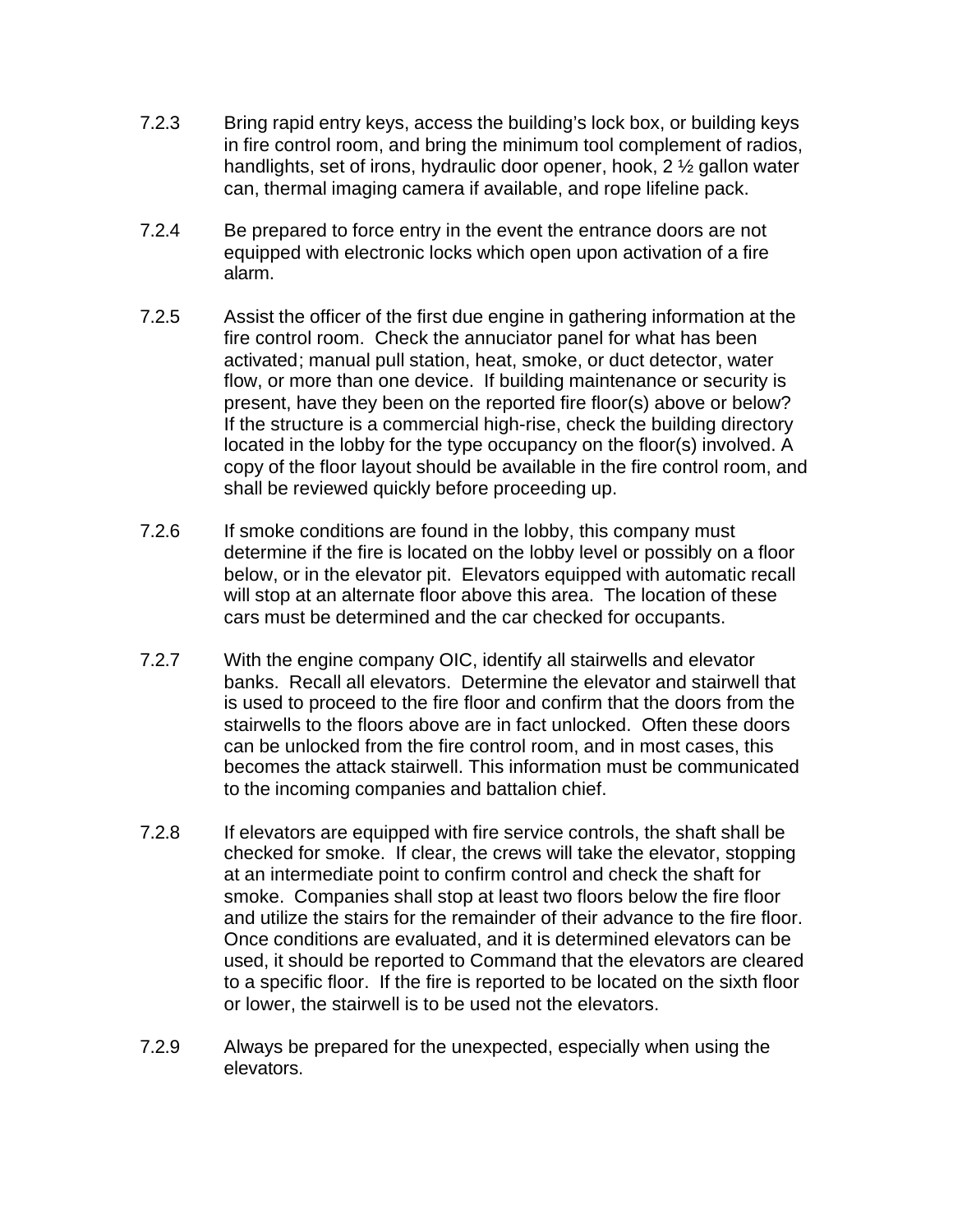7.2.3 Bring rapid entry keys, access the building's lock box, or building keys in fire control room, and bring the minimum tool complement of radios, handlights, set of irons, hydraulic door opener, hook, 2 ½ gallon water can, thermal imaging camera if available, and rope lifeline pack.

7.2.4 Be prepared to force entry in the event the entrance doors are not equipped with electronic locks which open upon activation of a fire alarm.

7.2.5 Assist the officer of the first due engine in gathering information at the fire control room. Check the annuciator panel for what has been activated; manual pull station, heat, smoke, or duct detector, water flow, or more than one device. If building maintenance or security is present, have they been on the reported fire floor(s) above or below? If the structure is a commercial high-rise, check the building directory located in the lobby for the type occupancy on the floor(s) involved. A copy of the floor layout should be available in the fire control room, and shall be reviewed quickly before proceeding up.

7.2.6 If smoke conditions are found in the lobby, this company must determine if the fire is located on the lobby level or possibly on a floor below, or in the elevator pit. Elevators equipped with automatic recall will stop at an alternate floor above this area. The location of these cars must be determined and the car checked for occupants.

7.2.7 With the engine company OIC, identify all stairwells and elevator banks. Recall all elevators. Determine the elevator and stairwell that is used to proceed to the fire floor and confirm that the doors from the stairwells to the floors above are in fact unlocked. Often these doors can be unlocked from the fire control room, and in most cases, this becomes the attack stairwell. This information must be communicated to the incoming companies and battalion chief.

7.2.8 If elevators are equipped with fire service controls, the shaft shall be checked for smoke. If clear, the crews will take the elevator, stopping at an intermediate point to confirm control and check the shaft for smoke. Companies shall stop at least two floors below the fire floor and utilize the stairs for the remainder of their advance to the fire floor. Once conditions are evaluated, and it is determined elevators can be used, it should be reported to Command that the elevators are cleared to a specific floor. If the fire is reported to be located on the sixth floor or lower, the stairwell is to be used not the elevators.

7.2.9 Always be prepared for the unexpected, especially when using the elevators.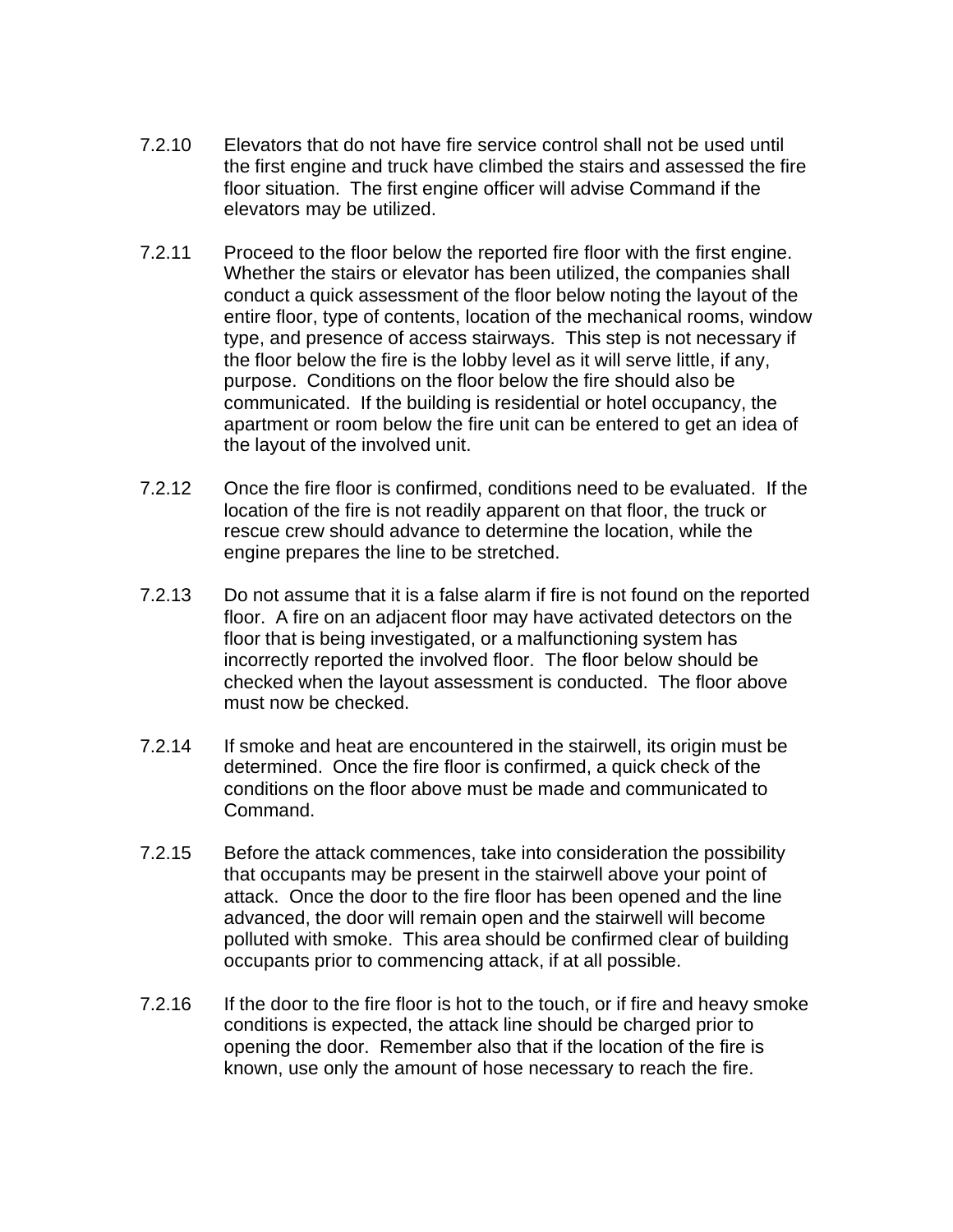7.2.10 Elevators that do not have fire service control shall not be used until the first engine and truck have climbed the stairs and assessed the fire floor situation. The first engine officer will advise Command if the elevators may be utilized.

7.2.11 Proceed to the floor below the reported fire floor with the first engine. Whether the stairs or elevator has been utilized, the companies shall conduct a quick assessment of the floor below noting the layout of the entire floor, type of contents, location of the mechanical rooms, window type, and presence of access stairways. This step is not necessary if the floor below the fire is the lobby level as it will serve little, if any, purpose. Conditions on the floor below the fire should also be communicated. If the building is residential or hotel occupancy, the apartment or room below the fire unit can be entered to get an idea of the layout of the involved unit.

7.2.12 Once the fire floor is confirmed, conditions need to be evaluated. If the location of the fire is not readily apparent on that floor, the truck or rescue crew should advance to determine the location, while the engine prepares the line to be stretched.

7.2.13 Do not assume that it is a false alarm if fire is not found on the reported floor. A fire on an adjacent floor may have activated detectors on the floor that is being investigated, or a malfunctioning system has incorrectly reported the involved floor. The floor below should be checked when the layout assessment is conducted. The floor above must now be checked.

7.2.14 If smoke and heat are encountered in the stairwell, its origin must be determined. Once the fire floor is confirmed, a quick check of the conditions on the floor above must be made and communicated to Command.

7.2.15 Before the attack commences, take into consideration the possibility that occupants may be present in the stairwell above your point of attack. Once the door to the fire floor has been opened and the line advanced, the door will remain open and the stairwell will become polluted with smoke. This area should be confirmed clear of building occupants prior to commencing attack, if at all possible.

7.2.16 If the door to the fire floor is hot to the touch, or if fire and heavy smoke conditions is expected, the attack line should be charged prior to opening the door. Remember also that if the location of the fire is known, use only the amount of hose necessary to reach the fire.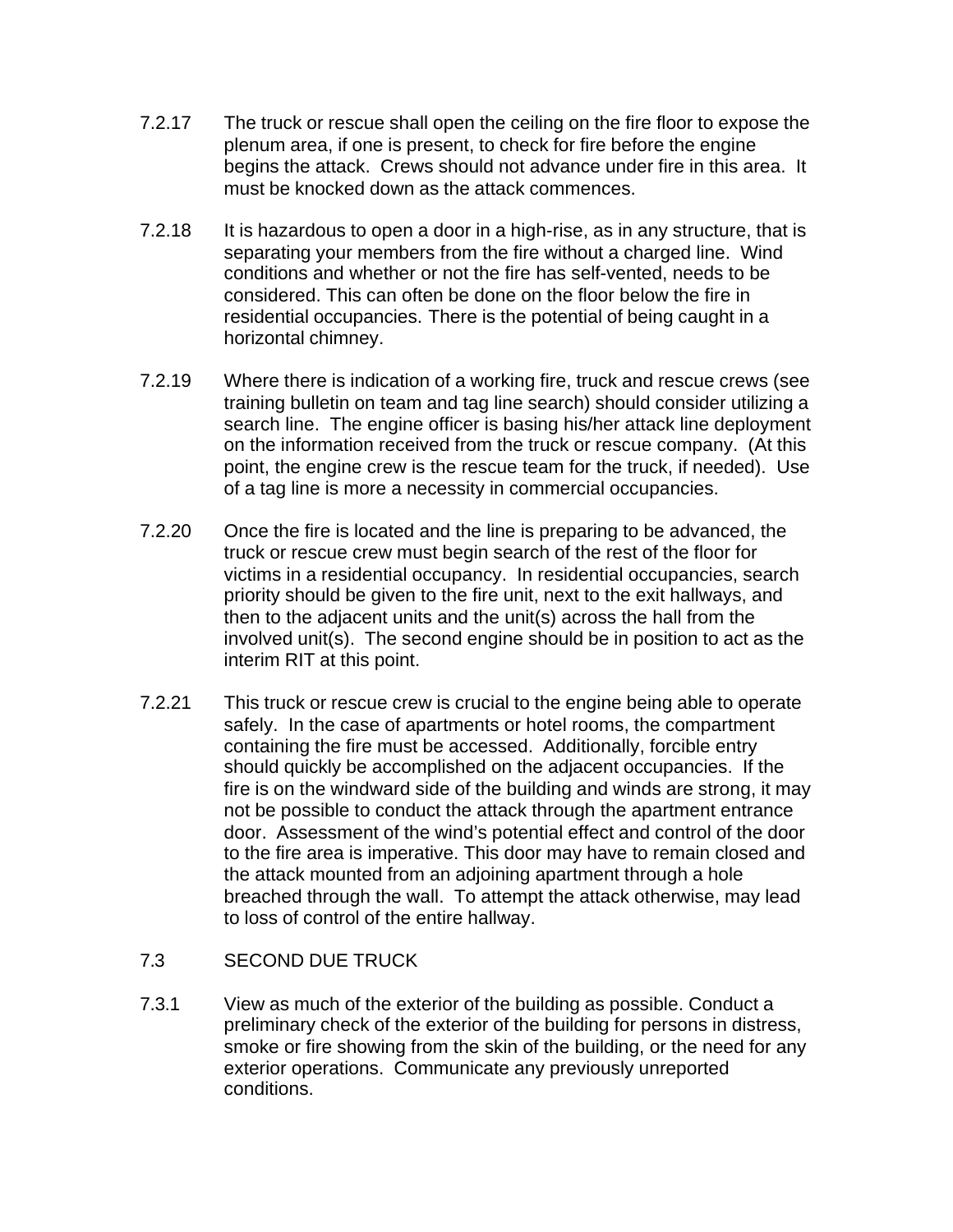7.2.17 The truck or rescue shall open the ceiling on the fire floor to expose the plenum area, if one is present, to check for fire before the engine begins the attack. Crews should not advance under fire in this area. It must be knocked down as the attack commences.

7.2.18 It is hazardous to open a door in a high-rise, as in any structure, that is separating your members from the fire without a charged line. Wind conditions and whether or not the fire has self-vented, needs to be considered. This can often be done on the floor below the fire in residential occupancies. There is the potential of being caught in a horizontal chimney.

7.2.19 Where there is indication of a working fire, truck and rescue crews (see training bulletin on team and tag line search) should consider utilizing a search line. The engine officer is basing his/her attack line deployment on the information received from the truck or rescue company. (At this point, the engine crew is the rescue team for the truck, if needed). Use of a tag line is more a necessity in commercial occupancies.

7.2.20 Once the fire is located and the line is preparing to be advanced, the truck or rescue crew must begin search of the rest of the floor for victims in a residential occupancy. In residential occupancies, search priority should be given to the fire unit, next to the exit hallways, and then to the adjacent units and the unit(s) across the hall from the involved unit(s). The second engine should be in position to act as the interim RIT at this point.

7.2.21 This truck or rescue crew is crucial to the engine being able to operate safely. In the case of apartments or hotel rooms, the compartment containing the fire must be accessed. Additionally, forcible entry should quickly be accomplished on the adjacent occupancies. If the fire is on the windward side of the building and winds are strong, it may not be possible to conduct the attack through the apartment entrance door. Assessment of the wind's potential effect and control of the door to the fire area is imperative. This door may have to remain closed and the attack mounted from an adjoining apartment through a hole breached through the wall. To attempt the attack otherwise, may lead to loss of control of the entire hallway.

## 7.3 SECOND DUE TRUCK

7.3.1 View as much of the exterior of the building as possible. Conduct a preliminary check of the exterior of the building for persons in distress, smoke or fire showing from the skin of the building, or the need for any exterior operations. Communicate any previously unreported conditions.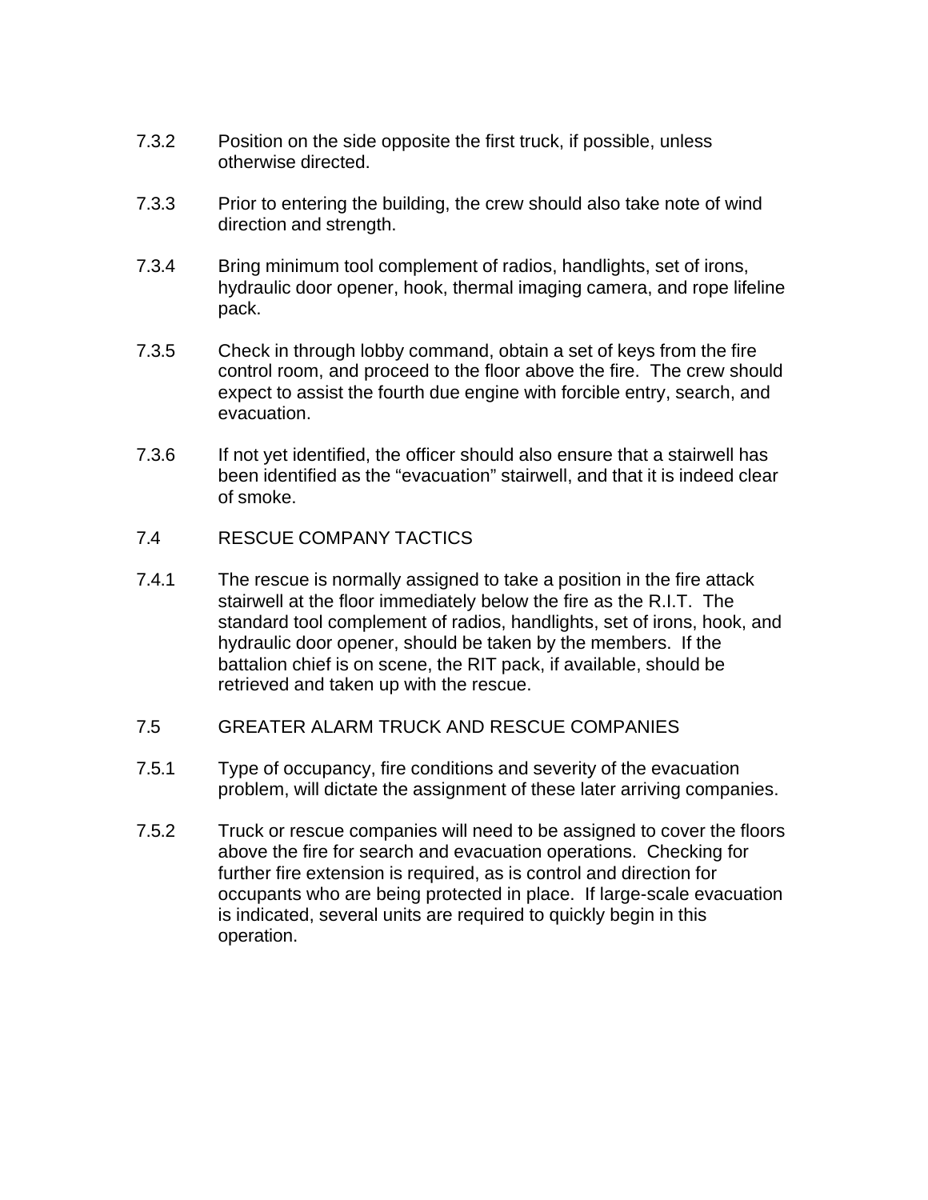7.3.2 Position on the side opposite the first truck, if possible, unless otherwise directed.

7.3.3 Prior to entering the building, the crew should also take note of wind direction and strength.

7.3.4 Bring minimum tool complement of radios, handlights, set of irons, hydraulic door opener, hook, thermal imaging camera, and rope lifeline pack.

7.3.5 Check in through lobby command, obtain a set of keys from the fire control room, and proceed to the floor above the fire. The crew should expect to assist the fourth due engine with forcible entry, search, and evacuation.

7.3.6 If not yet identified, the officer should also ensure that a stairwell has been identified as the "evacuation" stairwell, and that it is indeed clear of smoke.

## 7.4 RESCUE COMPANY TACTICS

7.4.1 The rescue is normally assigned to take a position in the fire attack stairwell at the floor immediately below the fire as the R.I.T. The standard tool complement of radios, handlights, set of irons, hook, and hydraulic door opener, should be taken by the members. If the battalion chief is on scene, the RIT pack, if available, should be retrieved and taken up with the rescue.

## 7.5 GREATER ALARM TRUCK AND RESCUE COMPANIES

7.5.1 Type of occupancy, fire conditions and severity of the evacuation problem, will dictate the assignment of these later arriving companies.

7.5.2 Truck or rescue companies will need to be assigned to cover the floors above the fire for search and evacuation operations. Checking for further fire extension is required, as is control and direction for occupants who are being protected in place. If large-scale evacuation is indicated, several units are required to quickly begin in this operation.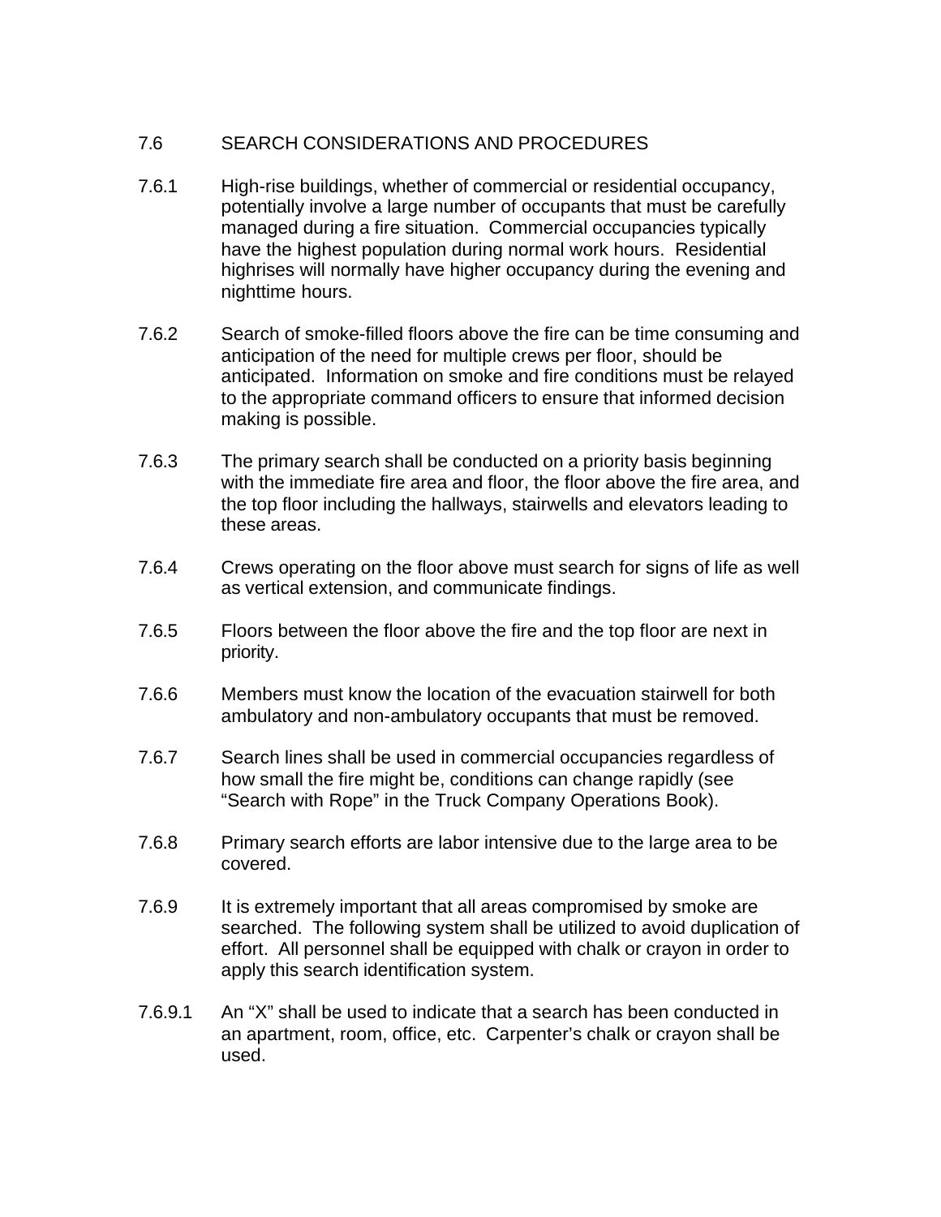## 7.6 SEARCH CONSIDERATIONS AND PROCEDURES

7.6.1 High-rise buildings, whether of commercial or residential occupancy, potentially involve a large number of occupants that must be carefully managed during a fire situation. Commercial occupancies typically have the highest population during normal work hours. Residential highrises will normally have higher occupancy during the evening and nighttime hours.

7.6.2 Search of smoke-filled floors above the fire can be time consuming and anticipation of the need for multiple crews per floor, should be anticipated. Information on smoke and fire conditions must be relayed to the appropriate command officers to ensure that informed decision making is possible.

7.6.3 The primary search shall be conducted on a priority basis beginning with the immediate fire area and floor, the floor above the fire area, and the top floor including the hallways, stairwells and elevators leading to these areas.

7.6.4 Crews operating on the floor above must search for signs of life as well as vertical extension, and communicate findings.

7.6.5 Floors between the floor above the fire and the top floor are next in priority.

7.6.6 Members must know the location of the evacuation stairwell for both ambulatory and non-ambulatory occupants that must be removed.

7.6.7 Search lines shall be used in commercial occupancies regardless of how small the fire might be, conditions can change rapidly (see "Search with Rope" in the Truck Company Operations Book).

7.6.8 Primary search efforts are labor intensive due to the large area to be covered.

7.6.9 It is extremely important that all areas compromised by smoke are searched. The following system shall be utilized to avoid duplication of effort. All personnel shall be equipped with chalk or crayon in order to apply this search identification system.

7.6.9.1 An "X" shall be used to indicate that a search has been conducted in an apartment, room, office, etc. Carpenter's chalk or crayon shall be used.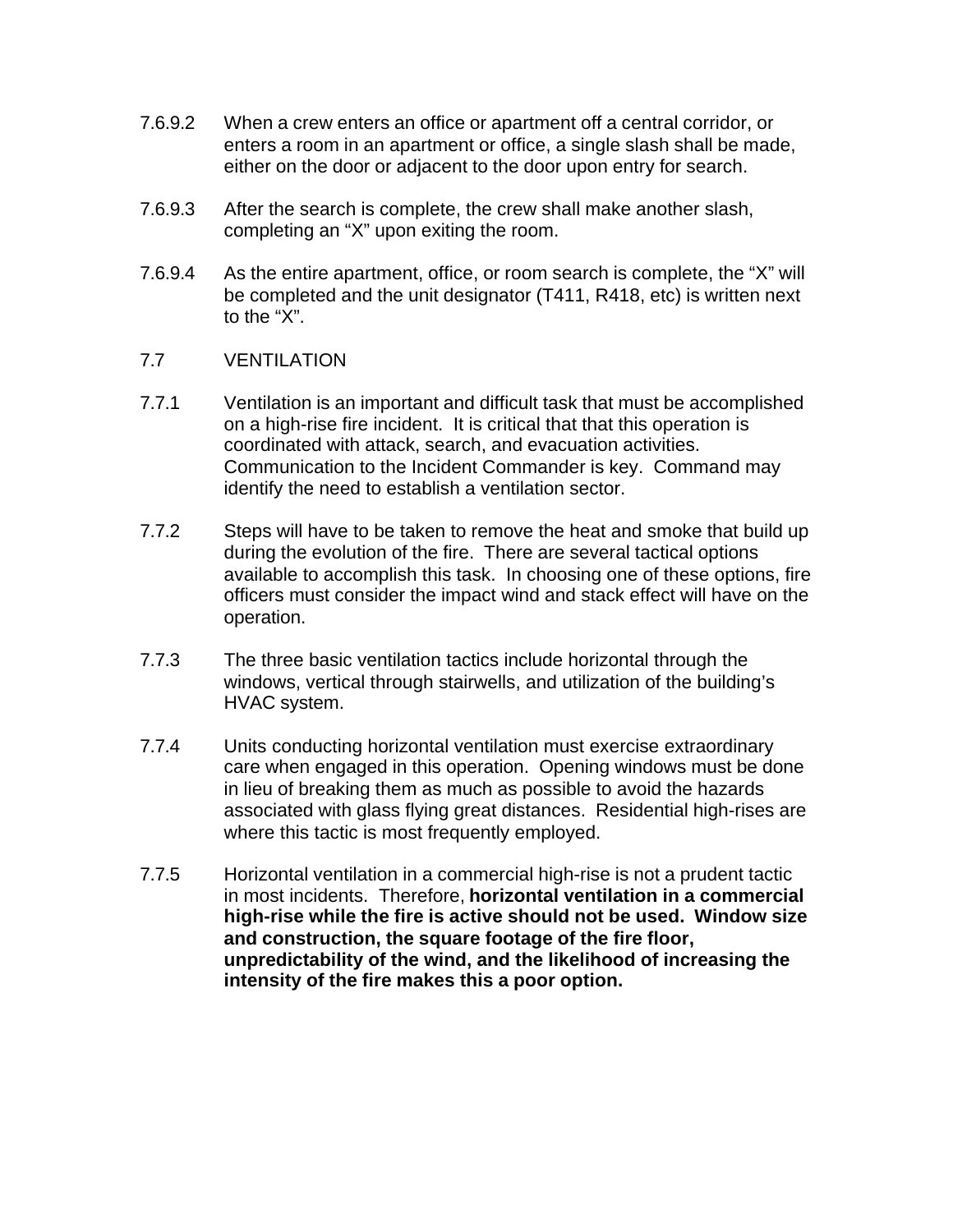7.6.9.2 When a crew enters an office or apartment off a central corridor, or enters a room in an apartment or office, a single slash shall be made, either on the door or adjacent to the door upon entry for search.

7.6.9.3 After the search is complete, the crew shall make another slash, completing an "X" upon exiting the room.

7.6.9.4 As the entire apartment, office, or room search is complete, the "X" will be completed and the unit designator (T411, R418, etc) is written next to the "X".

## 7.7 VENTILATION

7.7.1 Ventilation is an important and difficult task that must be accomplished on a high-rise fire incident. It is critical that that this operation is coordinated with attack, search, and evacuation activities. Communication to the Incident Commander is key. Command may identify the need to establish a ventilation sector.

7.7.2 Steps will have to be taken to remove the heat and smoke that build up during the evolution of the fire. There are several tactical options available to accomplish this task. In choosing one of these options, fire officers must consider the impact wind and stack effect will have on the operation.

7.7.3 The three basic ventilation tactics include horizontal through the windows, vertical through stairwells, and utilization of the building's HVAC system.

7.7.4 Units conducting horizontal ventilation must exercise extraordinary care when engaged in this operation. Opening windows must be done in lieu of breaking them as much as possible to avoid the hazards associated with glass flying great distances. Residential high-rises are where this tactic is most frequently employed.

7.7.5 Horizontal ventilation in a commercial high-rise is not a prudent tactic in most incidents. Therefore, **horizontal ventilation in a commercial high-rise while the fire is active should not be used. Window size and construction, the square footage of the fire floor, unpredictability of the wind, and the likelihood of increasing the intensity of the fire makes this a poor option.**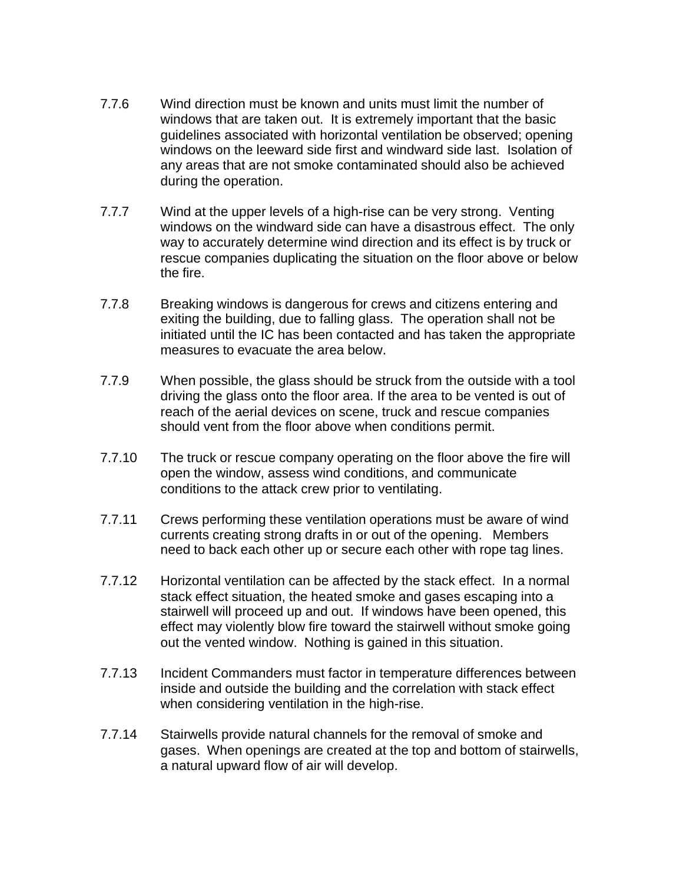7.7.6 Wind direction must be known and units must limit the number of windows that are taken out. It is extremely important that the basic guidelines associated with horizontal ventilation be observed; opening windows on the leeward side first and windward side last. Isolation of any areas that are not smoke contaminated should also be achieved during the operation.

7.7.7 Wind at the upper levels of a high-rise can be very strong. Venting windows on the windward side can have a disastrous effect. The only way to accurately determine wind direction and its effect is by truck or rescue companies duplicating the situation on the floor above or below the fire.

7.7.8 Breaking windows is dangerous for crews and citizens entering and exiting the building, due to falling glass. The operation shall not be initiated until the IC has been contacted and has taken the appropriate measures to evacuate the area below.

7.7.9 When possible, the glass should be struck from the outside with a tool driving the glass onto the floor area. If the area to be vented is out of reach of the aerial devices on scene, truck and rescue companies should vent from the floor above when conditions permit.

7.7.10 The truck or rescue company operating on the floor above the fire will open the window, assess wind conditions, and communicate conditions to the attack crew prior to ventilating.

7.7.11 Crews performing these ventilation operations must be aware of wind currents creating strong drafts in or out of the opening. Members need to back each other up or secure each other with rope tag lines.

7.7.12 Horizontal ventilation can be affected by the stack effect. In a normal stack effect situation, the heated smoke and gases escaping into a stairwell will proceed up and out. If windows have been opened, this effect may violently blow fire toward the stairwell without smoke going out the vented window. Nothing is gained in this situation.

7.7.13 Incident Commanders must factor in temperature differences between inside and outside the building and the correlation with stack effect when considering ventilation in the high-rise.

7.7.14 Stairwells provide natural channels for the removal of smoke and gases. When openings are created at the top and bottom of stairwells, a natural upward flow of air will develop.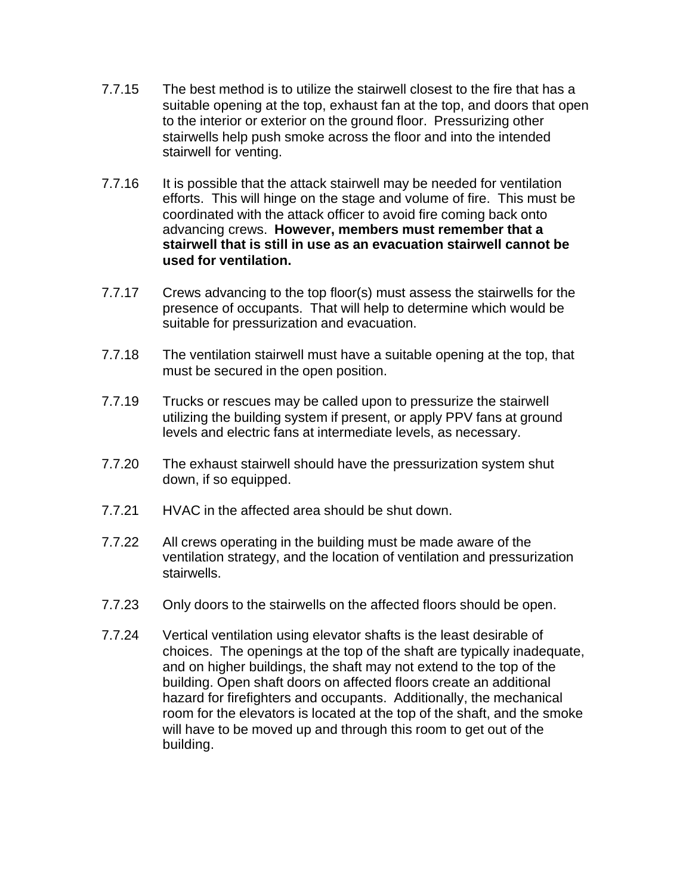7.7.15 The best method is to utilize the stairwell closest to the fire that has a suitable opening at the top, exhaust fan at the top, and doors that open to the interior or exterior on the ground floor. Pressurizing other stairwells help push smoke across the floor and into the intended stairwell for venting.

7.7.16 It is possible that the attack stairwell may be needed for ventilation efforts. This will hinge on the stage and volume of fire. This must be coordinated with the attack officer to avoid fire coming back onto advancing crews. **However, members must remember that a stairwell that is still in use as an evacuation stairwell cannot be used for ventilation.**

7.7.17 Crews advancing to the top floor(s) must assess the stairwells for the presence of occupants. That will help to determine which would be suitable for pressurization and evacuation.

7.7.18 The ventilation stairwell must have a suitable opening at the top, that must be secured in the open position.

7.7.19 Trucks or rescues may be called upon to pressurize the stairwell utilizing the building system if present, or apply PPV fans at ground levels and electric fans at intermediate levels, as necessary.

7.7.20 The exhaust stairwell should have the pressurization system shut down, if so equipped.

7.7.21 HVAC in the affected area should be shut down.

7.7.22 All crews operating in the building must be made aware of the ventilation strategy, and the location of ventilation and pressurization stairwells.

7.7.23 Only doors to the stairwells on the affected floors should be open.

7.7.24 Vertical ventilation using elevator shafts is the least desirable of choices. The openings at the top of the shaft are typically inadequate, and on higher buildings, the shaft may not extend to the top of the building. Open shaft doors on affected floors create an additional hazard for firefighters and occupants. Additionally, the mechanical room for the elevators is located at the top of the shaft, and the smoke will have to be moved up and through this room to get out of the building.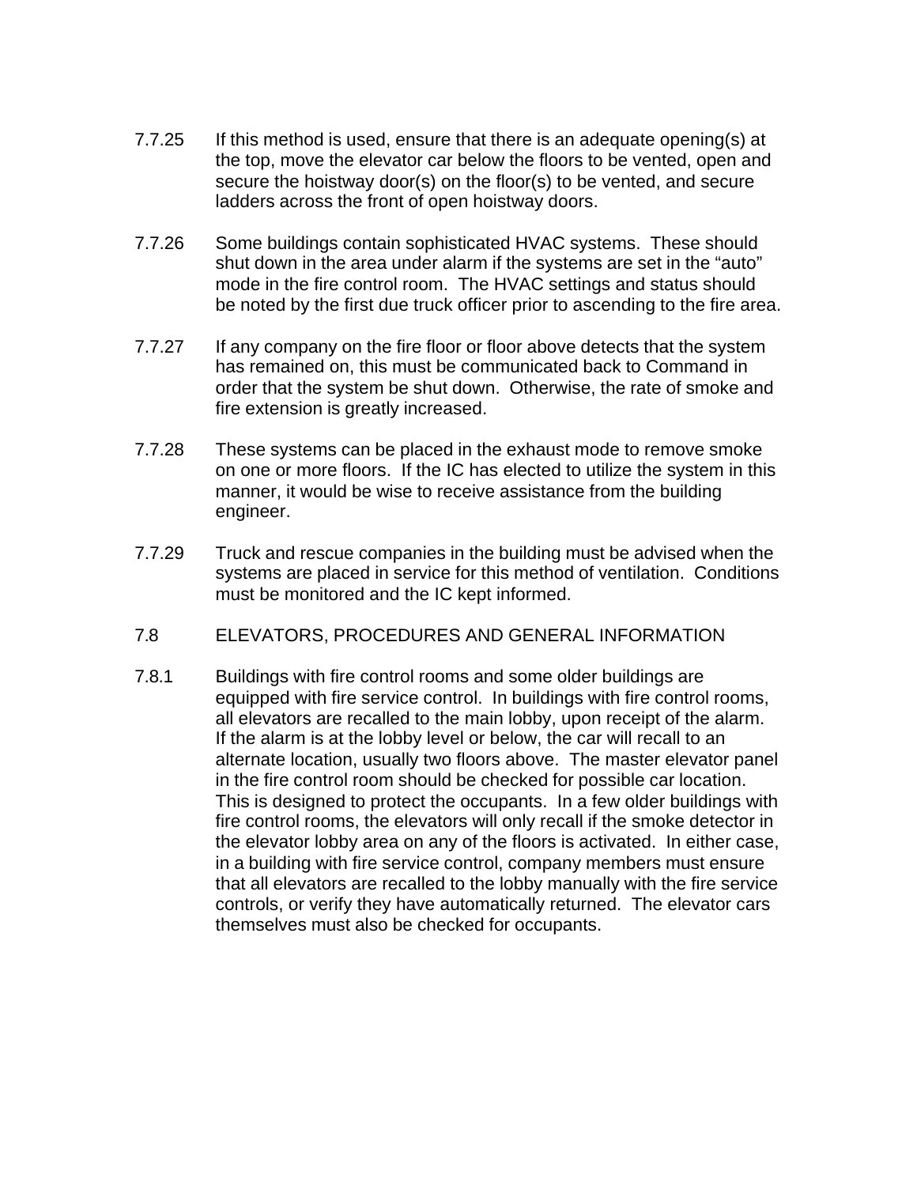7.7.25 If this method is used, ensure that there is an adequate opening(s) at the top, move the elevator car below the floors to be vented, open and secure the hoistway door(s) on the floor(s) to be vented, and secure ladders across the front of open hoistway doors.

7.7.26 Some buildings contain sophisticated HVAC systems. These should shut down in the area under alarm if the systems are set in the “auto” mode in the fire control room. The HVAC settings and status should be noted by the first due truck officer prior to ascending to the fire area.

7.7.27 If any company on the fire floor or floor above detects that the system has remained on, this must be communicated back to Command in order that the system be shut down. Otherwise, the rate of smoke and fire extension is greatly increased.

7.7.28 These systems can be placed in the exhaust mode to remove smoke on one or more floors. If the IC has elected to utilize the system in this manner, it would be wise to receive assistance from the building engineer.

7.7.29 Truck and rescue companies in the building must be advised when the systems are placed in service for this method of ventilation. Conditions must be monitored and the IC kept informed.

## 7.8 ELEVATORS, PROCEDURES AND GENERAL INFORMATION

7.8.1 Buildings with fire control rooms and some older buildings are equipped with fire service control. In buildings with fire control rooms, all elevators are recalled to the main lobby, upon receipt of the alarm. If the alarm is at the lobby level or below, the car will recall to an alternate location, usually two floors above. The master elevator panel in the fire control room should be checked for possible car location. This is designed to protect the occupants. In a few older buildings with fire control rooms, the elevators will only recall if the smoke detector in the elevator lobby area on any of the floors is activated. In either case, in a building with fire service control, company members must ensure that all elevators are recalled to the lobby manually with the fire service controls, or verify they have automatically returned. The elevator cars themselves must also be checked for occupants.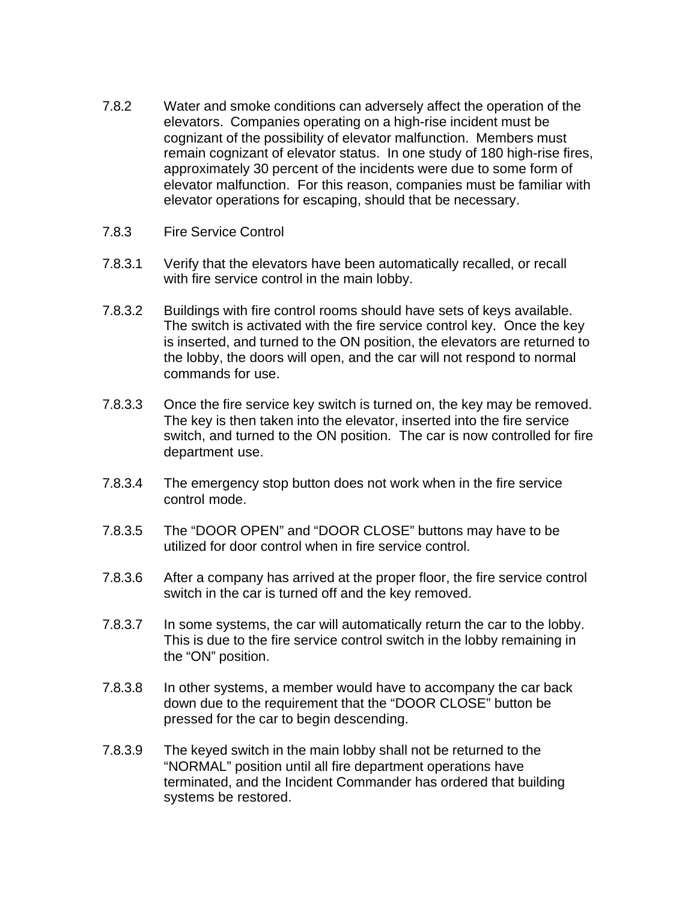7.8.2 Water and smoke conditions can adversely affect the operation of the elevators. Companies operating on a high-rise incident must be cognizant of the possibility of elevator malfunction. Members must remain cognizant of elevator status. In one study of 180 high-rise fires, approximately 30 percent of the incidents were due to some form of elevator malfunction. For this reason, companies must be familiar with elevator operations for escaping, should that be necessary.

7.8.3 Fire Service Control

7.8.3.1 Verify that the elevators have been automatically recalled, or recall with fire service control in the main lobby.

7.8.3.2 Buildings with fire control rooms should have sets of keys available. The switch is activated with the fire service control key. Once the key is inserted, and turned to the ON position, the elevators are returned to the lobby, the doors will open, and the car will not respond to normal commands for use.

7.8.3.3 Once the fire service key switch is turned on, the key may be removed. The key is then taken into the elevator, inserted into the fire service switch, and turned to the ON position. The car is now controlled for fire department use.

7.8.3.4 The emergency stop button does not work when in the fire service control mode.

7.8.3.5 The "DOOR OPEN" and "DOOR CLOSE" buttons may have to be utilized for door control when in fire service control.

7.8.3.6 After a company has arrived at the proper floor, the fire service control switch in the car is turned off and the key removed.

7.8.3.7 In some systems, the car will automatically return the car to the lobby. This is due to the fire service control switch in the lobby remaining in the "ON" position.

7.8.3.8 In other systems, a member would have to accompany the car back down due to the requirement that the "DOOR CLOSE" button be pressed for the car to begin descending.

7.8.3.9 The keyed switch in the main lobby shall not be returned to the "NORMAL" position until all fire department operations have terminated, and the Incident Commander has ordered that building systems be restored.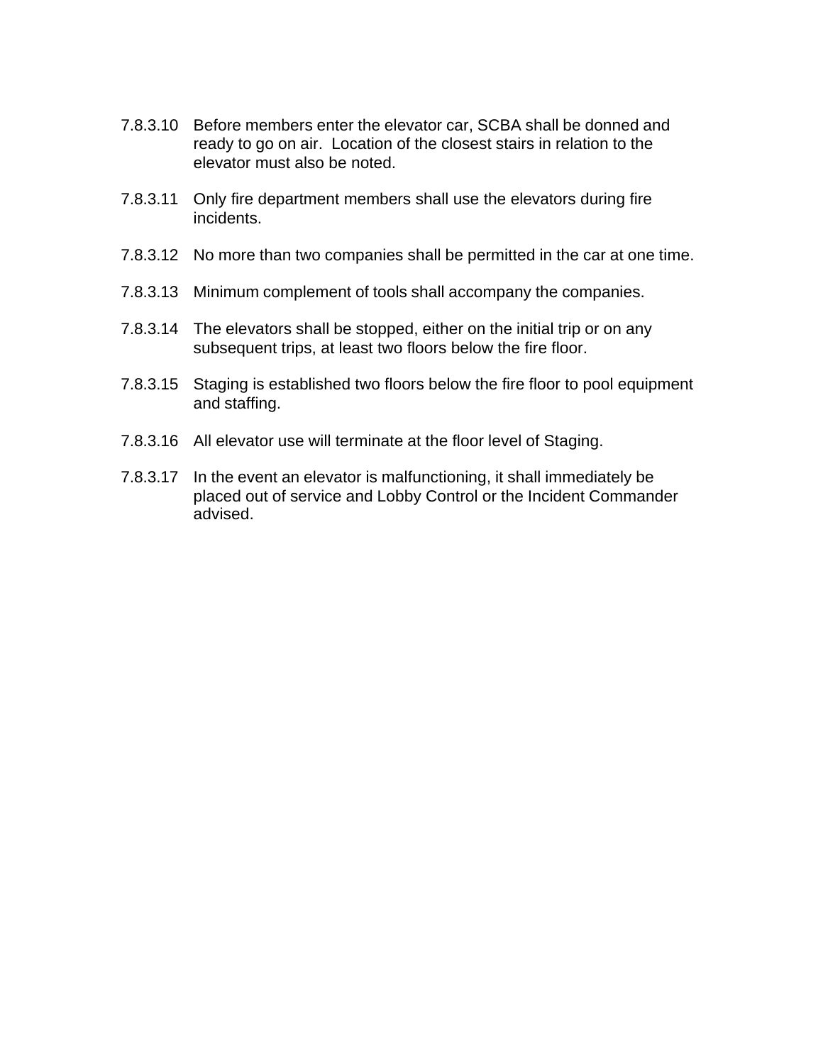7.8.3.10 Before members enter the elevator car, SCBA shall be donned and ready to go on air. Location of the closest stairs in relation to the elevator must also be noted.

7.8.3.11 Only fire department members shall use the elevators during fire incidents.

7.8.3.12 No more than two companies shall be permitted in the car at one time.

7.8.3.13 Minimum complement of tools shall accompany the companies.

7.8.3.14 The elevators shall be stopped, either on the initial trip or on any subsequent trips, at least two floors below the fire floor.

7.8.3.15 Staging is established two floors below the fire floor to pool equipment and staffing.

7.8.3.16 All elevator use will terminate at the floor level of Staging.

7.8.3.17 In the event an elevator is malfunctioning, it shall immediately be placed out of service and Lobby Control or the Incident Commander advised.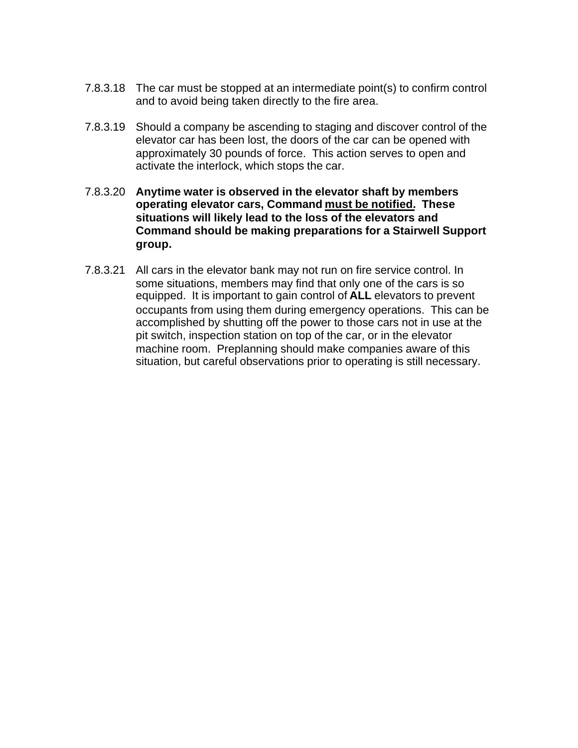7.8.3.18 The car must be stopped at an intermediate point(s) to confirm control and to avoid being taken directly to the fire area.

7.8.3.19 Should a company be ascending to staging and discover control of the elevator car has been lost, the doors of the car can be opened with approximately 30 pounds of force. This action serves to open and activate the interlock, which stops the car.

7.8.3.20 **Anytime water is observed in the elevator shaft by members operating elevator cars, Command <u>must be notified</u>. These situations will likely lead to the loss of the elevators and Command should be making preparations for a Stairwell Support group.**

7.8.3.21 All cars in the elevator bank may not run on fire service control. In some situations, members may find that only one of the cars is so equipped. It is important to gain control of **ALL** elevators to prevent occupants from using them during emergency operations. This can be accomplished by shutting off the power to those cars not in use at the pit switch, inspection station on top of the car, or in the elevator machine room. Preplanning should make companies aware of this situation, but careful observations prior to operating is still necessary.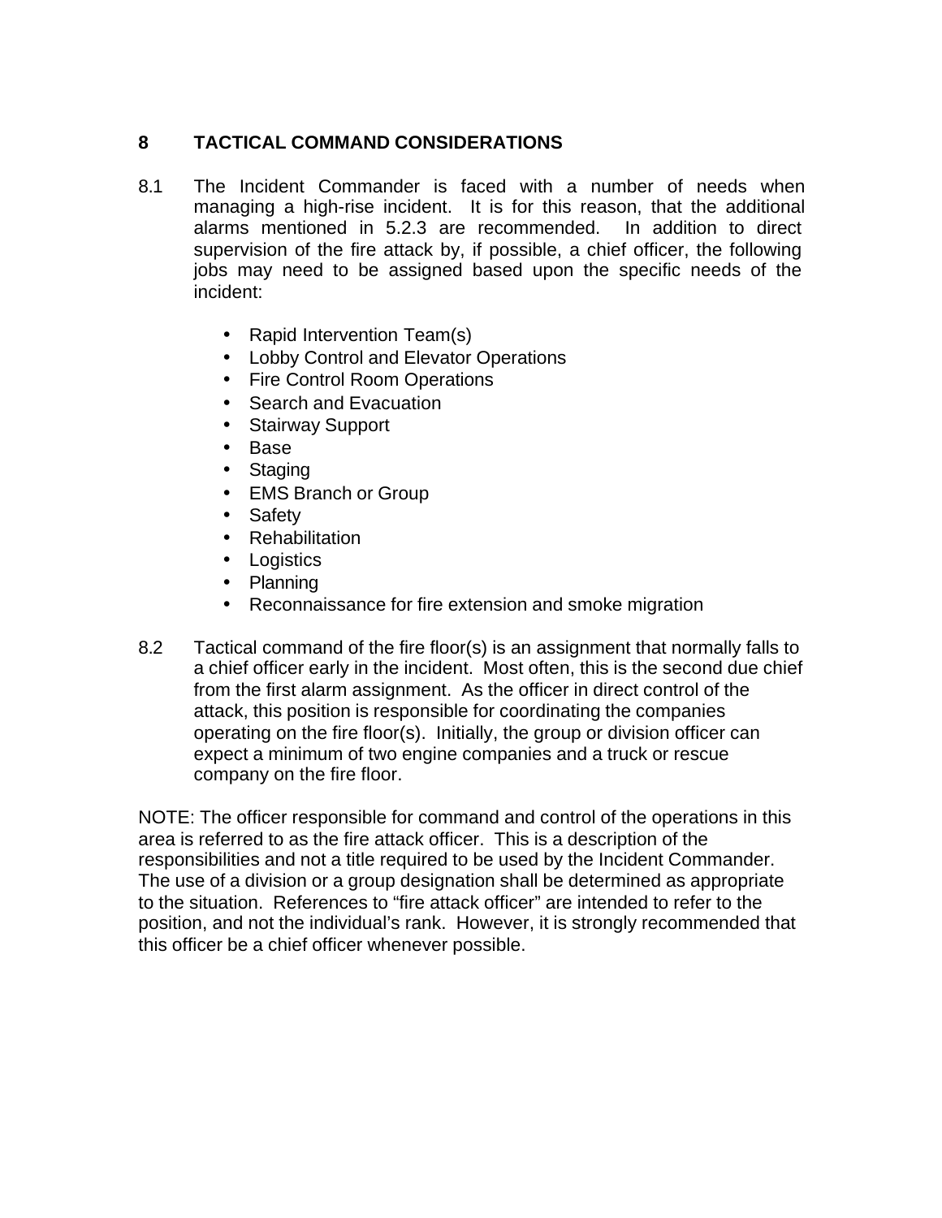## 8 TACTICAL COMMAND CONSIDERATIONS

8.1 The Incident Commander is faced with a number of needs when managing a high-rise incident. It is for this reason, that the additional alarms mentioned in 5.2.3 are recommended. In addition to direct supervision of the fire attack by, if possible, a chief officer, the following jobs may need to be assigned based upon the specific needs of the incident:

- Rapid Intervention Team(s)
- Lobby Control and Elevator Operations
- Fire Control Room Operations
- Search and Evacuation
- Stairway Support
- Base
- Staging
- EMS Branch or Group
- Safety
- Rehabilitation
- Logistics
- Planning
- Reconnaissance for fire extension and smoke migration

8.2 Tactical command of the fire floor(s) is an assignment that normally falls to a chief officer early in the incident. Most often, this is the second due chief from the first alarm assignment. As the officer in direct control of the attack, this position is responsible for coordinating the companies operating on the fire floor(s). Initially, the group or division officer can expect a minimum of two engine companies and a truck or rescue company on the fire floor.

NOTE: The officer responsible for command and control of the operations in this area is referred to as the fire attack officer. This is a description of the responsibilities and not a title required to be used by the Incident Commander. The use of a division or a group designation shall be determined as appropriate to the situation. References to “fire attack officer” are intended to refer to the position, and not the individual’s rank. However, it is strongly recommended that this officer be a chief officer whenever possible.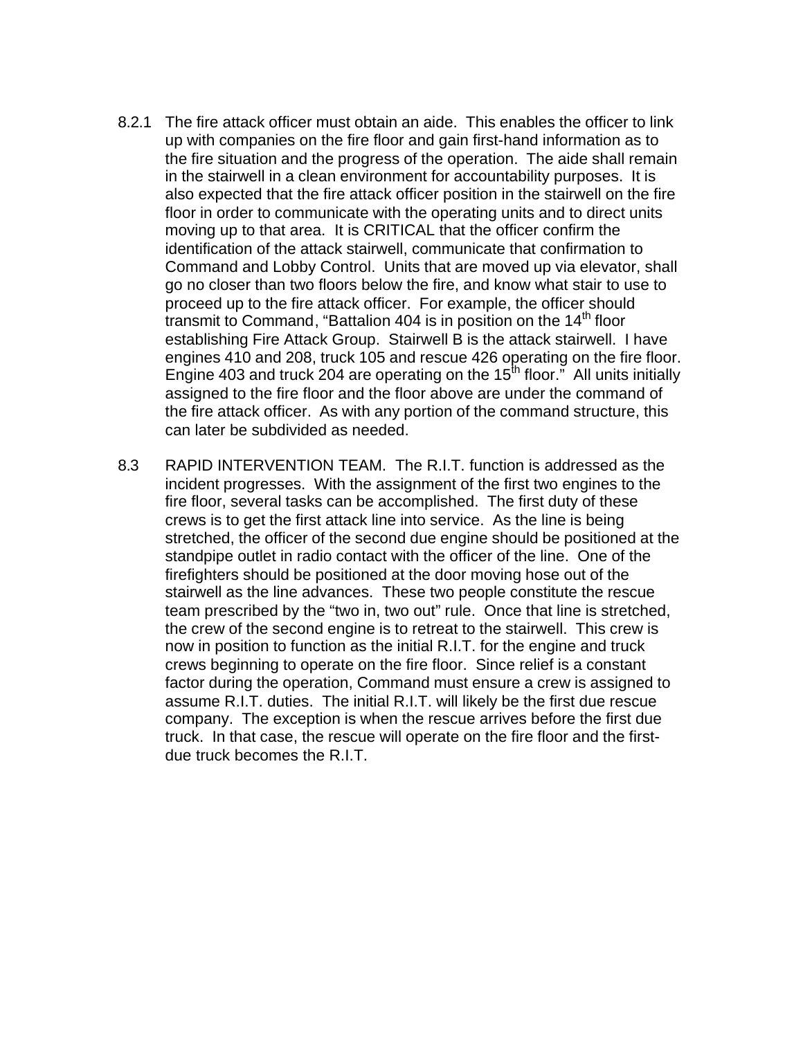8.2.1 The fire attack officer must obtain an aide. This enables the officer to link up with companies on the fire floor and gain first-hand information as to the fire situation and the progress of the operation. The aide shall remain in the stairwell in a clean environment for accountability purposes. It is also expected that the fire attack officer position in the stairwell on the fire floor in order to communicate with the operating units and to direct units moving up to that area. It is CRITICAL that the officer confirm the identification of the attack stairwell, communicate that confirmation to Command and Lobby Control. Units that are moved up via elevator, shall go no closer than two floors below the fire, and know what stair to use to proceed up to the fire attack officer. For example, the officer should transmit to Command, "Battalion 404 is in position on the 14th floor establishing Fire Attack Group. Stairwell B is the attack stairwell. I have engines 410 and 208, truck 105 and rescue 426 operating on the fire floor. Engine 403 and truck 204 are operating on the 15th floor." All units initially assigned to the fire floor and the floor above are under the command of the fire attack officer. As with any portion of the command structure, this can later be subdivided as needed.

8.3 RAPID INTERVENTION TEAM. The R.I.T. function is addressed as the incident progresses. With the assignment of the first two engines to the fire floor, several tasks can be accomplished. The first duty of these crews is to get the first attack line into service. As the line is being stretched, the officer of the second due engine should be positioned at the standpipe outlet in radio contact with the officer of the line. One of the firefighters should be positioned at the door moving hose out of the stairwell as the line advances. These two people constitute the rescue team prescribed by the "two in, two out" rule. Once that line is stretched, the crew of the second engine is to retreat to the stairwell. This crew is now in position to function as the initial R.I.T. for the engine and truck crews beginning to operate on the fire floor. Since relief is a constant factor during the operation, Command must ensure a crew is assigned to assume R.I.T. duties. The initial R.I.T. will likely be the first due rescue company. The exception is when the rescue arrives before the first due truck. In that case, the rescue will operate on the fire floor and the first-due truck becomes the R.I.T.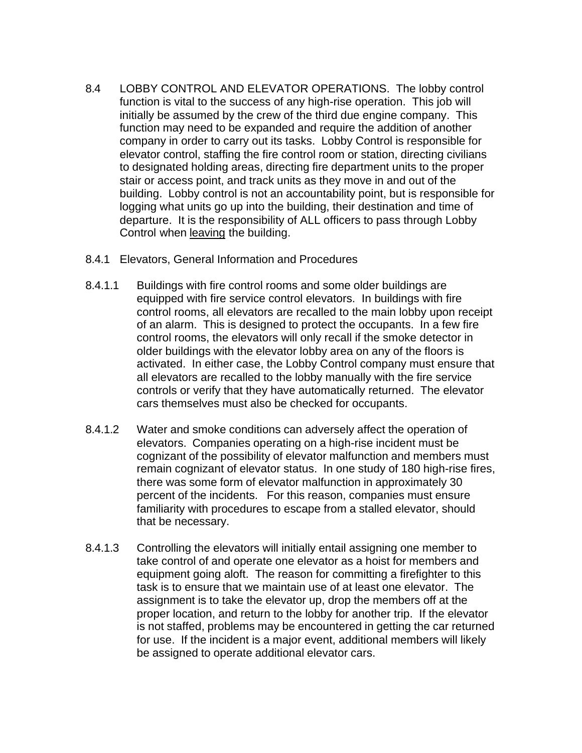8.4 LOBBY CONTROL AND ELEVATOR OPERATIONS. The lobby control function is vital to the success of any high-rise operation. This job will initially be assumed by the crew of the third due engine company. This function may need to be expanded and require the addition of another company in order to carry out its tasks. Lobby Control is responsible for elevator control, staffing the fire control room or station, directing civilians to designated holding areas, directing fire department units to the proper stair or access point, and track units as they move in and out of the building. Lobby control is not an accountability point, but is responsible for logging what units go up into the building, their destination and time of departure. It is the responsibility of ALL officers to pass through Lobby Control when <u>leaving</u> the building.

8.4.1 Elevators, General Information and Procedures

8.4.1.1 Buildings with fire control rooms and some older buildings are equipped with fire service control elevators. In buildings with fire control rooms, all elevators are recalled to the main lobby upon receipt of an alarm. This is designed to protect the occupants. In a few fire control rooms, the elevators will only recall if the smoke detector in older buildings with the elevator lobby area on any of the floors is activated. In either case, the Lobby Control company must ensure that all elevators are recalled to the lobby manually with the fire service controls or verify that they have automatically returned. The elevator cars themselves must also be checked for occupants.

8.4.1.2 Water and smoke conditions can adversely affect the operation of elevators. Companies operating on a high-rise incident must be cognizant of the possibility of elevator malfunction and members must remain cognizant of elevator status. In one study of 180 high-rise fires, there was some form of elevator malfunction in approximately 30 percent of the incidents. For this reason, companies must ensure familiarity with procedures to escape from a stalled elevator, should that be necessary.

8.4.1.3 Controlling the elevators will initially entail assigning one member to take control of and operate one elevator as a hoist for members and equipment going aloft. The reason for committing a firefighter to this task is to ensure that we maintain use of at least one elevator. The assignment is to take the elevator up, drop the members off at the proper location, and return to the lobby for another trip. If the elevator is not staffed, problems may be encountered in getting the car returned for use. If the incident is a major event, additional members will likely be assigned to operate additional elevator cars.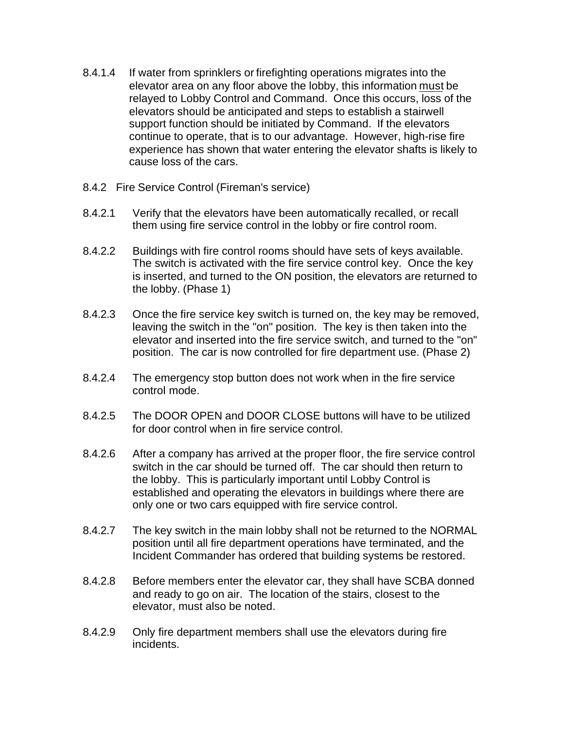8.4.1.4 If water from sprinklers or firefighting operations migrates into the elevator area on any floor above the lobby, this information must be relayed to Lobby Control and Command. Once this occurs, loss of the elevators should be anticipated and steps to establish a stairwell support function should be initiated by Command. If the elevators continue to operate, that is to our advantage. However, high-rise fire experience has shown that water entering the elevator shafts is likely to cause loss of the cars.

8.4.2 Fire Service Control (Fireman's service)

8.4.2.1 Verify that the elevators have been automatically recalled, or recall them using fire service control in the lobby or fire control room.

8.4.2.2 Buildings with fire control rooms should have sets of keys available. The switch is activated with the fire service control key. Once the key is inserted, and turned to the ON position, the elevators are returned to the lobby. (Phase 1)

8.4.2.3 Once the fire service key switch is turned on, the key may be removed, leaving the switch in the "on" position. The key is then taken into the elevator and inserted into the fire service switch, and turned to the "on" position. The car is now controlled for fire department use. (Phase 2)

8.4.2.4 The emergency stop button does not work when in the fire service control mode.

8.4.2.5 The DOOR OPEN and DOOR CLOSE buttons will have to be utilized for door control when in fire service control.

8.4.2.6 After a company has arrived at the proper floor, the fire service control switch in the car should be turned off. The car should then return to the lobby. This is particularly important until Lobby Control is established and operating the elevators in buildings where there are only one or two cars equipped with fire service control.

8.4.2.7 The key switch in the main lobby shall not be returned to the NORMAL position until all fire department operations have terminated, and the Incident Commander has ordered that building systems be restored.

8.4.2.8 Before members enter the elevator car, they shall have SCBA donned and ready to go on air. The location of the stairs, closest to the elevator, must also be noted.

8.4.2.9 Only fire department members shall use the elevators during fire incidents.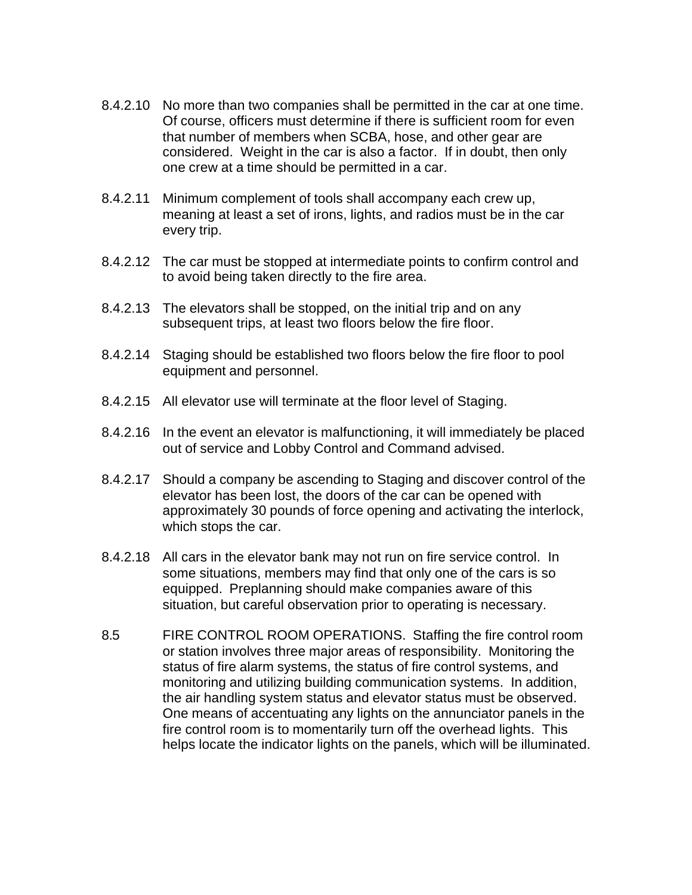8.4.2.10 No more than two companies shall be permitted in the car at one time. Of course, officers must determine if there is sufficient room for even that number of members when SCBA, hose, and other gear are considered. Weight in the car is also a factor. If in doubt, then only one crew at a time should be permitted in a car.

8.4.2.11 Minimum complement of tools shall accompany each crew up, meaning at least a set of irons, lights, and radios must be in the car every trip.

8.4.2.12 The car must be stopped at intermediate points to confirm control and to avoid being taken directly to the fire area.

8.4.2.13 The elevators shall be stopped, on the initial trip and on any subsequent trips, at least two floors below the fire floor.

8.4.2.14 Staging should be established two floors below the fire floor to pool equipment and personnel.

8.4.2.15 All elevator use will terminate at the floor level of Staging.

8.4.2.16 In the event an elevator is malfunctioning, it will immediately be placed out of service and Lobby Control and Command advised.

8.4.2.17 Should a company be ascending to Staging and discover control of the elevator has been lost, the doors of the car can be opened with approximately 30 pounds of force opening and activating the interlock, which stops the car.

8.4.2.18 All cars in the elevator bank may not run on fire service control. In some situations, members may find that only one of the cars is so equipped. Preplanning should make companies aware of this situation, but careful observation prior to operating is necessary.

8.5 FIRE CONTROL ROOM OPERATIONS. Staffing the fire control room or station involves three major areas of responsibility. Monitoring the status of fire alarm systems, the status of fire control systems, and monitoring and utilizing building communication systems. In addition, the air handling system status and elevator status must be observed. One means of accentuating any lights on the annunciator panels in the fire control room is to momentarily turn off the overhead lights. This helps locate the indicator lights on the panels, which will be illuminated.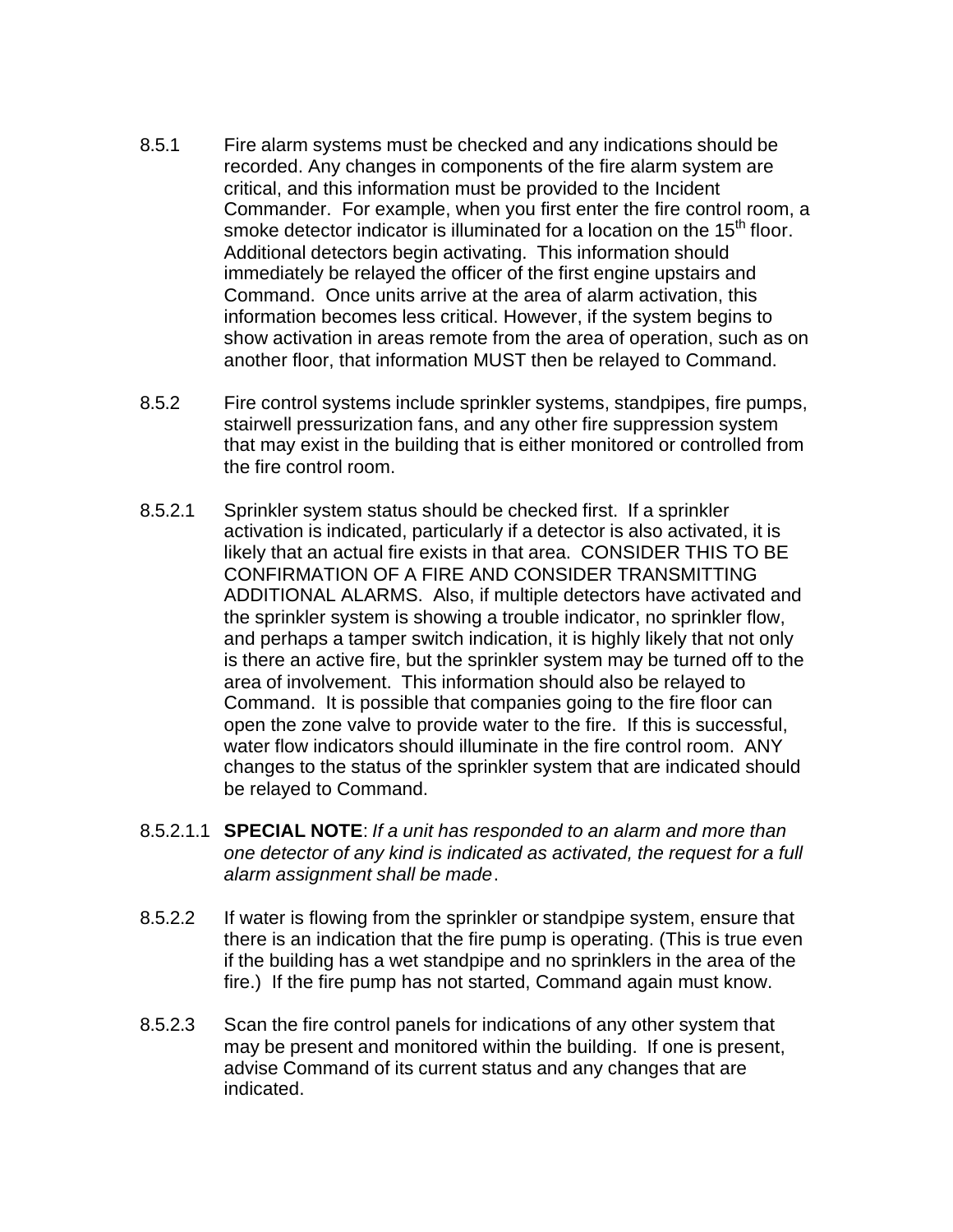8.5.1 Fire alarm systems must be checked and any indications should be recorded. Any changes in components of the fire alarm system are critical, and this information must be provided to the Incident Commander. For example, when you first enter the fire control room, a smoke detector indicator is illuminated for a location on the 15th floor. Additional detectors begin activating. This information should immediately be relayed the officer of the first engine upstairs and Command. Once units arrive at the area of alarm activation, this information becomes less critical. However, if the system begins to show activation in areas remote from the area of operation, such as on another floor, that information MUST then be relayed to Command.

8.5.2 Fire control systems include sprinkler systems, standpipes, fire pumps, stairwell pressurization fans, and any other fire suppression system that may exist in the building that is either monitored or controlled from the fire control room.

8.5.2.1 Sprinkler system status should be checked first. If a sprinkler activation is indicated, particularly if a detector is also activated, it is likely that an actual fire exists in that area. CONSIDER THIS TO BE CONFIRMATION OF A FIRE AND CONSIDER TRANSMITTING ADDITIONAL ALARMS. Also, if multiple detectors have activated and the sprinkler system is showing a trouble indicator, no sprinkler flow, and perhaps a tamper switch indication, it is highly likely that not only is there an active fire, but the sprinkler system may be turned off to the area of involvement. This information should also be relayed to Command. It is possible that companies going to the fire floor can open the zone valve to provide water to the fire. If this is successful, water flow indicators should illuminate in the fire control room. ANY changes to the status of the sprinkler system that are indicated should be relayed to Command.

8.5.2.1.1 **SPECIAL NOTE**: *If a unit has responded to an alarm and more than one detector of any kind is indicated as activated, the request for a full alarm assignment shall be made*.

8.5.2.2 If water is flowing from the sprinkler or standpipe system, ensure that there is an indication that the fire pump is operating. (This is true even if the building has a wet standpipe and no sprinklers in the area of the fire.) If the fire pump has not started, Command again must know.

8.5.2.3 Scan the fire control panels for indications of any other system that may be present and monitored within the building. If one is present, advise Command of its current status and any changes that are indicated.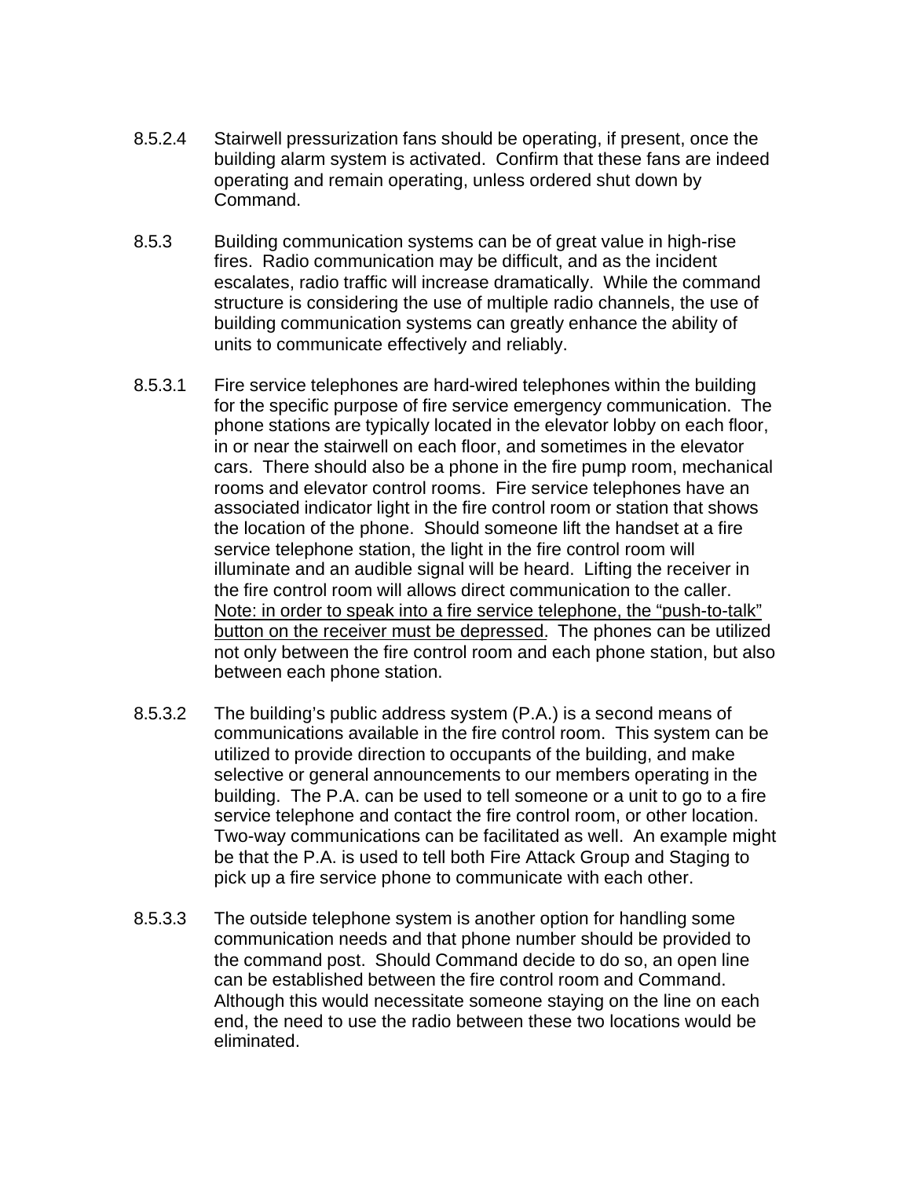8.5.2.4 Stairwell pressurization fans should be operating, if present, once the building alarm system is activated. Confirm that these fans are indeed operating and remain operating, unless ordered shut down by Command.

8.5.3 Building communication systems can be of great value in high-rise fires. Radio communication may be difficult, and as the incident escalates, radio traffic will increase dramatically. While the command structure is considering the use of multiple radio channels, the use of building communication systems can greatly enhance the ability of units to communicate effectively and reliably.

8.5.3.1 Fire service telephones are hard-wired telephones within the building for the specific purpose of fire service emergency communication. The phone stations are typically located in the elevator lobby on each floor, in or near the stairwell on each floor, and sometimes in the elevator cars. There should also be a phone in the fire pump room, mechanical rooms and elevator control rooms. Fire service telephones have an associated indicator light in the fire control room or station that shows the location of the phone. Should someone lift the handset at a fire service telephone station, the light in the fire control room will illuminate and an audible signal will be heard. Lifting the receiver in the fire control room will allows direct communication to the caller. <u>Note: in order to speak into a fire service telephone, the "push-to-talk" button on the receiver must be depressed</u>. The phones can be utilized not only between the fire control room and each phone station, but also between each phone station.

8.5.3.2 The building's public address system (P.A.) is a second means of communications available in the fire control room. This system can be utilized to provide direction to occupants of the building, and make selective or general announcements to our members operating in the building. The P.A. can be used to tell someone or a unit to go to a fire service telephone and contact the fire control room, or other location. Two-way communications can be facilitated as well. An example might be that the P.A. is used to tell both Fire Attack Group and Staging to pick up a fire service phone to communicate with each other.

8.5.3.3 The outside telephone system is another option for handling some communication needs and that phone number should be provided to the command post. Should Command decide to do so, an open line can be established between the fire control room and Command. Although this would necessitate someone staying on the line on each end, the need to use the radio between these two locations would be eliminated.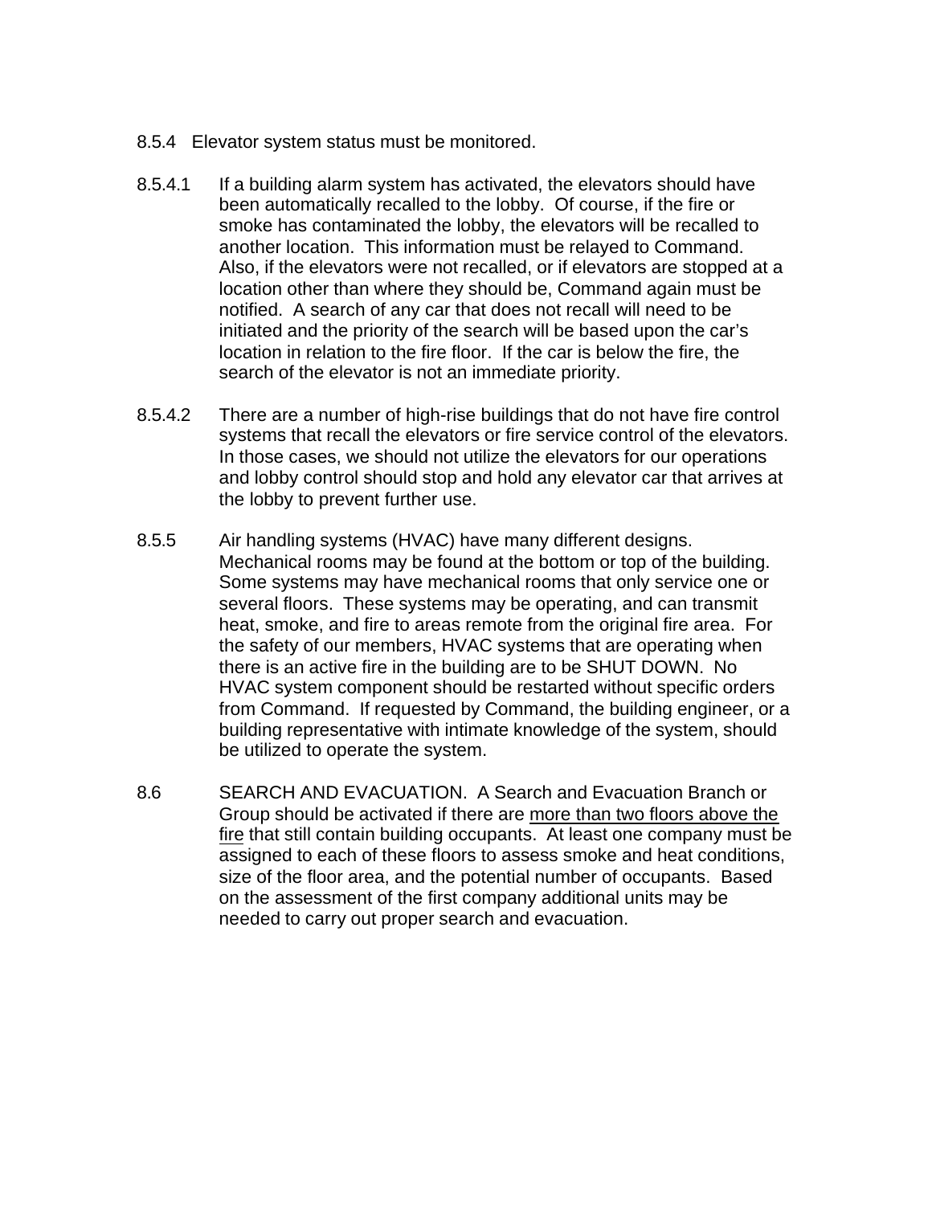8.5.4 Elevator system status must be monitored.

8.5.4.1 If a building alarm system has activated, the elevators should have been automatically recalled to the lobby. Of course, if the fire or smoke has contaminated the lobby, the elevators will be recalled to another location. This information must be relayed to Command. Also, if the elevators were not recalled, or if elevators are stopped at a location other than where they should be, Command again must be notified. A search of any car that does not recall will need to be initiated and the priority of the search will be based upon the car's location in relation to the fire floor. If the car is below the fire, the search of the elevator is not an immediate priority.

8.5.4.2 There are a number of high-rise buildings that do not have fire control systems that recall the elevators or fire service control of the elevators. In those cases, we should not utilize the elevators for our operations and lobby control should stop and hold any elevator car that arrives at the lobby to prevent further use.

8.5.5 Air handling systems (HVAC) have many different designs. Mechanical rooms may be found at the bottom or top of the building. Some systems may have mechanical rooms that only service one or several floors. These systems may be operating, and can transmit heat, smoke, and fire to areas remote from the original fire area. For the safety of our members, HVAC systems that are operating when there is an active fire in the building are to be SHUT DOWN. No HVAC system component should be restarted without specific orders from Command. If requested by Command, the building engineer, or a building representative with intimate knowledge of the system, should be utilized to operate the system.

8.6 SEARCH AND EVACUATION. A Search and Evacuation Branch or Group should be activated if there are <u>more than two floors above the fire</u> that still contain building occupants. At least one company must be assigned to each of these floors to assess smoke and heat conditions, size of the floor area, and the potential number of occupants. Based on the assessment of the first company additional units may be needed to carry out proper search and evacuation.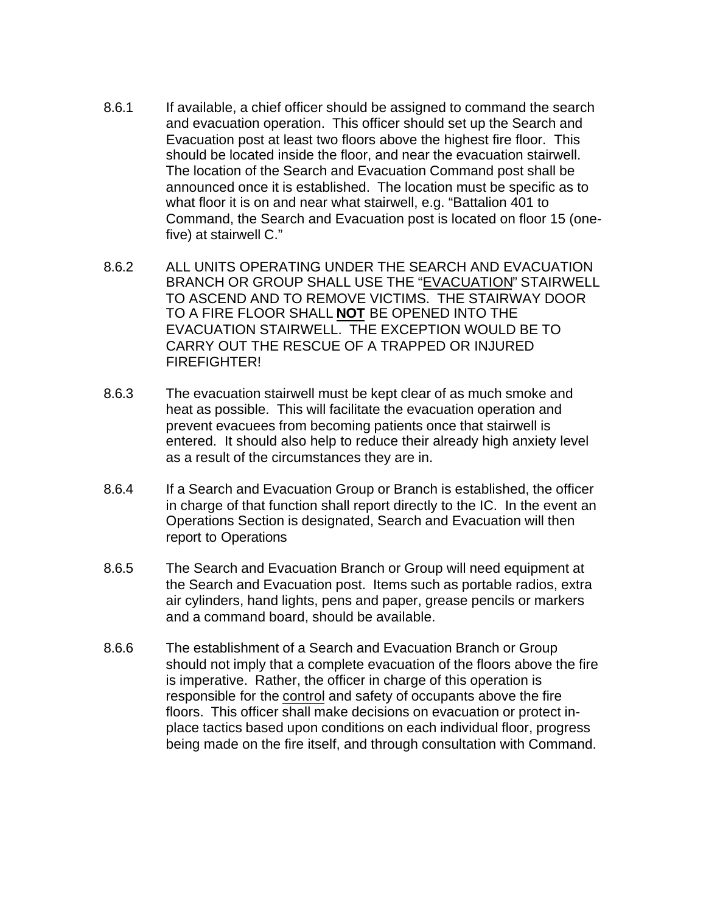8.6.1 If available, a chief officer should be assigned to command the search and evacuation operation. This officer should set up the Search and Evacuation post at least two floors above the highest fire floor. This should be located inside the floor, and near the evacuation stairwell. The location of the Search and Evacuation Command post shall be announced once it is established. The location must be specific as to what floor it is on and near what stairwell, e.g. "Battalion 401 to Command, the Search and Evacuation post is located on floor 15 (one-five) at stairwell C."

8.6.2 ALL UNITS OPERATING UNDER THE SEARCH AND EVACUATION BRANCH OR GROUP SHALL USE THE "<u>EVACUATION</u>" STAIRWELL TO ASCEND AND TO REMOVE VICTIMS. THE STAIRWAY DOOR TO A FIRE FLOOR SHALL <u>**NOT**</u> BE OPENED INTO THE EVACUATION STAIRWELL. THE EXCEPTION WOULD BE TO CARRY OUT THE RESCUE OF A TRAPPED OR INJURED FIREFIGHTER!

8.6.3 The evacuation stairwell must be kept clear of as much smoke and heat as possible. This will facilitate the evacuation operation and prevent evacuees from becoming patients once that stairwell is entered. It should also help to reduce their already high anxiety level as a result of the circumstances they are in.

8.6.4 If a Search and Evacuation Group or Branch is established, the officer in charge of that function shall report directly to the IC. In the event an Operations Section is designated, Search and Evacuation will then report to Operations

8.6.5 The Search and Evacuation Branch or Group will need equipment at the Search and Evacuation post. Items such as portable radios, extra air cylinders, hand lights, pens and paper, grease pencils or markers and a command board, should be available.

8.6.6 The establishment of a Search and Evacuation Branch or Group should not imply that a complete evacuation of the floors above the fire is imperative. Rather, the officer in charge of this operation is responsible for the <u>control</u> and safety of occupants above the fire floors. This officer shall make decisions on evacuation or protect in-place tactics based upon conditions on each individual floor, progress being made on the fire itself, and through consultation with Command.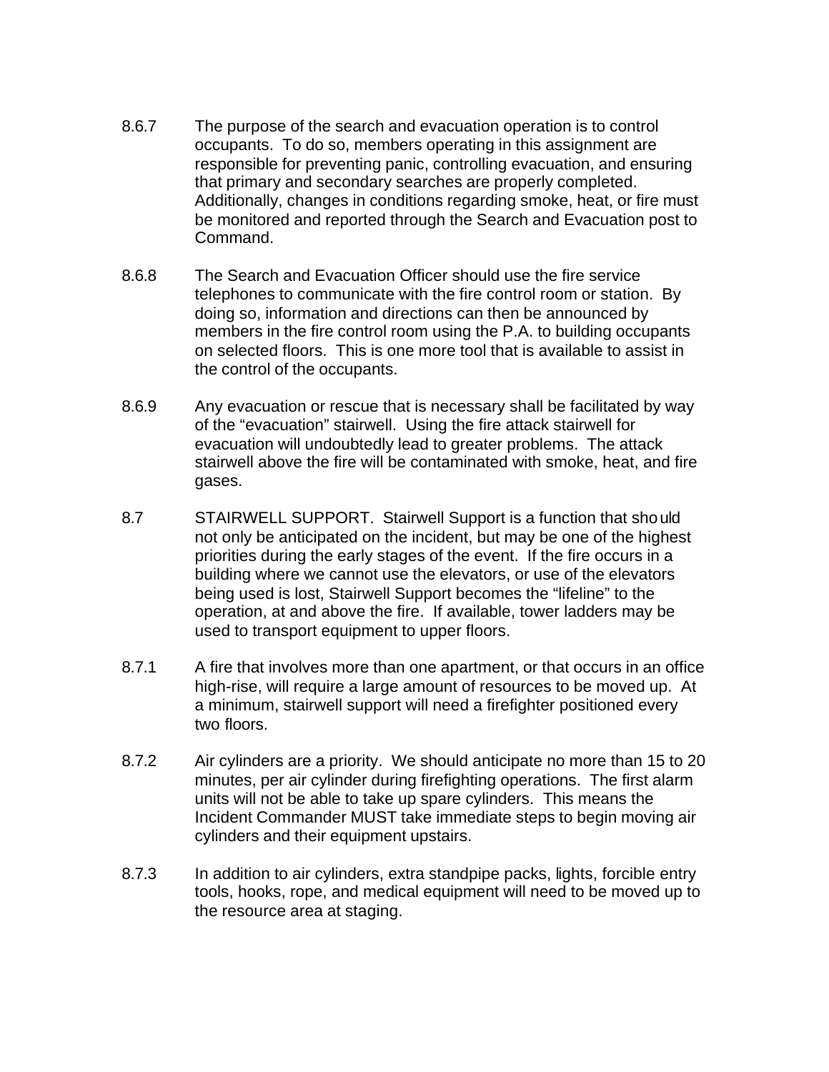8.6.7 The purpose of the search and evacuation operation is to control occupants. To do so, members operating in this assignment are responsible for preventing panic, controlling evacuation, and ensuring that primary and secondary searches are properly completed. Additionally, changes in conditions regarding smoke, heat, or fire must be monitored and reported through the Search and Evacuation post to Command.

8.6.8 The Search and Evacuation Officer should use the fire service telephones to communicate with the fire control room or station. By doing so, information and directions can then be announced by members in the fire control room using the P.A. to building occupants on selected floors. This is one more tool that is available to assist in the control of the occupants.

8.6.9 Any evacuation or rescue that is necessary shall be facilitated by way of the "evacuation" stairwell. Using the fire attack stairwell for evacuation will undoubtedly lead to greater problems. The attack stairwell above the fire will be contaminated with smoke, heat, and fire gases.

8.7 STAIRWELL SUPPORT. Stairwell Support is a function that should not only be anticipated on the incident, but may be one of the highest priorities during the early stages of the event. If the fire occurs in a building where we cannot use the elevators, or use of the elevators being used is lost, Stairwell Support becomes the "lifeline" to the operation, at and above the fire. If available, tower ladders may be used to transport equipment to upper floors.

8.7.1 A fire that involves more than one apartment, or that occurs in an office high-rise, will require a large amount of resources to be moved up. At a minimum, stairwell support will need a firefighter positioned every two floors.

8.7.2 Air cylinders are a priority. We should anticipate no more than 15 to 20 minutes, per air cylinder during firefighting operations. The first alarm units will not be able to take up spare cylinders. This means the Incident Commander MUST take immediate steps to begin moving air cylinders and their equipment upstairs.

8.7.3 In addition to air cylinders, extra standpipe packs, lights, forcible entry tools, hooks, rope, and medical equipment will need to be moved up to the resource area at staging.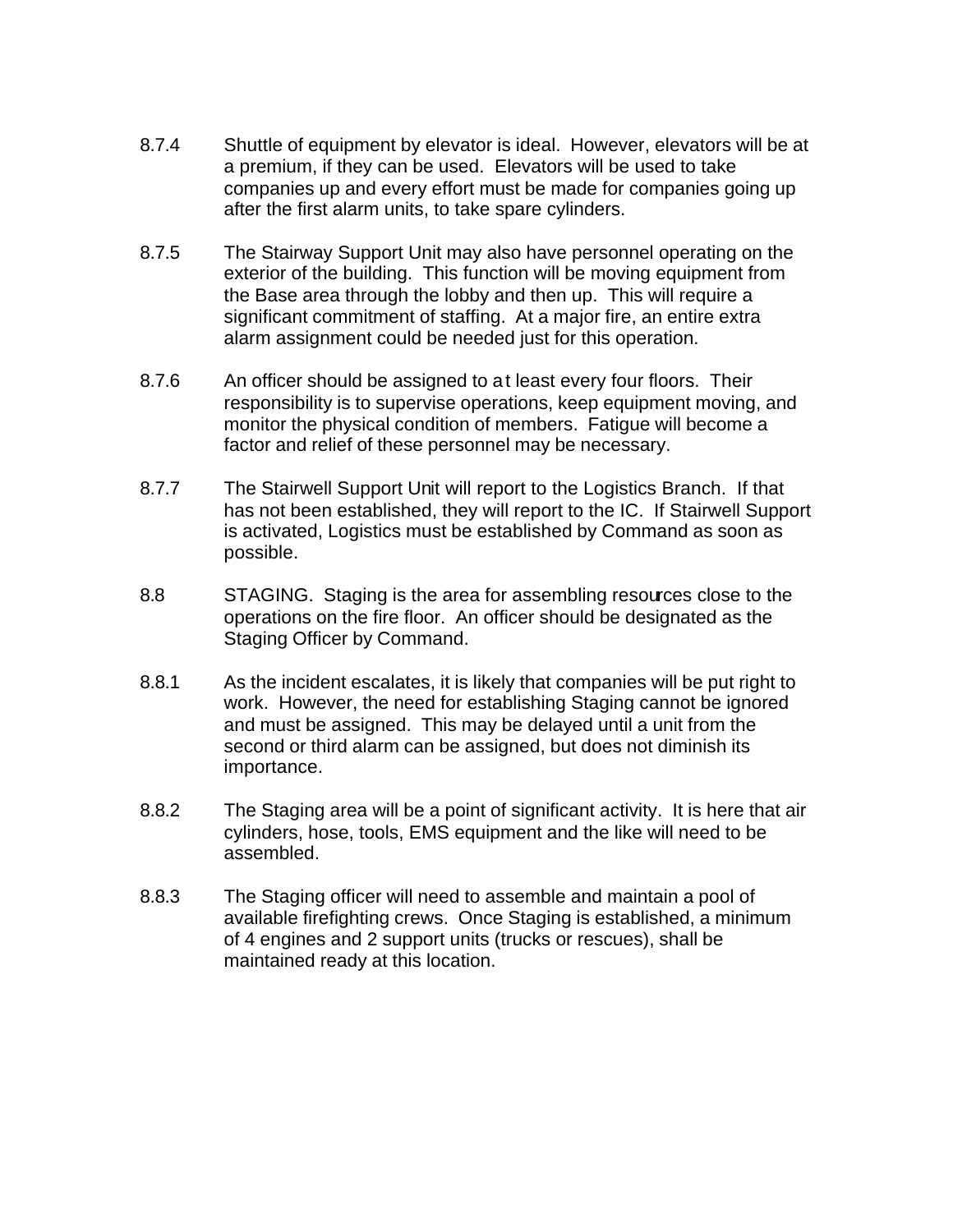8.7.4 Shuttle of equipment by elevator is ideal. However, elevators will be at a premium, if they can be used. Elevators will be used to take companies up and every effort must be made for companies going up after the first alarm units, to take spare cylinders.

8.7.5 The Stairway Support Unit may also have personnel operating on the exterior of the building. This function will be moving equipment from the Base area through the lobby and then up. This will require a significant commitment of staffing. At a major fire, an entire extra alarm assignment could be needed just for this operation.

8.7.6 An officer should be assigned to at least every four floors. Their responsibility is to supervise operations, keep equipment moving, and monitor the physical condition of members. Fatigue will become a factor and relief of these personnel may be necessary.

8.7.7 The Stairwell Support Unit will report to the Logistics Branch. If that has not been established, they will report to the IC. If Stairwell Support is activated, Logistics must be established by Command as soon as possible.

8.8 STAGING. Staging is the area for assembling resources close to the operations on the fire floor. An officer should be designated as the Staging Officer by Command.

8.8.1 As the incident escalates, it is likely that companies will be put right to work. However, the need for establishing Staging cannot be ignored and must be assigned. This may be delayed until a unit from the second or third alarm can be assigned, but does not diminish its importance.

8.8.2 The Staging area will be a point of significant activity. It is here that air cylinders, hose, tools, EMS equipment and the like will need to be assembled.

8.8.3 The Staging officer will need to assemble and maintain a pool of available firefighting crews. Once Staging is established, a minimum of 4 engines and 2 support units (trucks or rescues), shall be maintained ready at this location.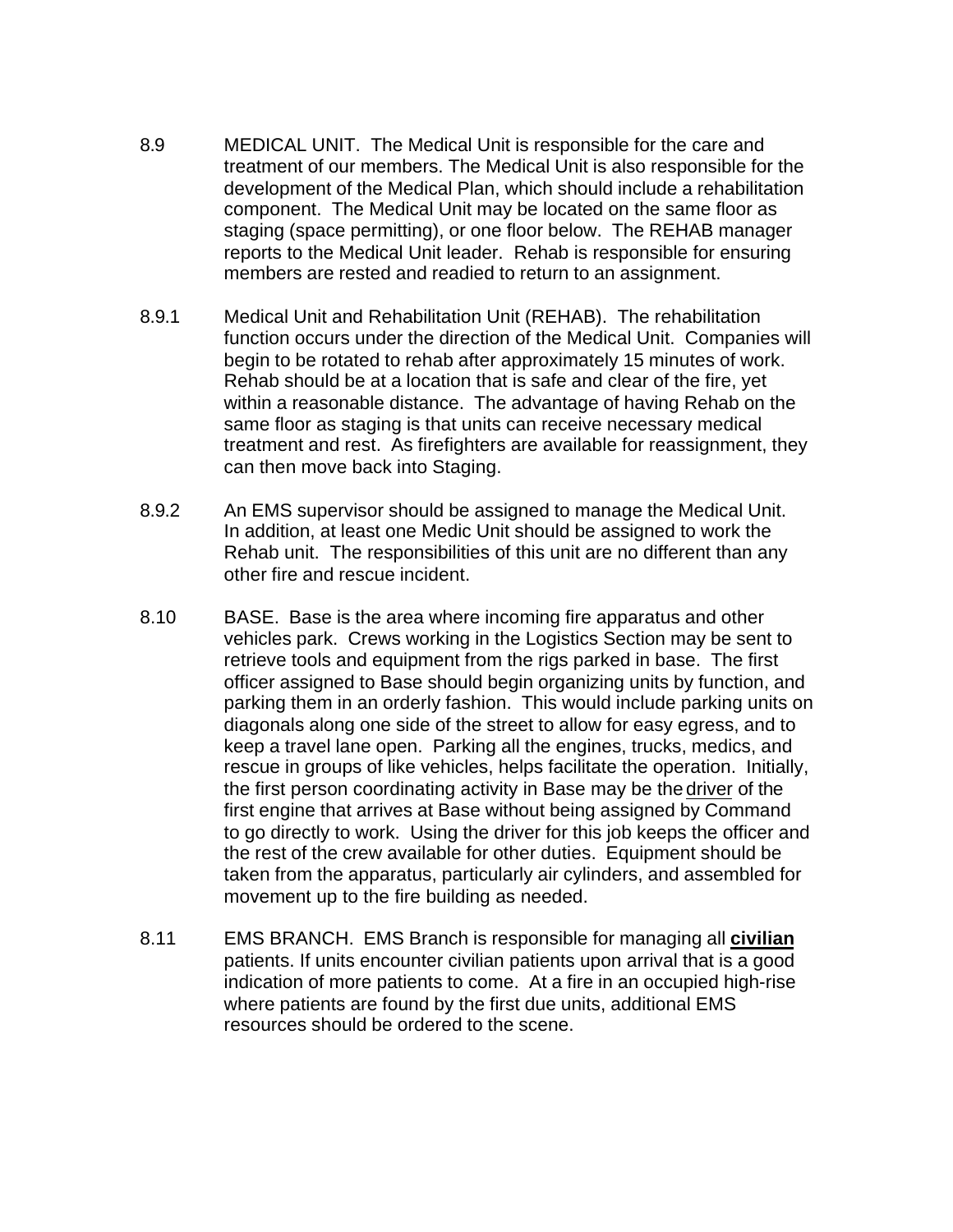8.9 MEDICAL UNIT. The Medical Unit is responsible for the care and treatment of our members. The Medical Unit is also responsible for the development of the Medical Plan, which should include a rehabilitation component. The Medical Unit may be located on the same floor as staging (space permitting), or one floor below. The REHAB manager reports to the Medical Unit leader. Rehab is responsible for ensuring members are rested and readied to return to an assignment.

8.9.1 Medical Unit and Rehabilitation Unit (REHAB). The rehabilitation function occurs under the direction of the Medical Unit. Companies will begin to be rotated to rehab after approximately 15 minutes of work. Rehab should be at a location that is safe and clear of the fire, yet within a reasonable distance. The advantage of having Rehab on the same floor as staging is that units can receive necessary medical treatment and rest. As firefighters are available for reassignment, they can then move back into Staging.

8.9.2 An EMS supervisor should be assigned to manage the Medical Unit. In addition, at least one Medic Unit should be assigned to work the Rehab unit. The responsibilities of this unit are no different than any other fire and rescue incident.

8.10 BASE. Base is the area where incoming fire apparatus and other vehicles park. Crews working in the Logistics Section may be sent to retrieve tools and equipment from the rigs parked in base. The first officer assigned to Base should begin organizing units by function, and parking them in an orderly fashion. This would include parking units on diagonals along one side of the street to allow for easy egress, and to keep a travel lane open. Parking all the engines, trucks, medics, and rescue in groups of like vehicles, helps facilitate the operation. Initially, the first person coordinating activity in Base may be the <u>driver</u> of the first engine that arrives at Base without being assigned by Command to go directly to work. Using the driver for this job keeps the officer and the rest of the crew available for other duties. Equipment should be taken from the apparatus, particularly air cylinders, and assembled for movement up to the fire building as needed.

8.11 EMS BRANCH. EMS Branch is responsible for managing all **<u>civilian</u>** patients. If units encounter civilian patients upon arrival that is a good indication of more patients to come. At a fire in an occupied high-rise where patients are found by the first due units, additional EMS resources should be ordered to the scene.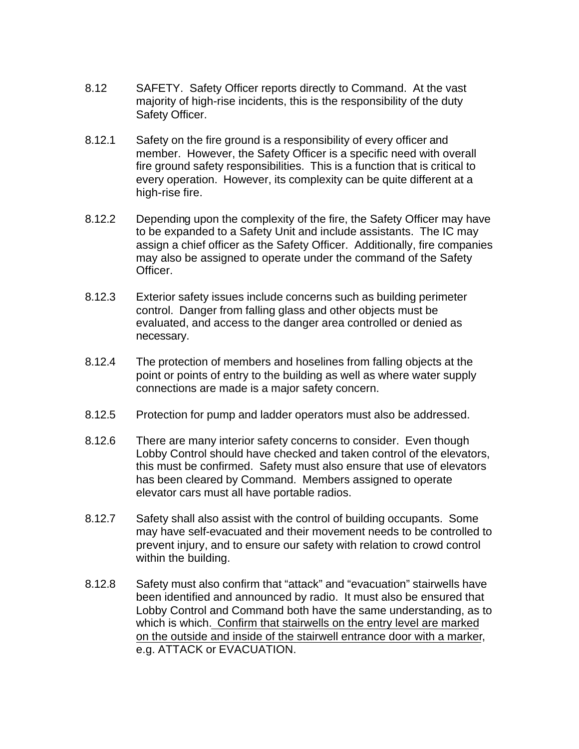8.12 SAFETY. Safety Officer reports directly to Command. At the vast majority of high-rise incidents, this is the responsibility of the duty Safety Officer.

8.12.1 Safety on the fire ground is a responsibility of every officer and member. However, the Safety Officer is a specific need with overall fire ground safety responsibilities. This is a function that is critical to every operation. However, its complexity can be quite different at a high-rise fire.

8.12.2 Depending upon the complexity of the fire, the Safety Officer may have to be expanded to a Safety Unit and include assistants. The IC may assign a chief officer as the Safety Officer. Additionally, fire companies may also be assigned to operate under the command of the Safety Officer.

8.12.3 Exterior safety issues include concerns such as building perimeter control. Danger from falling glass and other objects must be evaluated, and access to the danger area controlled or denied as necessary.

8.12.4 The protection of members and hoselines from falling objects at the point or points of entry to the building as well as where water supply connections are made is a major safety concern.

8.12.5 Protection for pump and ladder operators must also be addressed.

8.12.6 There are many interior safety concerns to consider. Even though Lobby Control should have checked and taken control of the elevators, this must be confirmed. Safety must also ensure that use of elevators has been cleared by Command. Members assigned to operate elevator cars must all have portable radios.

8.12.7 Safety shall also assist with the control of building occupants. Some may have self-evacuated and their movement needs to be controlled to prevent injury, and to ensure our safety with relation to crowd control within the building.

8.12.8 Safety must also confirm that "attack" and "evacuation" stairwells have been identified and announced by radio. It must also be ensured that Lobby Control and Command both have the same understanding, as to which is which. Confirm that stairwells on the entry level are marked on the outside and inside of the stairwell entrance door with a marker, e.g. ATTACK or EVACUATION.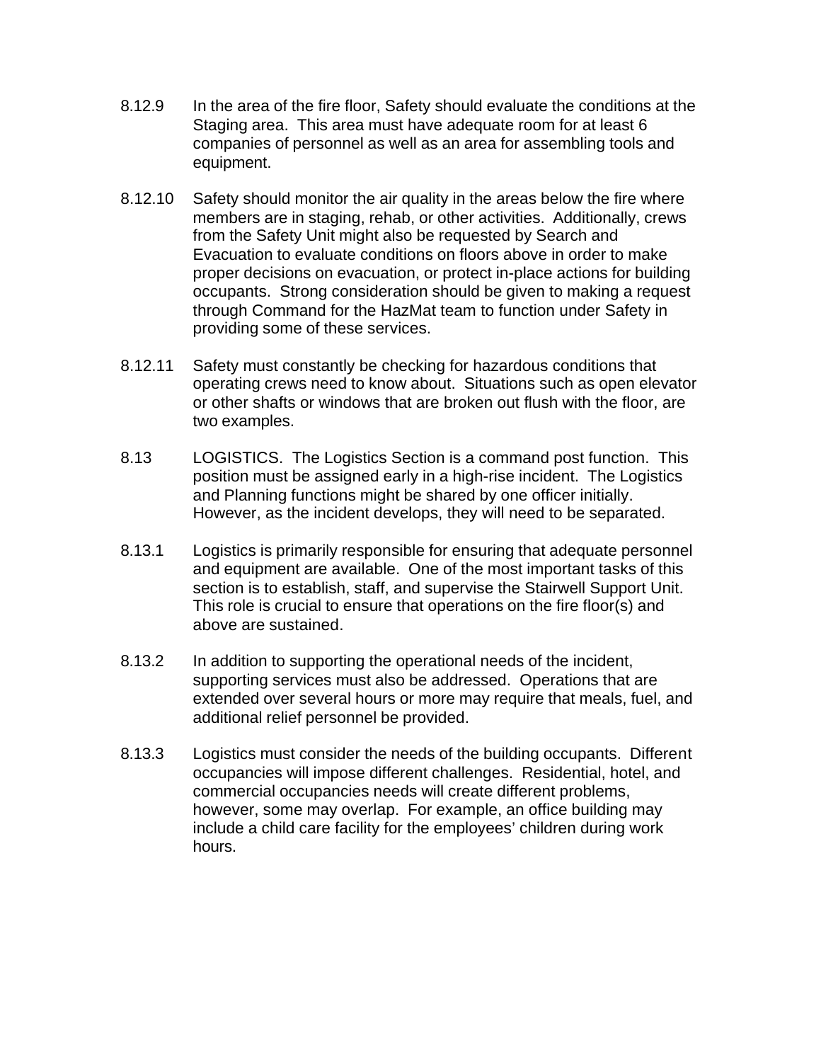8.12.9 In the area of the fire floor, Safety should evaluate the conditions at the Staging area. This area must have adequate room for at least 6 companies of personnel as well as an area for assembling tools and equipment.

8.12.10 Safety should monitor the air quality in the areas below the fire where members are in staging, rehab, or other activities. Additionally, crews from the Safety Unit might also be requested by Search and Evacuation to evaluate conditions on floors above in order to make proper decisions on evacuation, or protect in-place actions for building occupants. Strong consideration should be given to making a request through Command for the HazMat team to function under Safety in providing some of these services.

8.12.11 Safety must constantly be checking for hazardous conditions that operating crews need to know about. Situations such as open elevator or other shafts or windows that are broken out flush with the floor, are two examples.

8.13 LOGISTICS. The Logistics Section is a command post function. This position must be assigned early in a high-rise incident. The Logistics and Planning functions might be shared by one officer initially. However, as the incident develops, they will need to be separated.

8.13.1 Logistics is primarily responsible for ensuring that adequate personnel and equipment are available. One of the most important tasks of this section is to establish, staff, and supervise the Stairwell Support Unit. This role is crucial to ensure that operations on the fire floor(s) and above are sustained.

8.13.2 In addition to supporting the operational needs of the incident, supporting services must also be addressed. Operations that are extended over several hours or more may require that meals, fuel, and additional relief personnel be provided.

8.13.3 Logistics must consider the needs of the building occupants. Different occupancies will impose different challenges. Residential, hotel, and commercial occupancies needs will create different problems, however, some may overlap. For example, an office building may include a child care facility for the employees' children during work hours.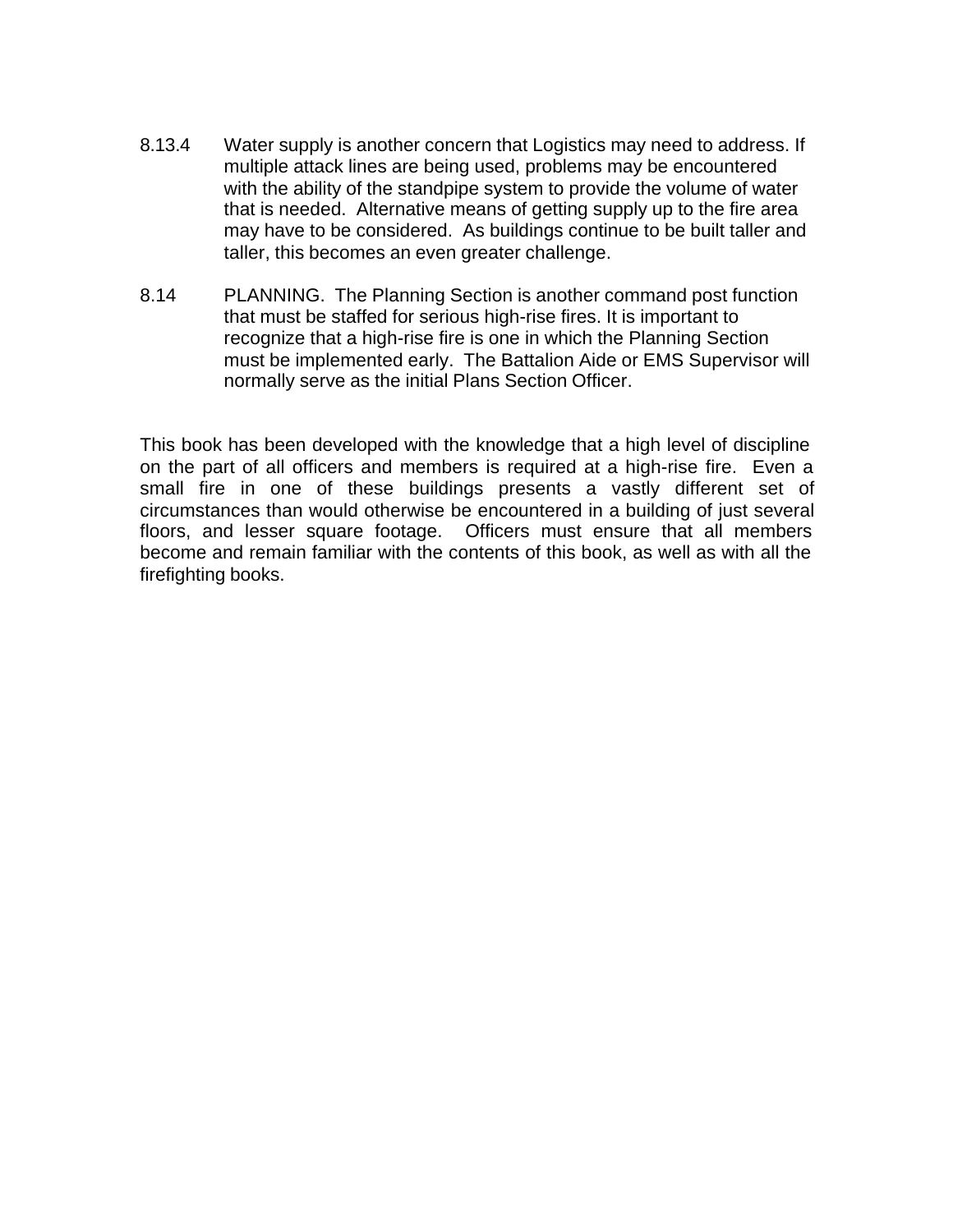8.13.4 Water supply is another concern that Logistics may need to address. If multiple attack lines are being used, problems may be encountered with the ability of the standpipe system to provide the volume of water that is needed. Alternative means of getting supply up to the fire area may have to be considered. As buildings continue to be built taller and taller, this becomes an even greater challenge.

8.14 PLANNING. The Planning Section is another command post function that must be staffed for serious high-rise fires. It is important to recognize that a high-rise fire is one in which the Planning Section must be implemented early. The Battalion Aide or EMS Supervisor will normally serve as the initial Plans Section Officer.

This book has been developed with the knowledge that a high level of discipline on the part of all officers and members is required at a high-rise fire. Even a small fire in one of these buildings presents a vastly different set of circumstances than would otherwise be encountered in a building of just several floors, and lesser square footage. Officers must ensure that all members become and remain familiar with the contents of this book, as well as with all the firefighting books.